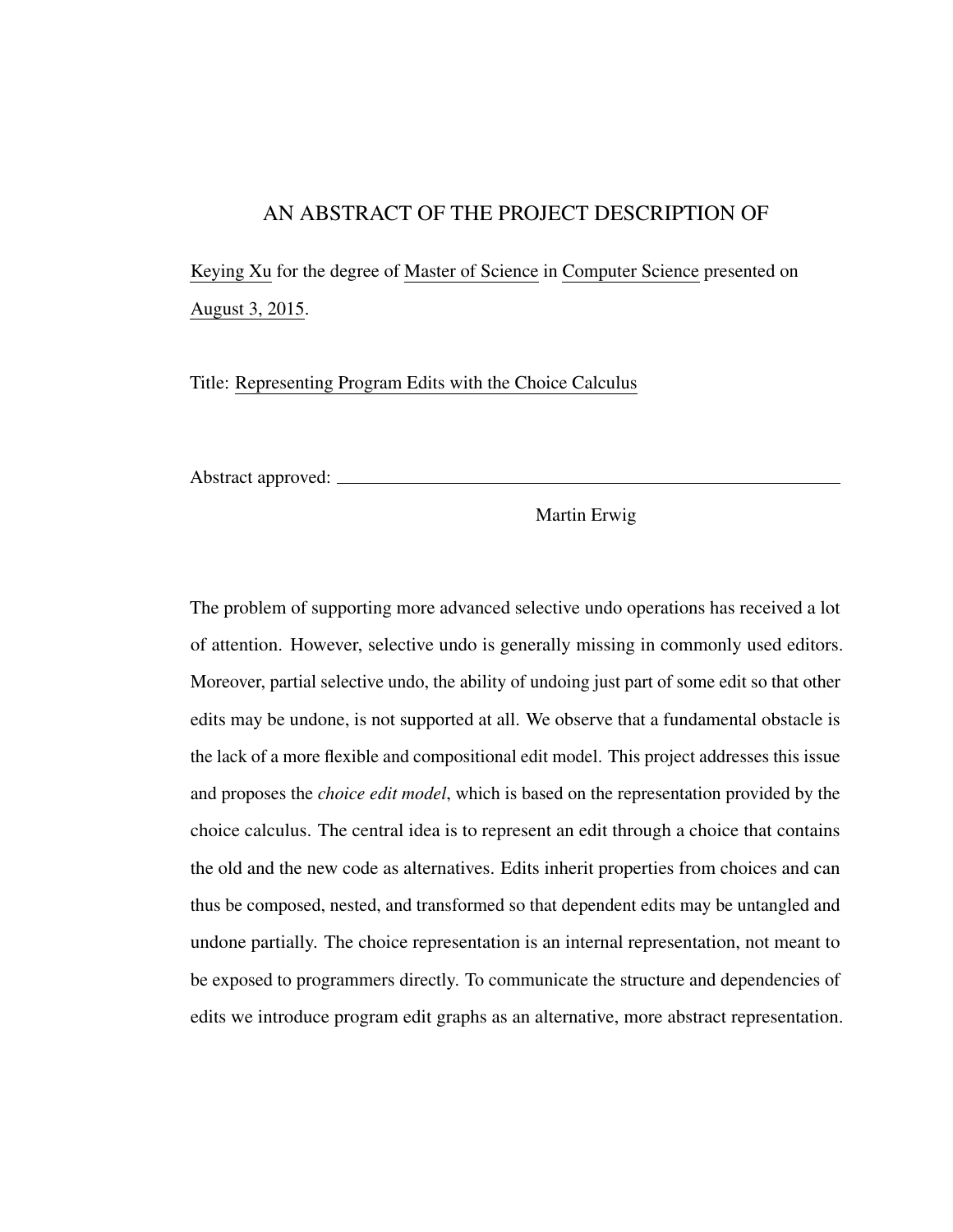# AN ABSTRACT OF THE PROJECT DESCRIPTION OF

Keying Xu for the degree of Master of Science in Computer Science presented on August 3, 2015.

Title: Representing Program Edits with the Choice Calculus

Abstract approved: ______________________________________________________

Martin Erwig

The problem of supporting more advanced selective undo operations has received a lot of attention. However, selective undo is generally missing in commonly used editors. Moreover, partial selective undo, the ability of undoing just part of some edit so that other edits may be undone, is not supported at all. We observe that a fundamental obstacle is the lack of a more flexible and compositional edit model. This project addresses this issue and proposes the *choice edit model*, which is based on the representation provided by the choice calculus. The central idea is to represent an edit through a choice that contains the old and the new code as alternatives. Edits inherit properties from choices and can thus be composed, nested, and transformed so that dependent edits may be untangled and undone partially. The choice representation is an internal representation, not meant to be exposed to programmers directly. To communicate the structure and dependencies of edits we introduce program edit graphs as an alternative, more abstract representation.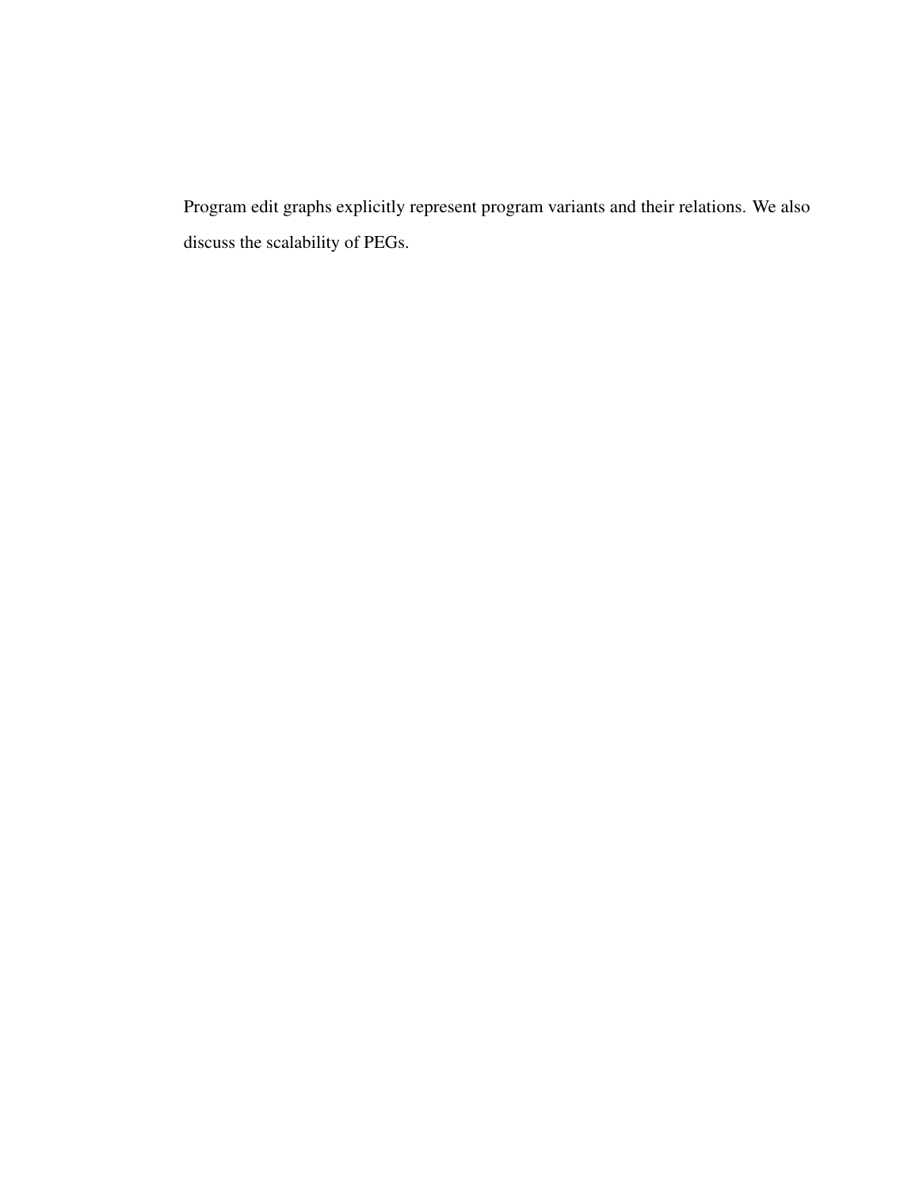Program edit graphs explicitly represent program variants and their relations. We also discuss the scalability of PEGs.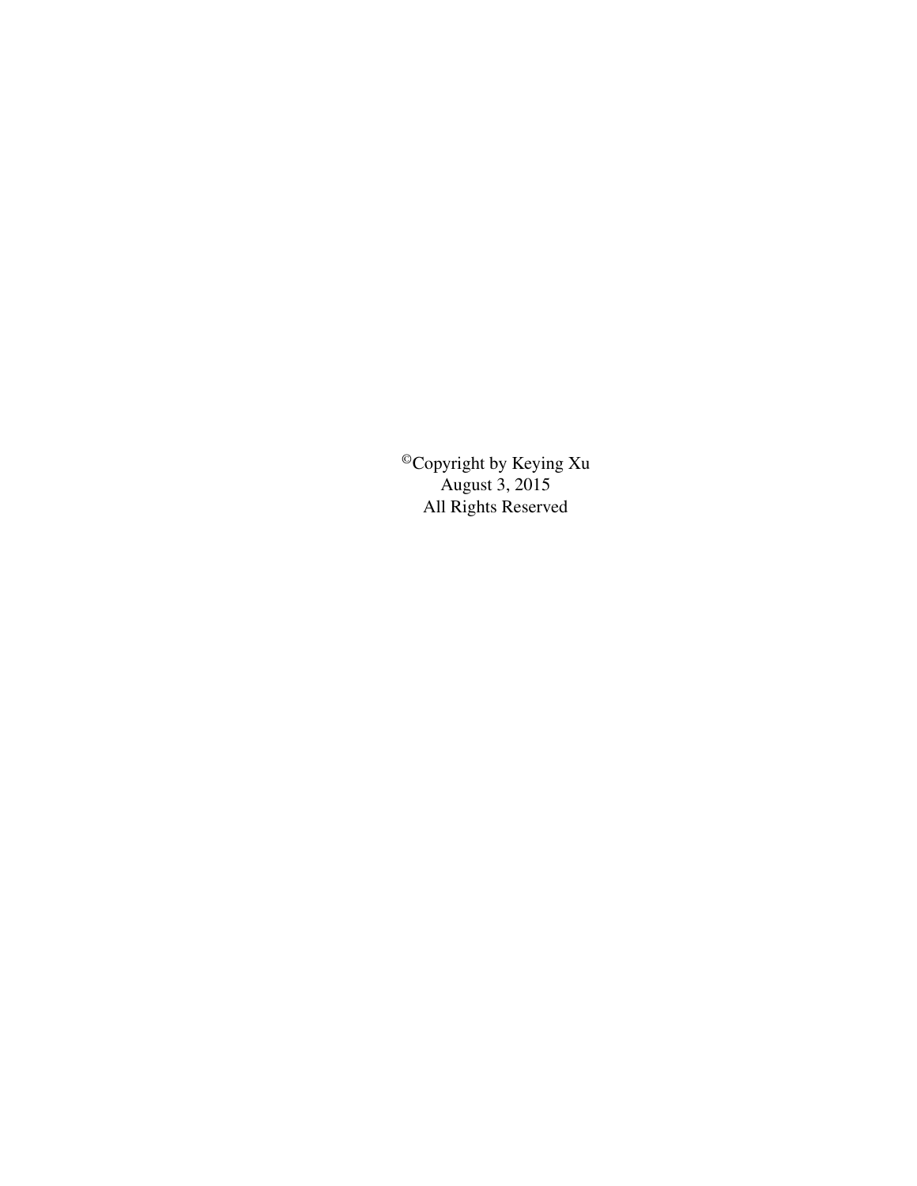©Copyright by Keying Xu
August 3, 2015
All Rights Reserved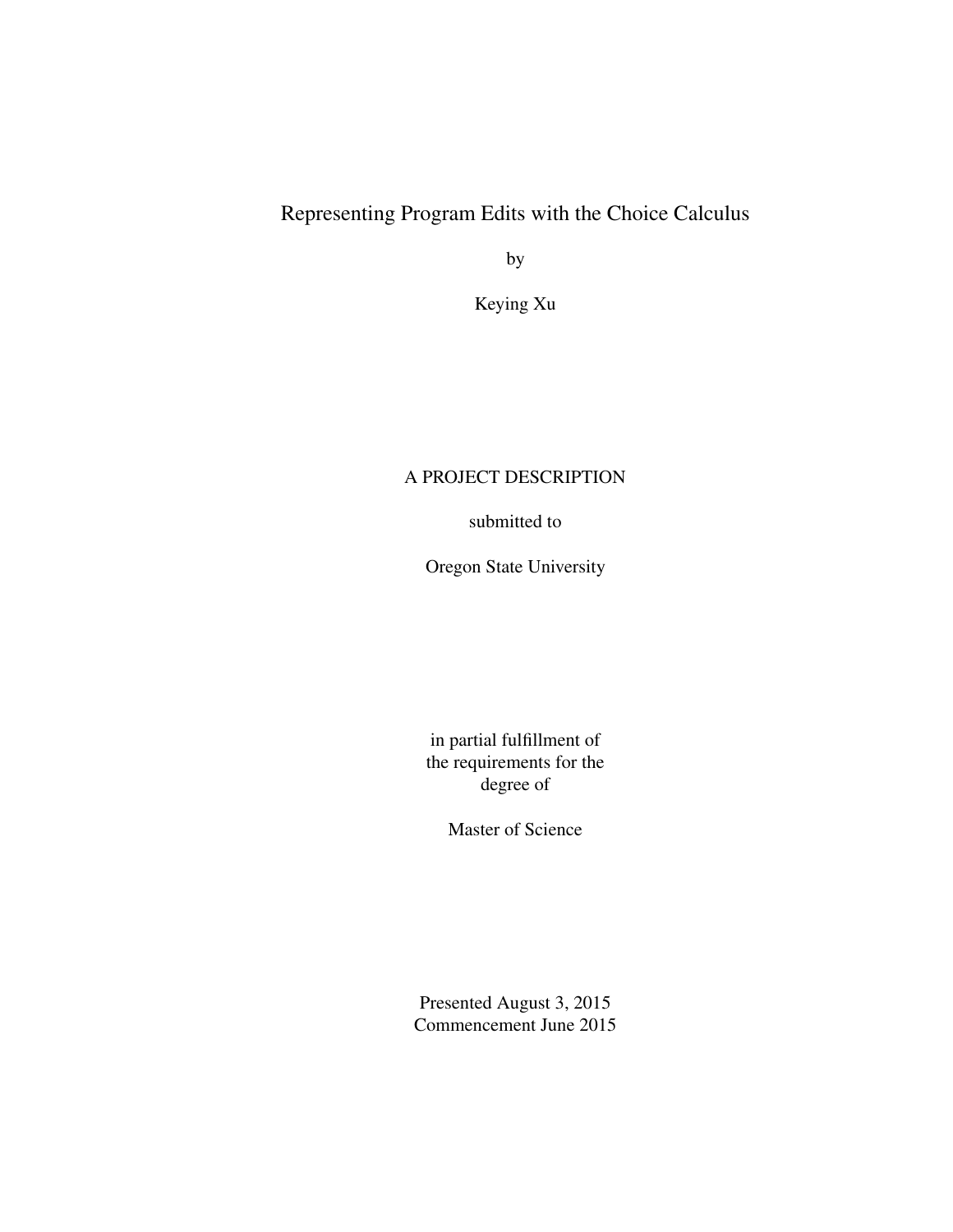# Representing Program Edits with the Choice Calculus

by

Keying Xu

A PROJECT DESCRIPTION

submitted to

Oregon State University

in partial fulfillment of
the requirements for the
degree of

Master of Science

Presented August 3, 2015
Commencement June 2015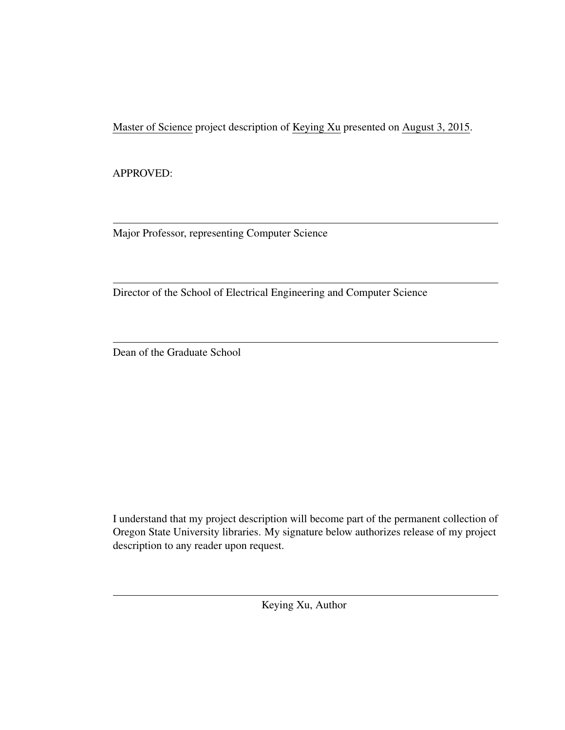Master of Science project description of Keying Xu presented on August 3, 2015.

APPROVED:

---

Major Professor, representing Computer Science

---

Director of the School of Electrical Engineering and Computer Science

---

Dean of the Graduate School

I understand that my project description will become part of the permanent collection of Oregon State University libraries. My signature below authorizes release of my project description to any reader upon request.

---

Keying Xu, Author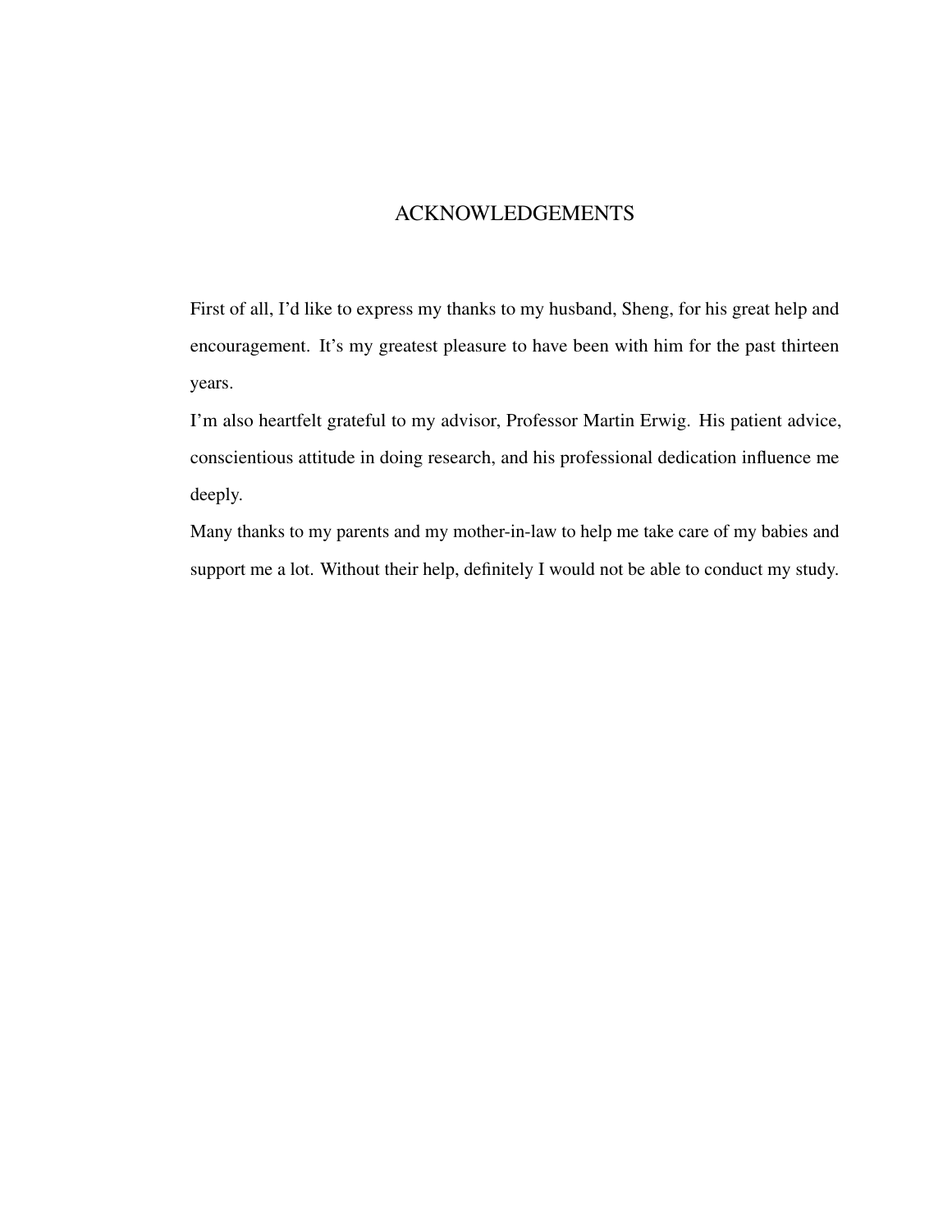# ACKNOWLEDGEMENTS

First of all, I'd like to express my thanks to my husband, Sheng, for his great help and encouragement. It's my greatest pleasure to have been with him for the past thirteen years.

I'm also heartfelt grateful to my advisor, Professor Martin Erwig. His patient advice, conscientious attitude in doing research, and his professional dedication influence me deeply.

Many thanks to my parents and my mother-in-law to help me take care of my babies and support me a lot. Without their help, definitely I would not be able to conduct my study.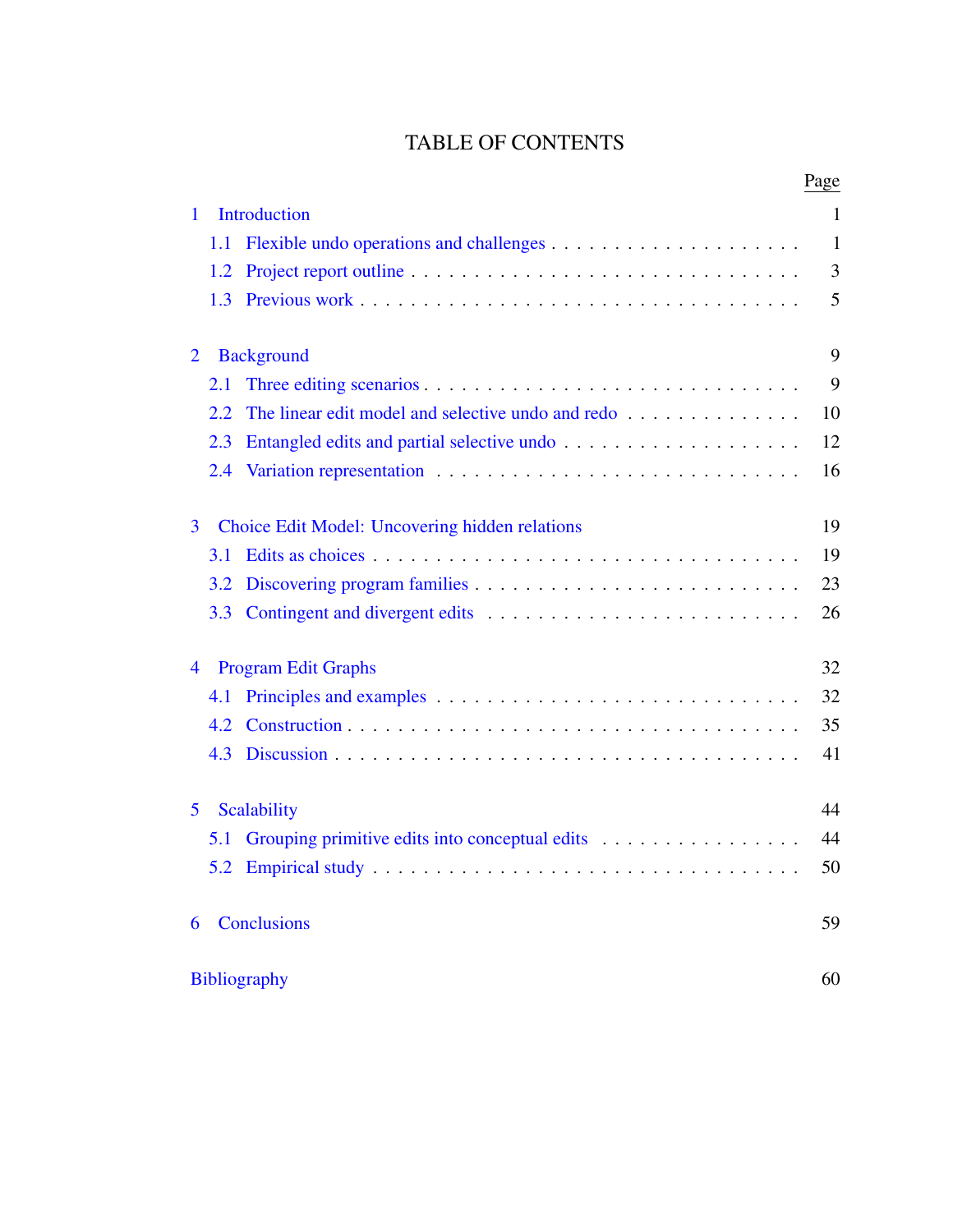# TABLE OF CONTENTS

| | Page |
|---|---|
| 1 Introduction | 1 |
| 1.1 Flexible undo operations and challenges | 1 |
| 1.2 Project report outline | 3 |
| 1.3 Previous work | 5 |
| 2 Background | 9 |
| 2.1 Three editing scenarios | 9 |
| 2.2 The linear edit model and selective undo and redo | 10 |
| 2.3 Entangled edits and partial selective undo | 12 |
| 2.4 Variation representation | 16 |
| 3 Choice Edit Model: Uncovering hidden relations | 19 |
| 3.1 Edits as choices | 19 |
| 3.2 Discovering program families | 23 |
| 3.3 Contingent and divergent edits | 26 |
| 4 Program Edit Graphs | 32 |
| 4.1 Principles and examples | 32 |
| 4.2 Construction | 35 |
| 4.3 Discussion | 41 |
| 5 Scalability | 44 |
| 5.1 Grouping primitive edits into conceptual edits | 44 |
| 5.2 Empirical study | 50 |
| 6 Conclusions | 59 |
| Bibliography | 60 |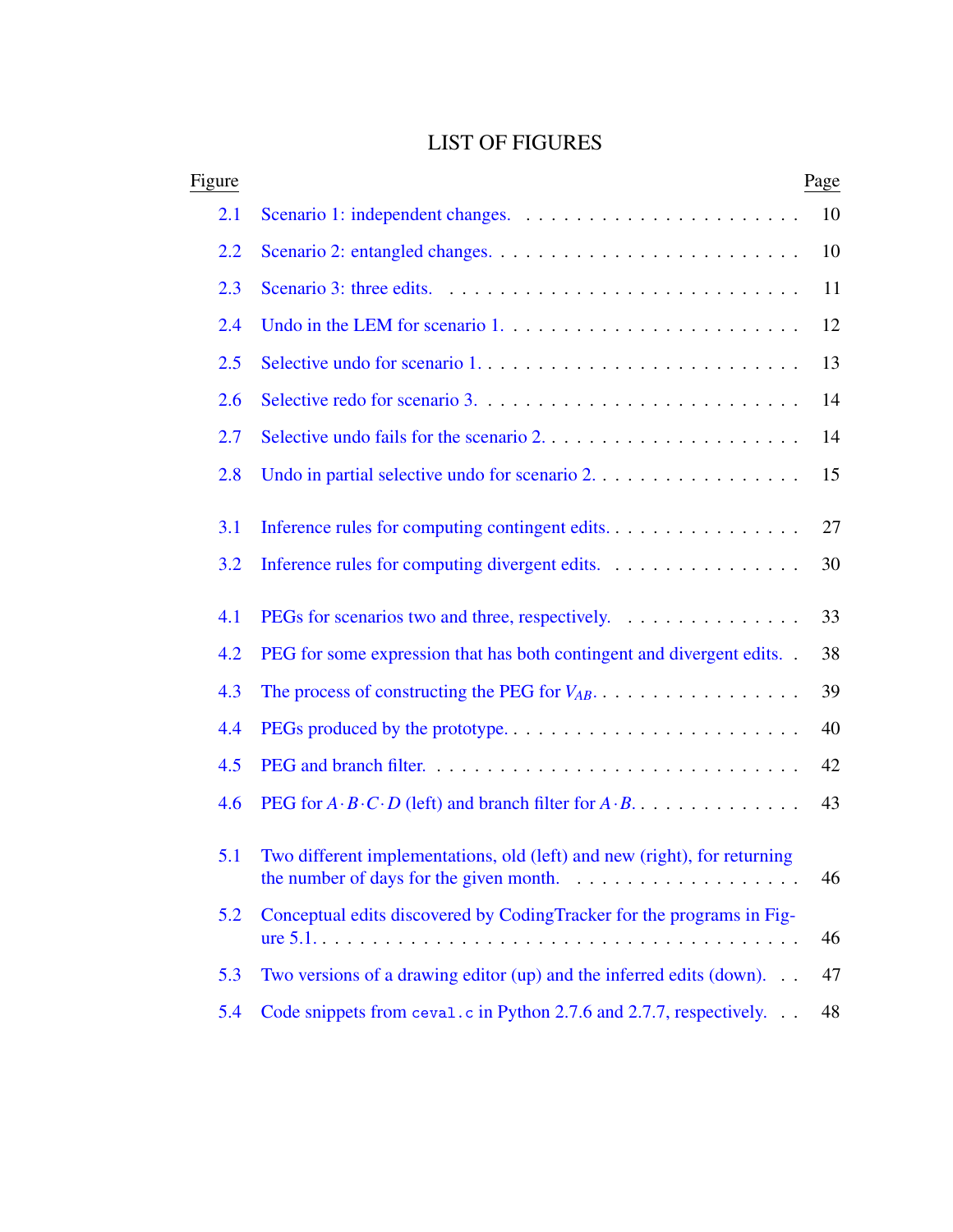# LIST OF FIGURES

| Figure | | Page |
|---|---|---|
| 2.1 | Scenario 1: independent changes. | 10 |
| 2.2 | Scenario 2: entangled changes. | 10 |
| 2.3 | Scenario 3: three edits. | 11 |
| 2.4 | Undo in the LEM for scenario 1. | 12 |
| 2.5 | Selective undo for scenario 1. | 13 |
| 2.6 | Selective redo for scenario 3. | 14 |
| 2.7 | Selective undo fails for the scenario 2. | 14 |
| 2.8 | Undo in partial selective undo for scenario 2. | 15 |
| 3.1 | Inference rules for computing contingent edits. | 27 |
| 3.2 | Inference rules for computing divergent edits. | 30 |
| 4.1 | PEGs for scenarios two and three, respectively. | 33 |
| 4.2 | PEG for some expression that has both contingent and divergent edits. | 38 |
| 4.3 | The process of constructing the PEG for $V_{AB}$. | 39 |
| 4.4 | PEGs produced by the prototype. | 40 |
| 4.5 | PEG and branch filter. | 42 |
| 4.6 | PEG for $A \cdot B \cdot C \cdot D$ (left) and branch filter for $A \cdot B$. | 43 |
| 5.1 | Two different implementations, old (left) and new (right), for returning the number of days for the given month. | 46 |
| 5.2 | Conceptual edits discovered by CodingTracker for the programs in Figure 5.1. | 46 |
| 5.3 | Two versions of a drawing editor (up) and the inferred edits (down). | 47 |
| 5.4 | Code snippets from `ceval.c` in Python 2.7.6 and 2.7.7, respectively. | 48 |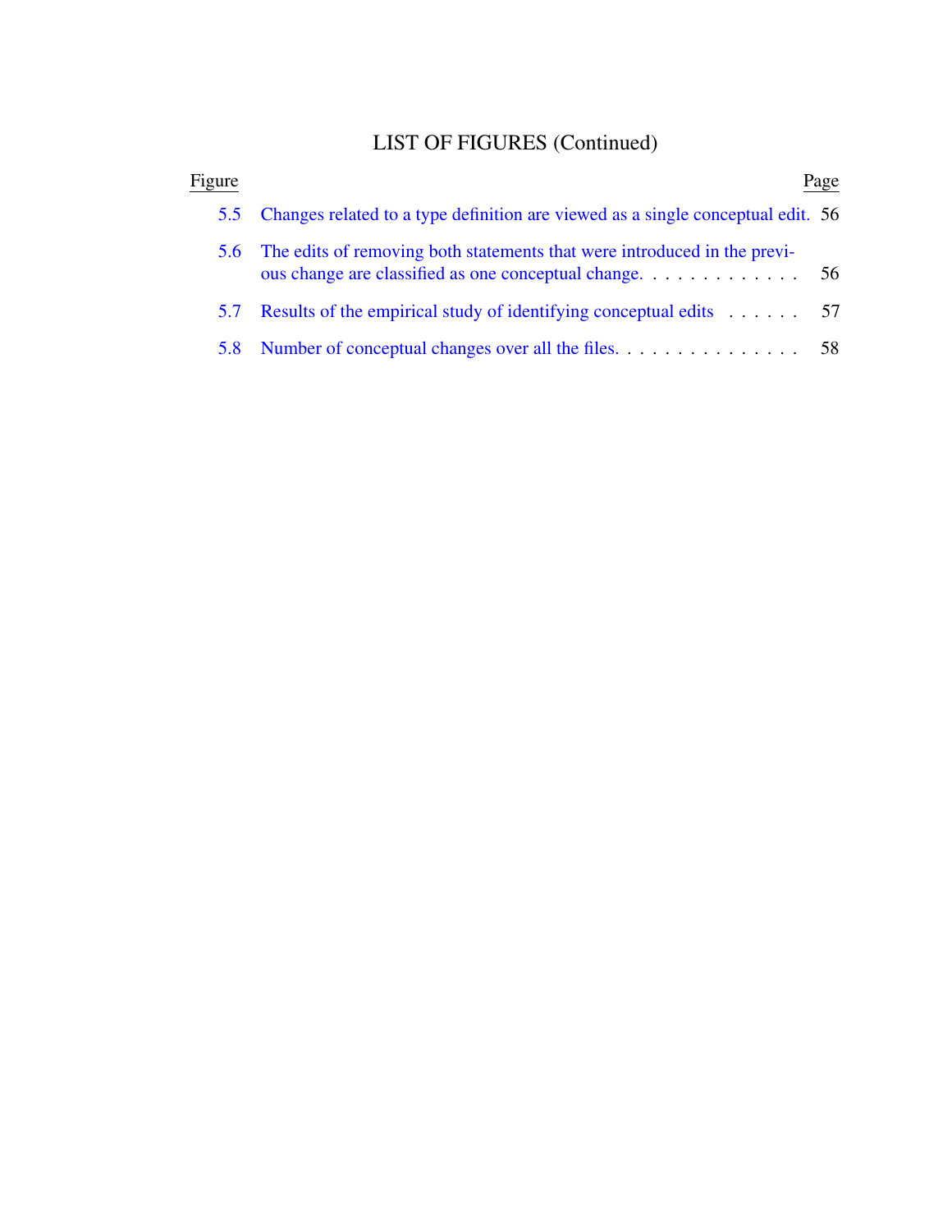# LIST OF FIGURES (Continued)

| Figure | | Page |
|---|---|---|
| 5.5 | Changes related to a type definition are viewed as a single conceptual edit. | 56 |
| 5.6 | The edits of removing both statements that were introduced in the previous change are classified as one conceptual change. | 56 |
| 5.7 | Results of the empirical study of identifying conceptual edits | 57 |
| 5.8 | Number of conceptual changes over all the files. | 58 |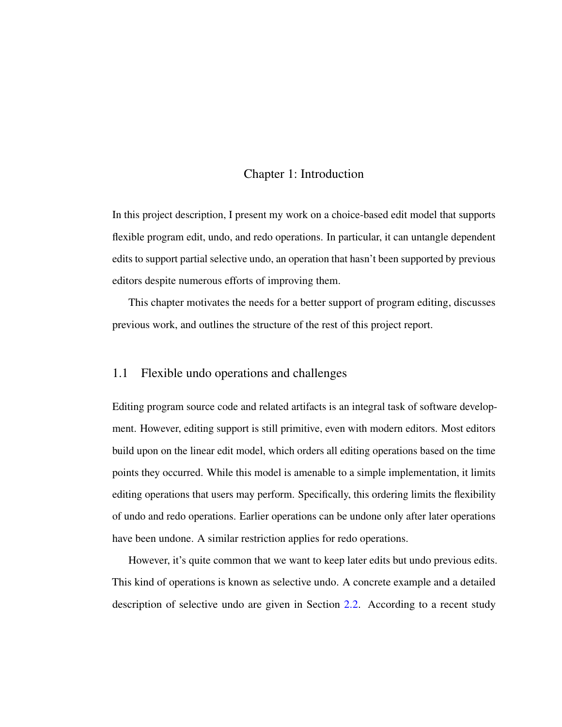# Chapter 1: Introduction

In this project description, I present my work on a choice-based edit model that supports flexible program edit, undo, and redo operations. In particular, it can untangle dependent edits to support partial selective undo, an operation that hasn't been supported by previous editors despite numerous efforts of improving them.

This chapter motivates the needs for a better support of program editing, discusses previous work, and outlines the structure of the rest of this project report.

## 1.1 Flexible undo operations and challenges

Editing program source code and related artifacts is an integral task of software development. However, editing support is still primitive, even with modern editors. Most editors build upon on the linear edit model, which orders all editing operations based on the time points they occurred. While this model is amenable to a simple implementation, it limits editing operations that users may perform. Specifically, this ordering limits the flexibility of undo and redo operations. Earlier operations can be undone only after later operations have been undone. A similar restriction applies for redo operations.

However, it's quite common that we want to keep later edits but undo previous edits. This kind of operations is known as selective undo. A concrete example and a detailed description of selective undo are given in Section 2.2. According to a recent study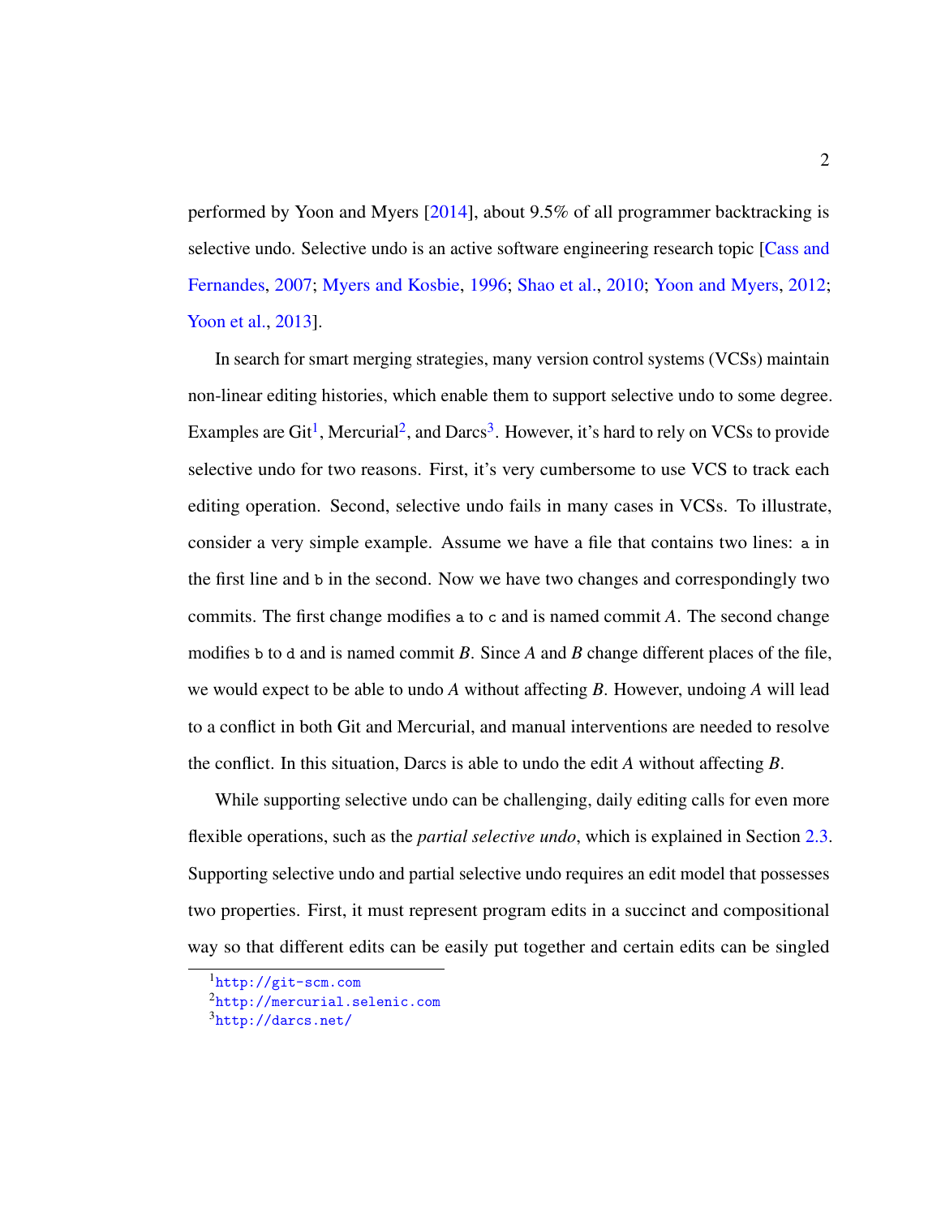performed by Yoon and Myers [2014], about 9.5% of all programmer backtracking is selective undo. Selective undo is an active software engineering research topic [Cass and Fernandes, 2007; Myers and Kosbie, 1996; Shao et al., 2010; Yoon and Myers, 2012; Yoon et al., 2013].

In search for smart merging strategies, many version control systems (VCSs) maintain non-linear editing histories, which enable them to support selective undo to some degree. Examples are Git[1], Mercurial[2], and Darcs[3]. However, it's hard to rely on VCSs to provide selective undo for two reasons. First, it's very cumbersome to use VCS to track each editing operation. Second, selective undo fails in many cases in VCSs. To illustrate, consider a very simple example. Assume we have a file that contains two lines: `a` in the first line and `b` in the second. Now we have two changes and correspondingly two commits. The first change modifies `a` to `c` and is named commit *A*. The second change modifies `b` to `d` and is named commit *B*. Since *A* and *B* change different places of the file, we would expect to be able to undo *A* without affecting *B*. However, undoing *A* will lead to a conflict in both Git and Mercurial, and manual interventions are needed to resolve the conflict. In this situation, Darcs is able to undo the edit *A* without affecting *B*.

While supporting selective undo can be challenging, daily editing calls for even more flexible operations, such as the *partial selective undo*, which is explained in Section 2.3. Supporting selective undo and partial selective undo requires an edit model that possesses two properties. First, it must represent program edits in a succinct and compositional way so that different edits can be easily put together and certain edits can be singled

[1] http://git-scm.com
[2] http://mercurial.selenic.com
[3] http://darcs.net/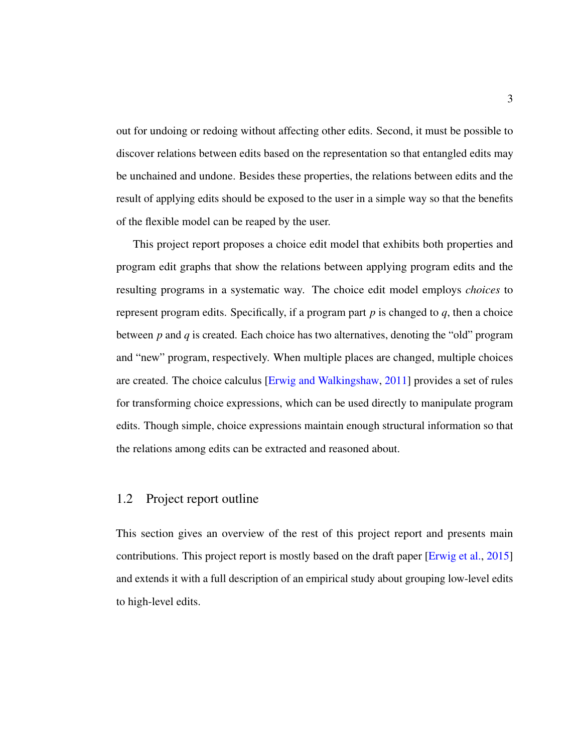out for undoing or redoing without affecting other edits. Second, it must be possible to discover relations between edits based on the representation so that entangled edits may be unchained and undone. Besides these properties, the relations between edits and the result of applying edits should be exposed to the user in a simple way so that the benefits of the flexible model can be reaped by the user.

This project report proposes a choice edit model that exhibits both properties and program edit graphs that show the relations between applying program edits and the resulting programs in a systematic way. The choice edit model employs *choices* to represent program edits. Specifically, if a program part $p$ is changed to $q$, then a choice between $p$ and $q$ is created. Each choice has two alternatives, denoting the "old" program and "new" program, respectively. When multiple places are changed, multiple choices are created. The choice calculus [Erwig and Walkingshaw, 2011] provides a set of rules for transforming choice expressions, which can be used directly to manipulate program edits. Though simple, choice expressions maintain enough structural information so that the relations among edits can be extracted and reasoned about.

## 1.2 Project report outline

This section gives an overview of the rest of this project report and presents main contributions. This project report is mostly based on the draft paper [Erwig et al., 2015] and extends it with a full description of an empirical study about grouping low-level edits to high-level edits.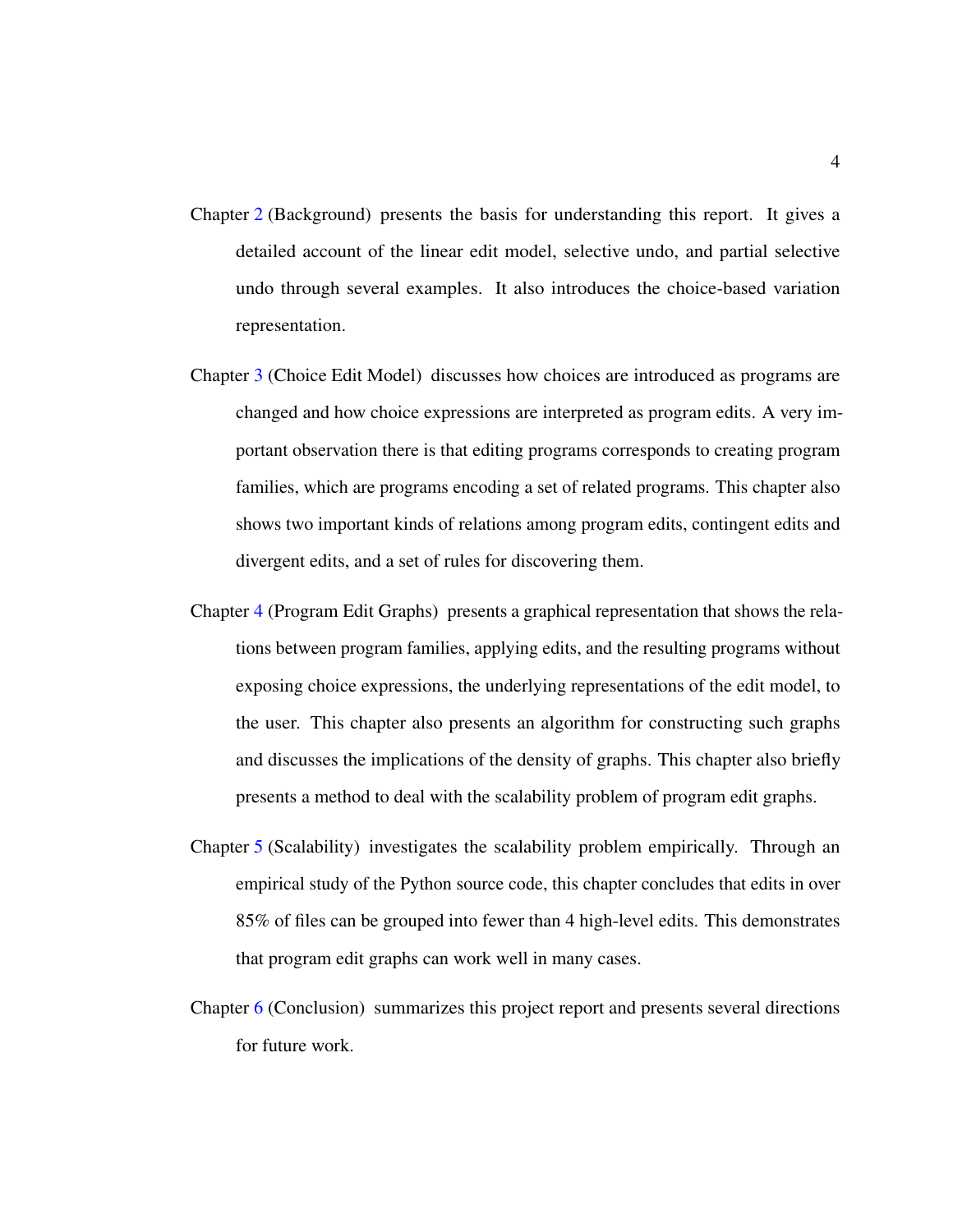Chapter 2 (Background) presents the basis for understanding this report. It gives a detailed account of the linear edit model, selective undo, and partial selective undo through several examples. It also introduces the choice-based variation representation.

Chapter 3 (Choice Edit Model) discusses how choices are introduced as programs are changed and how choice expressions are interpreted as program edits. A very important observation there is that editing programs corresponds to creating program families, which are programs encoding a set of related programs. This chapter also shows two important kinds of relations among program edits, contingent edits and divergent edits, and a set of rules for discovering them.

Chapter 4 (Program Edit Graphs) presents a graphical representation that shows the relations between program families, applying edits, and the resulting programs without exposing choice expressions, the underlying representations of the edit model, to the user. This chapter also presents an algorithm for constructing such graphs and discusses the implications of the density of graphs. This chapter also briefly presents a method to deal with the scalability problem of program edit graphs.

Chapter 5 (Scalability) investigates the scalability problem empirically. Through an empirical study of the Python source code, this chapter concludes that edits in over 85% of files can be grouped into fewer than 4 high-level edits. This demonstrates that program edit graphs can work well in many cases.

Chapter 6 (Conclusion) summarizes this project report and presents several directions for future work.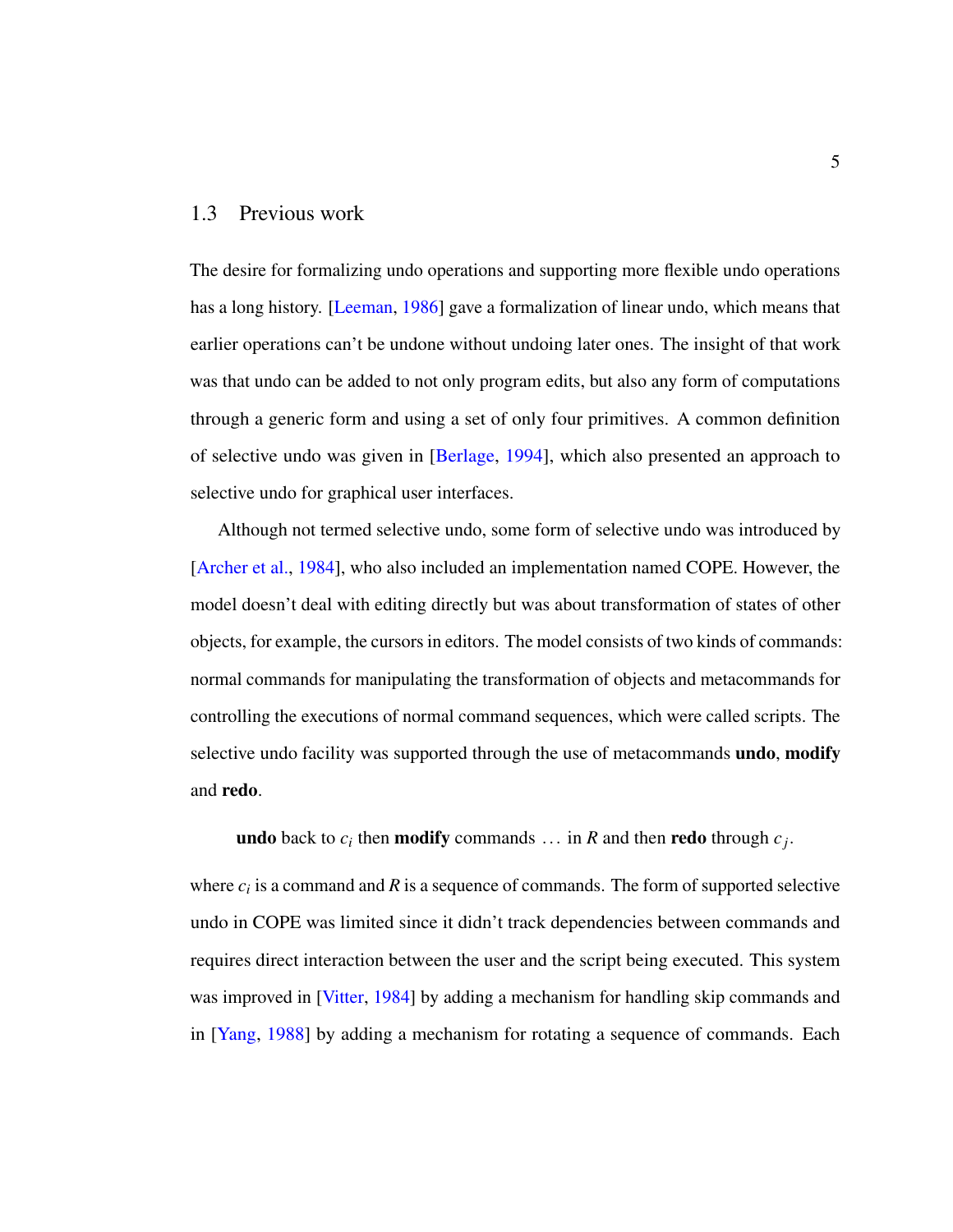## 1.3 Previous work

The desire for formalizing undo operations and supporting more flexible undo operations has a long history. [Leeman, 1986] gave a formalization of linear undo, which means that earlier operations can't be undone without undoing later ones. The insight of that work was that undo can be added to not only program edits, but also any form of computations through a generic form and using a set of only four primitives. A common definition of selective undo was given in [Berlage, 1994], which also presented an approach to selective undo for graphical user interfaces.

Although not termed selective undo, some form of selective undo was introduced by [Archer et al., 1984], who also included an implementation named COPE. However, the model doesn't deal with editing directly but was about transformation of states of other objects, for example, the cursors in editors. The model consists of two kinds of commands: normal commands for manipulating the transformation of objects and metacommands for controlling the executions of normal command sequences, which were called scripts. The selective undo facility was supported through the use of metacommands **undo**, **modify** and **redo**.

**undo** back to $c_i$ then **modify** commands ... in $R$ and then **redo** through $c_j$.

where $c_i$ is a command and $R$ is a sequence of commands. The form of supported selective undo in COPE was limited since it didn't track dependencies between commands and requires direct interaction between the user and the script being executed. This system was improved in [Vitter, 1984] by adding a mechanism for handling skip commands and in [Yang, 1988] by adding a mechanism for rotating a sequence of commands. Each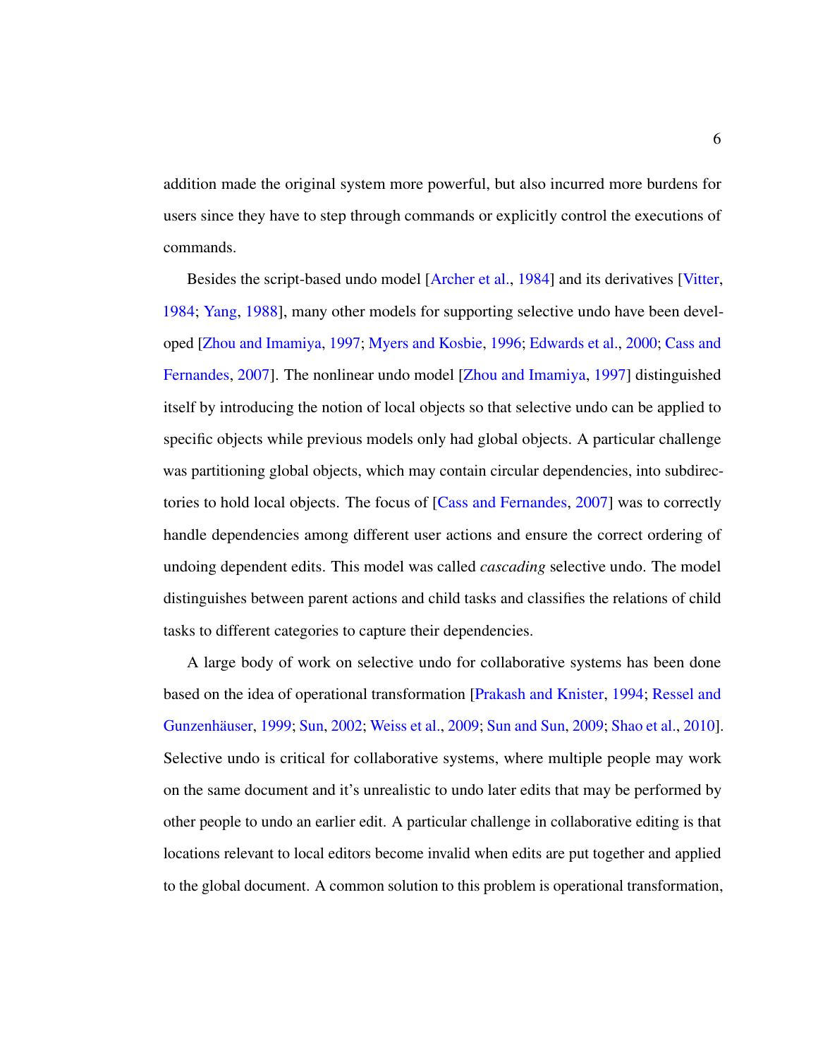addition made the original system more powerful, but also incurred more burdens for users since they have to step through commands or explicitly control the executions of commands.

Besides the script-based undo model [Archer et al., 1984] and its derivatives [Vitter, 1984; Yang, 1988], many other models for supporting selective undo have been developed [Zhou and Imamiya, 1997; Myers and Kosbie, 1996; Edwards et al., 2000; Cass and Fernandes, 2007]. The nonlinear undo model [Zhou and Imamiya, 1997] distinguished itself by introducing the notion of local objects so that selective undo can be applied to specific objects while previous models only had global objects. A particular challenge was partitioning global objects, which may contain circular dependencies, into subdirectories to hold local objects. The focus of [Cass and Fernandes, 2007] was to correctly handle dependencies among different user actions and ensure the correct ordering of undoing dependent edits. This model was called *cascading* selective undo. The model distinguishes between parent actions and child tasks and classifies the relations of child tasks to different categories to capture their dependencies.

A large body of work on selective undo for collaborative systems has been done based on the idea of operational transformation [Prakash and Knister, 1994; Ressel and Gunzenhäuser, 1999; Sun, 2002; Weiss et al., 2009; Sun and Sun, 2009; Shao et al., 2010]. Selective undo is critical for collaborative systems, where multiple people may work on the same document and it's unrealistic to undo later edits that may be performed by other people to undo an earlier edit. A particular challenge in collaborative editing is that locations relevant to local editors become invalid when edits are put together and applied to the global document. A common solution to this problem is operational transformation,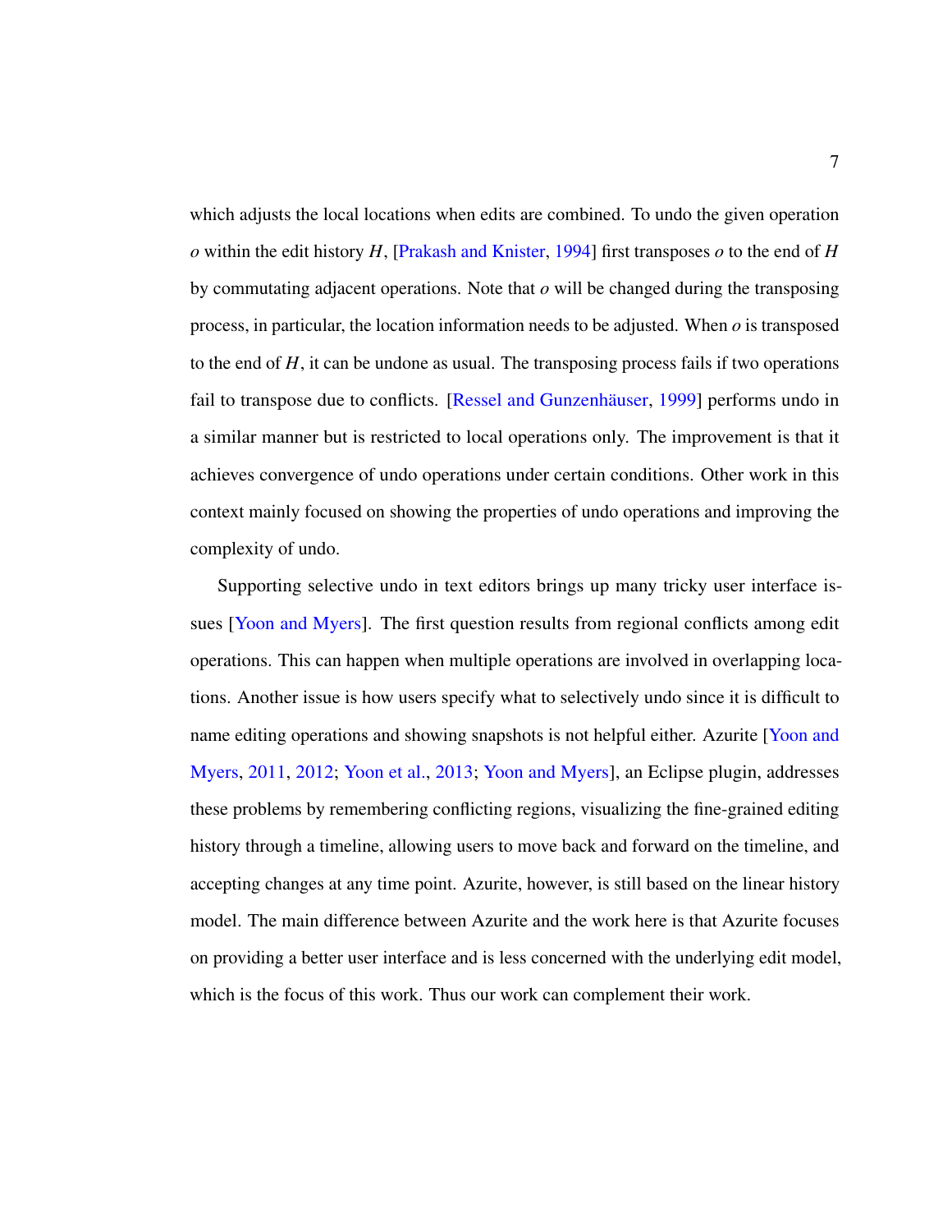which adjusts the local locations when edits are combined. To undo the given operation $o$ within the edit history $H$, [Prakash and Knister, 1994] first transposes $o$ to the end of $H$ by commutating adjacent operations. Note that $o$ will be changed during the transposing process, in particular, the location information needs to be adjusted. When $o$ is transposed to the end of $H$, it can be undone as usual. The transposing process fails if two operations fail to transpose due to conflicts. [Ressel and Gunzenhäuser, 1999] performs undo in a similar manner but is restricted to local operations only. The improvement is that it achieves convergence of undo operations under certain conditions. Other work in this context mainly focused on showing the properties of undo operations and improving the complexity of undo.

Supporting selective undo in text editors brings up many tricky user interface issues [Yoon and Myers]. The first question results from regional conflicts among edit operations. This can happen when multiple operations are involved in overlapping locations. Another issue is how users specify what to selectively undo since it is difficult to name editing operations and showing snapshots is not helpful either. Azurite [Yoon and Myers, 2011, 2012; Yoon et al., 2013; Yoon and Myers], an Eclipse plugin, addresses these problems by remembering conflicting regions, visualizing the fine-grained editing history through a timeline, allowing users to move back and forward on the timeline, and accepting changes at any time point. Azurite, however, is still based on the linear history model. The main difference between Azurite and the work here is that Azurite focuses on providing a better user interface and is less concerned with the underlying edit model, which is the focus of this work. Thus our work can complement their work.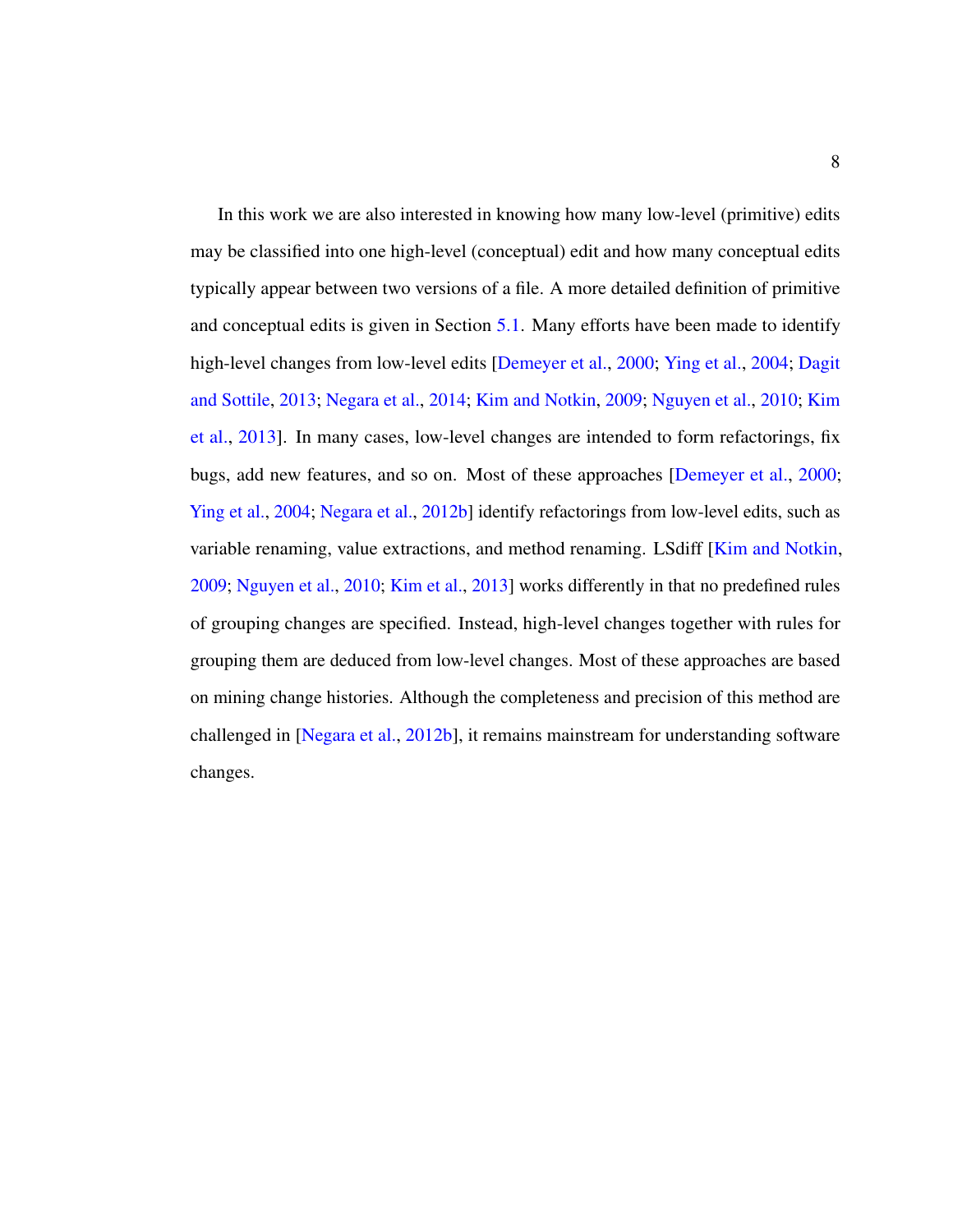In this work we are also interested in knowing how many low-level (primitive) edits may be classified into one high-level (conceptual) edit and how many conceptual edits typically appear between two versions of a file. A more detailed definition of primitive and conceptual edits is given in Section 5.1. Many efforts have been made to identify high-level changes from low-level edits [Demeyer et al., 2000; Ying et al., 2004; Dagit and Sottile, 2013; Negara et al., 2014; Kim and Notkin, 2009; Nguyen et al., 2010; Kim et al., 2013]. In many cases, low-level changes are intended to form refactorings, fix bugs, add new features, and so on. Most of these approaches [Demeyer et al., 2000; Ying et al., 2004; Negara et al., 2012b] identify refactorings from low-level edits, such as variable renaming, value extractions, and method renaming. LSdiff [Kim and Notkin, 2009; Nguyen et al., 2010; Kim et al., 2013] works differently in that no predefined rules of grouping changes are specified. Instead, high-level changes together with rules for grouping them are deduced from low-level changes. Most of these approaches are based on mining change histories. Although the completeness and precision of this method are challenged in [Negara et al., 2012b], it remains mainstream for understanding software changes.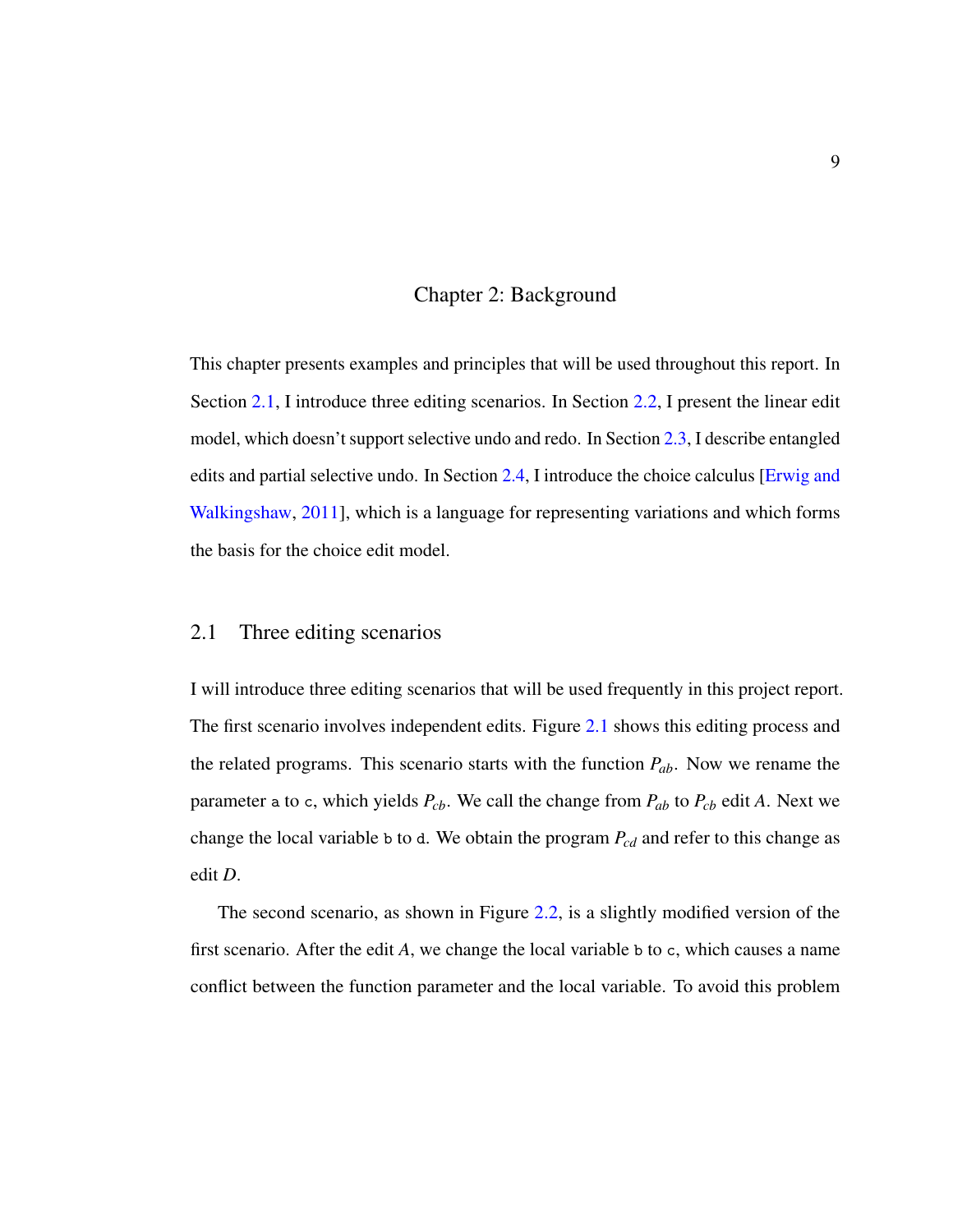# Chapter 2: Background

This chapter presents examples and principles that will be used throughout this report. In Section 2.1, I introduce three editing scenarios. In Section 2.2, I present the linear edit model, which doesn't support selective undo and redo. In Section 2.3, I describe entangled edits and partial selective undo. In Section 2.4, I introduce the choice calculus [Erwig and Walkingshaw, 2011], which is a language for representing variations and which forms the basis for the choice edit model.

## 2.1 Three editing scenarios

I will introduce three editing scenarios that will be used frequently in this project report. The first scenario involves independent edits. Figure 2.1 shows this editing process and the related programs. This scenario starts with the function $P_{ab}$. Now we rename the parameter `a` to `c`, which yields $P_{cb}$. We call the change from $P_{ab}$ to $P_{cb}$ edit $A$. Next we change the local variable `b` to `d`. We obtain the program $P_{cd}$ and refer to this change as edit $D$.

The second scenario, as shown in Figure 2.2, is a slightly modified version of the first scenario. After the edit $A$, we change the local variable `b` to `c`, which causes a name conflict between the function parameter and the local variable. To avoid this problem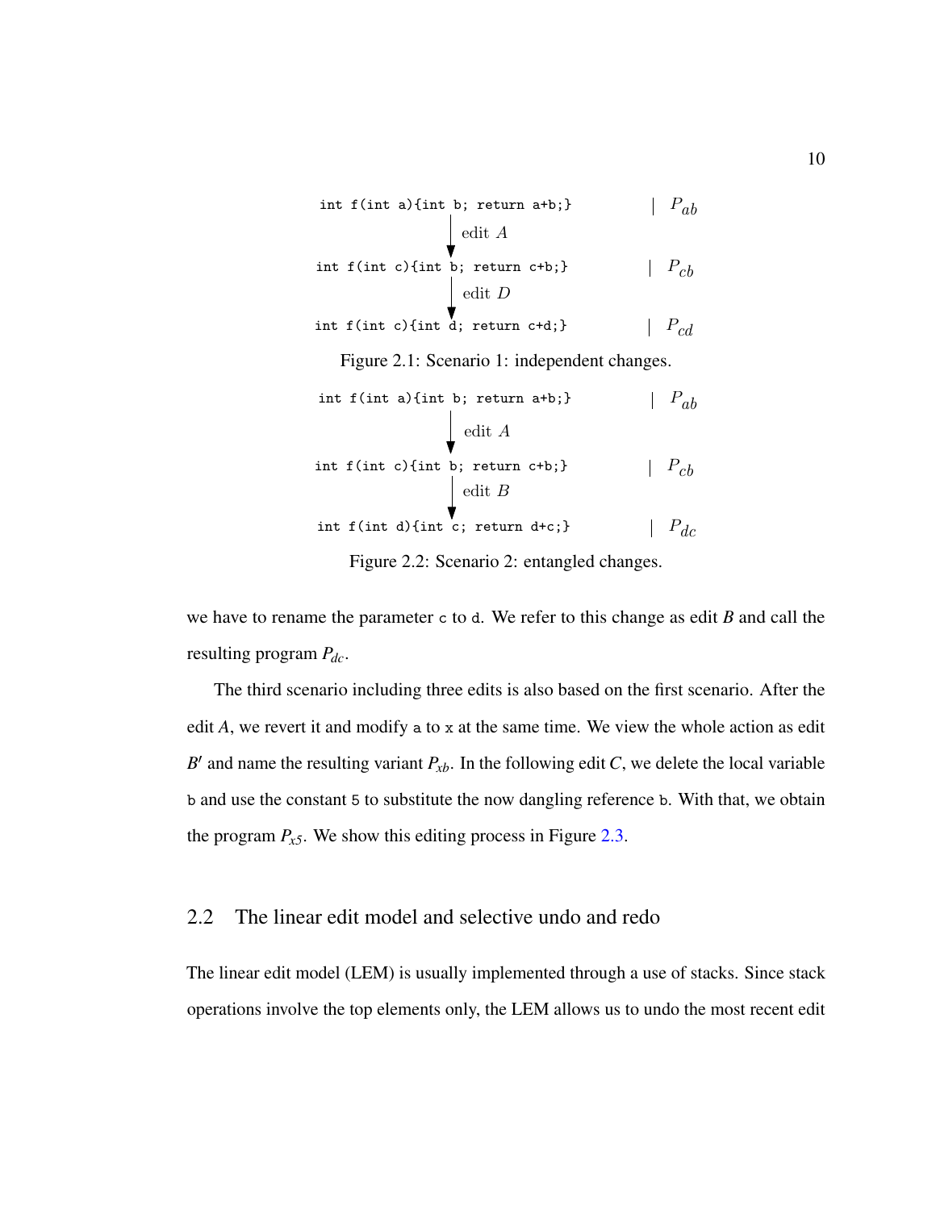```
int f(int a){int b; return a+b;}      | P_ab
        |  edit A
        v
int f(int c){int b; return c+b;}      | P_cb
        |  edit D
        v
int f(int c){int d; return c+d;}      | P_cd
```

Figure 2.1: Scenario 1: independent changes.

```
int f(int a){int b; return a+b;}      | P_ab
        |  edit A
        v
int f(int c){int b; return c+b;}      | P_cb
        |  edit B
        v
int f(int d){int c; return d+c;}      | P_dc
```

Figure 2.2: Scenario 2: entangled changes.

we have to rename the parameter `c` to `d`. We refer to this change as edit *B* and call the resulting program $P_{dc}$.

The third scenario including three edits is also based on the first scenario. After the edit *A*, we revert it and modify `a` to `x` at the same time. We view the whole action as edit $B'$ and name the resulting variant $P_{xb}$. In the following edit *C*, we delete the local variable `b` and use the constant `5` to substitute the now dangling reference `b`. With that, we obtain the program $P_{x5}$. We show this editing process in Figure 2.3.

## 2.2 The linear edit model and selective undo and redo

The linear edit model (LEM) is usually implemented through a use of stacks. Since stack operations involve the top elements only, the LEM allows us to undo the most recent edit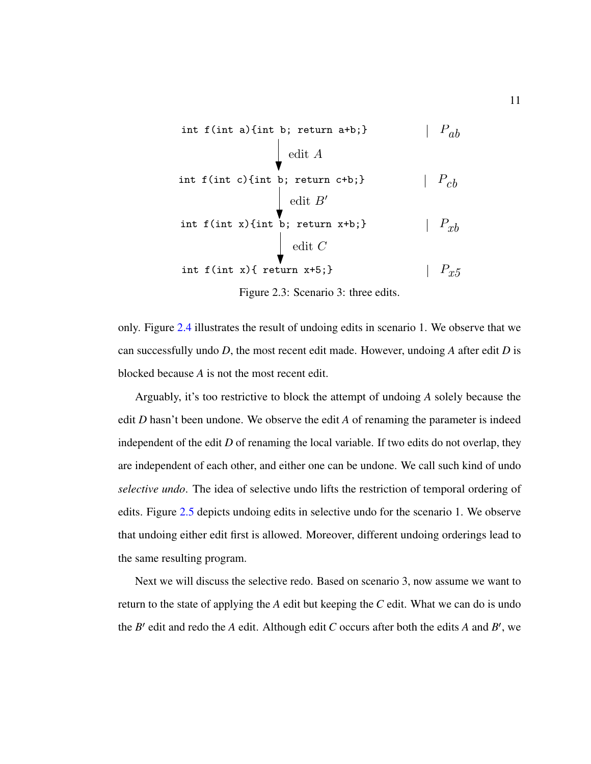```
int f(int a){int b; return a+b;}        | P_ab
        | edit A
        v
int f(int c){int b; return c+b;}        | P_cb
        | edit B'
        v
int f(int x){int b; return x+b;}        | P_xb
        | edit C
        v
int f(int x){ return x+5;}              | P_x5
```

Figure 2.3: Scenario 3: three edits.

only. Figure 2.4 illustrates the result of undoing edits in scenario 1. We observe that we can successfully undo *D*, the most recent edit made. However, undoing *A* after edit *D* is blocked because *A* is not the most recent edit.

Arguably, it's too restrictive to block the attempt of undoing *A* solely because the edit *D* hasn't been undone. We observe the edit *A* of renaming the parameter is indeed independent of the edit *D* of renaming the local variable. If two edits do not overlap, they are independent of each other, and either one can be undone. We call such kind of undo *selective undo*. The idea of selective undo lifts the restriction of temporal ordering of edits. Figure 2.5 depicts undoing edits in selective undo for the scenario 1. We observe that undoing either edit first is allowed. Moreover, different undoing orderings lead to the same resulting program.

Next we will discuss the selective redo. Based on scenario 3, now assume we want to return to the state of applying the *A* edit but keeping the *C* edit. What we can do is undo the $B'$ edit and redo the *A* edit. Although edit *C* occurs after both the edits *A* and $B'$, we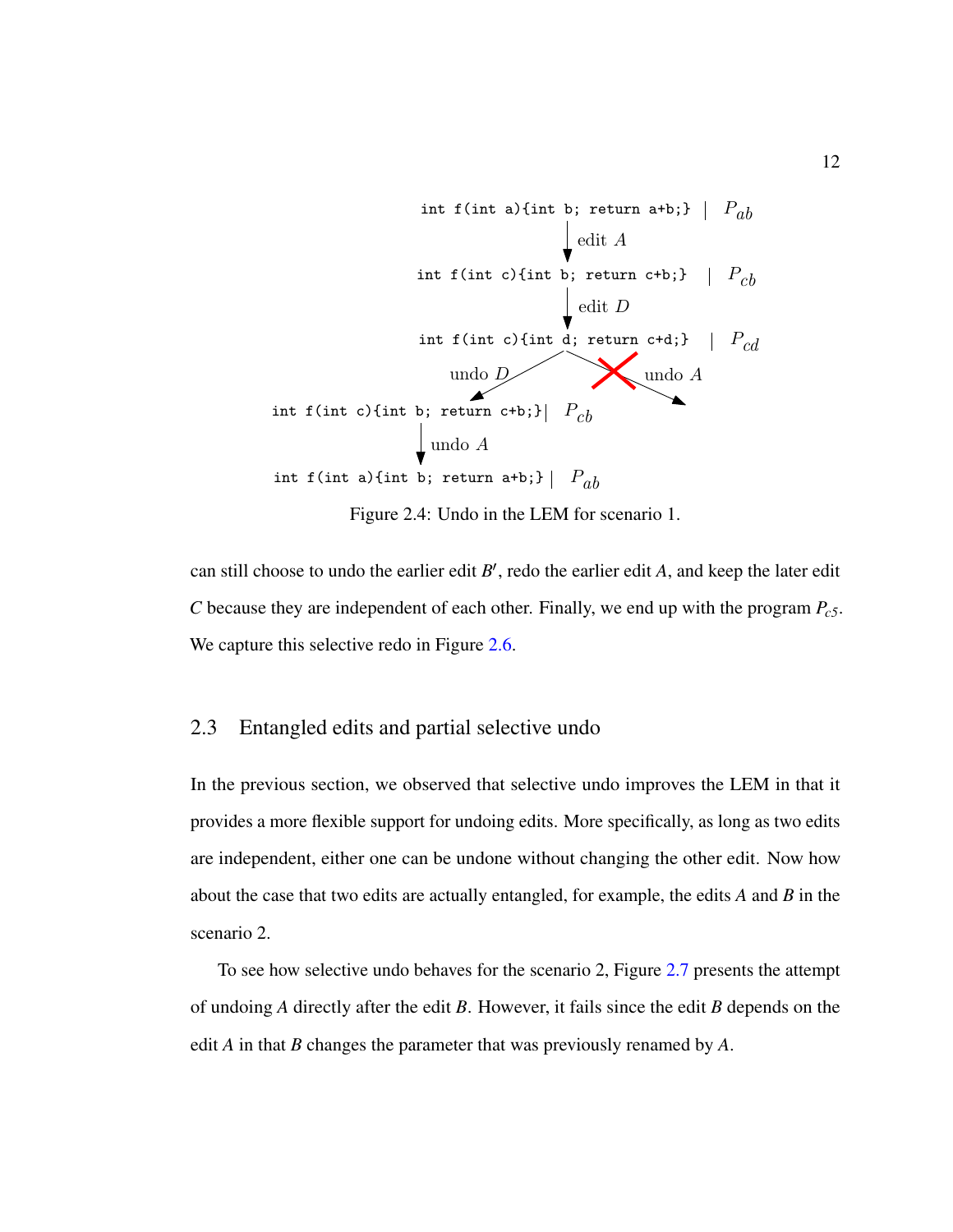```
int f(int a){int b; return a+b;}  |  P_ab
        | edit A
        v
int f(int c){int b; return c+b;}  |  P_cb
        | edit D
        v
int f(int c){int d; return c+d;}  |  P_cd
       /                    \
  undo D                   X undo A
     /                        \
int f(int c){int b; return c+b;}|  P_cb
        | undo A
        v
int f(int a){int b; return a+b;}|  P_ab
```

Figure 2.4: Undo in the LEM for scenario 1.

can still choose to undo the earlier edit $B'$, redo the earlier edit $A$, and keep the later edit $C$ because they are independent of each other. Finally, we end up with the program $P_{c5}$. We capture this selective redo in Figure 2.6.

## 2.3 Entangled edits and partial selective undo

In the previous section, we observed that selective undo improves the LEM in that it provides a more flexible support for undoing edits. More specifically, as long as two edits are independent, either one can be undone without changing the other edit. Now how about the case that two edits are actually entangled, for example, the edits $A$ and $B$ in the scenario 2.

To see how selective undo behaves for the scenario 2, Figure 2.7 presents the attempt of undoing $A$ directly after the edit $B$. However, it fails since the edit $B$ depends on the edit $A$ in that $B$ changes the parameter that was previously renamed by $A$.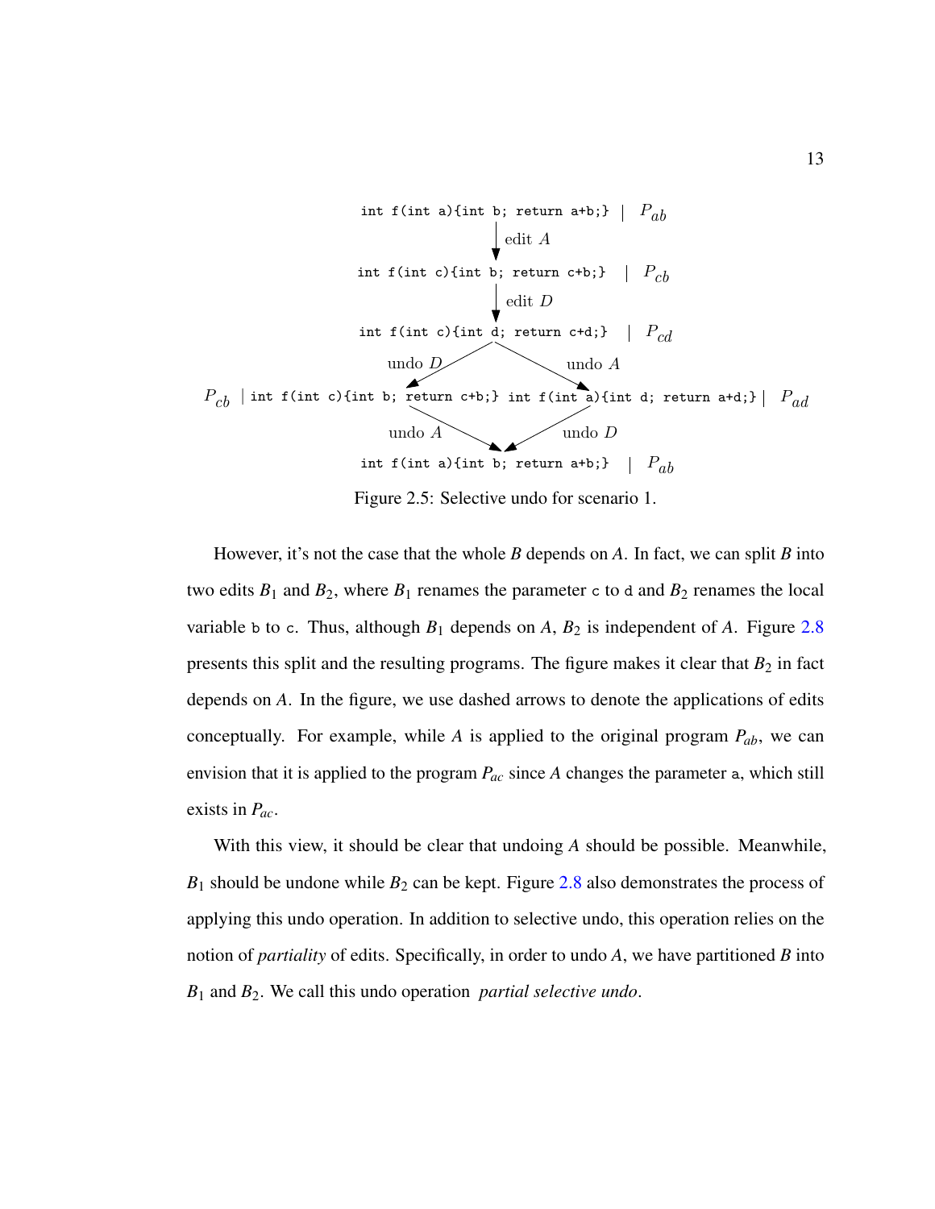```
int f(int a){int b; return a+b;}   | P_ab
        |
        | edit A
        v
int f(int c){int b; return c+b;}   | P_cb
        |
        | edit D
        v
int f(int c){int d; return c+d;}   | P_cd
       /                    \
  undo D                   undo A
     /                        \
P_cb | int f(int c){int b; return c+b;}   int f(int a){int d; return a+d;} | P_ad
     \                        /
  undo A                   undo D
       \                    /
int f(int a){int b; return a+b;}   | P_ab
```

Figure 2.5: Selective undo for scenario 1.

However, it's not the case that the whole $B$ depends on $A$. In fact, we can split $B$ into two edits $B_1$ and $B_2$, where $B_1$ renames the parameter `c` to `d` and $B_2$ renames the local variable `b` to `c`. Thus, although $B_1$ depends on $A$, $B_2$ is independent of $A$. Figure 2.8 presents this split and the resulting programs. The figure makes it clear that $B_2$ in fact depends on $A$. In the figure, we use dashed arrows to denote the applications of edits conceptually. For example, while $A$ is applied to the original program $P_{ab}$, we can envision that it is applied to the program $P_{ac}$ since $A$ changes the parameter `a`, which still exists in $P_{ac}$.

With this view, it should be clear that undoing $A$ should be possible. Meanwhile, $B_1$ should be undone while $B_2$ can be kept. Figure 2.8 also demonstrates the process of applying this undo operation. In addition to selective undo, this operation relies on the notion of *partiality* of edits. Specifically, in order to undo $A$, we have partitioned $B$ into $B_1$ and $B_2$. We call this undo operation *partial selective undo*.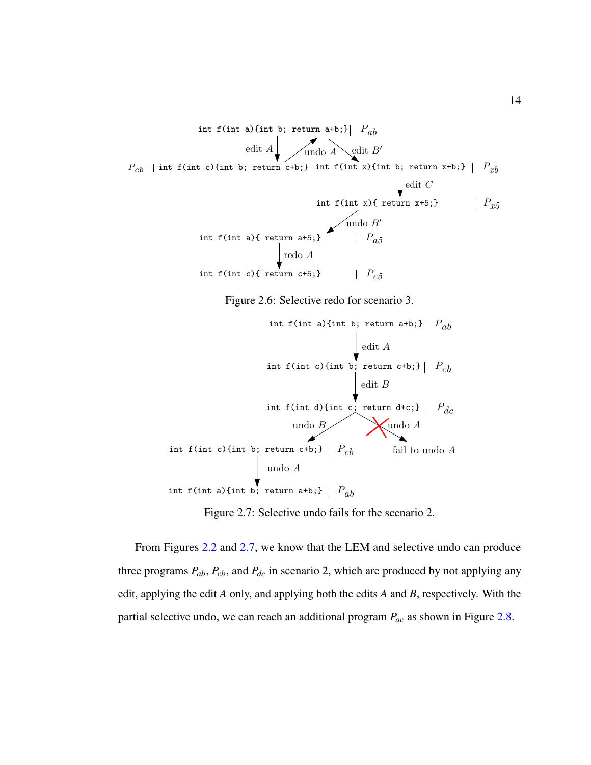```
int f(int a){int b; return a+b;}   | P_ab
   |edit A          undo A    edit B'
P_cb | int f(int c){int b; return c+b;}   int f(int x){int b; return x+b;} | P_xb
                                                   | edit C
                                   int f(int x){ return x+5;}        | P_x5
                              undo B'
int f(int a){ return a+5;}        | P_a5
   | redo A
int f(int c){ return c+5;}        | P_c5
```

Figure 2.6: Selective redo for scenario 3.

```
                  int f(int a){int b; return a+b;} | P_ab
                        | edit A
                  int f(int c){int b; return c+b;} | P_cb
                        | edit B
                  int f(int d){int c; return d+c;} | P_dc
            undo B                         undo A (X)
int f(int c){int b; return c+b;} | P_cb        fail to undo A
      | undo A
int f(int a){int b; return a+b;} | P_ab
```

Figure 2.7: Selective undo fails for the scenario 2.

From Figures 2.2 and 2.7, we know that the LEM and selective undo can produce three programs $P_{ab}$, $P_{cb}$, and $P_{dc}$ in scenario 2, which are produced by not applying any edit, applying the edit $A$ only, and applying both the edits $A$ and $B$, respectively. With the partial selective undo, we can reach an additional program $P_{ac}$ as shown in Figure 2.8.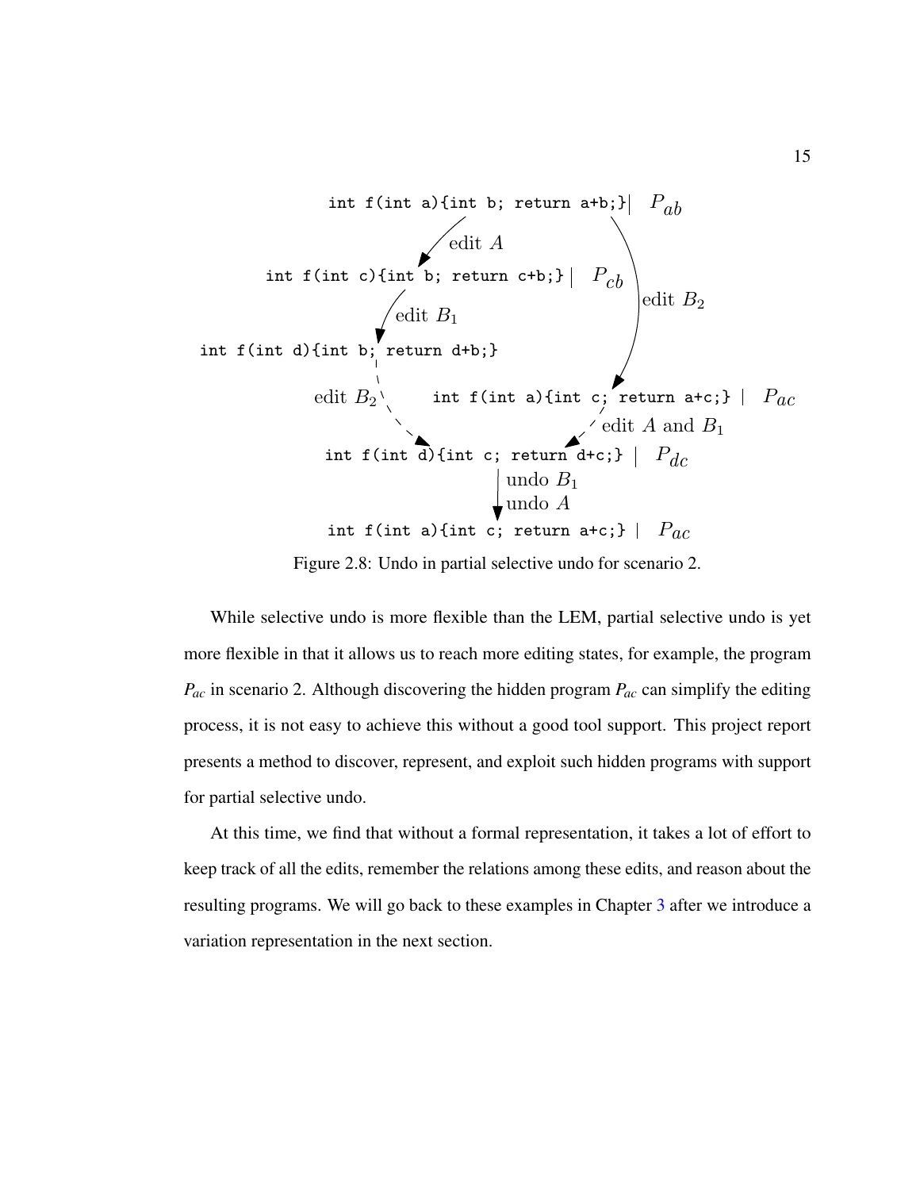```
int f(int a){int b; return a+b;}   | P_ab
        | edit A                          \
        v                                  \ edit B_2
int f(int c){int b; return c+b;}   | P_cb   \
        | edit B_1                           v
        v                          int f(int a){int c; return a+c;}   | P_ac
int f(int d){int b; return d+b;}             :
        :                                    : edit A and B_1
        : edit B_2                           :
        v                                    v
int f(int d){int c; return d+c;}   | P_dc
        | undo B_1
        | undo A
        v
int f(int a){int c; return a+c;}   | P_ac
```

Figure 2.8: Undo in partial selective undo for scenario 2.

While selective undo is more flexible than the LEM, partial selective undo is yet more flexible in that it allows us to reach more editing states, for example, the program $P_{ac}$ in scenario 2. Although discovering the hidden program $P_{ac}$ can simplify the editing process, it is not easy to achieve this without a good tool support. This project report presents a method to discover, represent, and exploit such hidden programs with support for partial selective undo.

At this time, we find that without a formal representation, it takes a lot of effort to keep track of all the edits, remember the relations among these edits, and reason about the resulting programs. We will go back to these examples in Chapter 3 after we introduce a variation representation in the next section.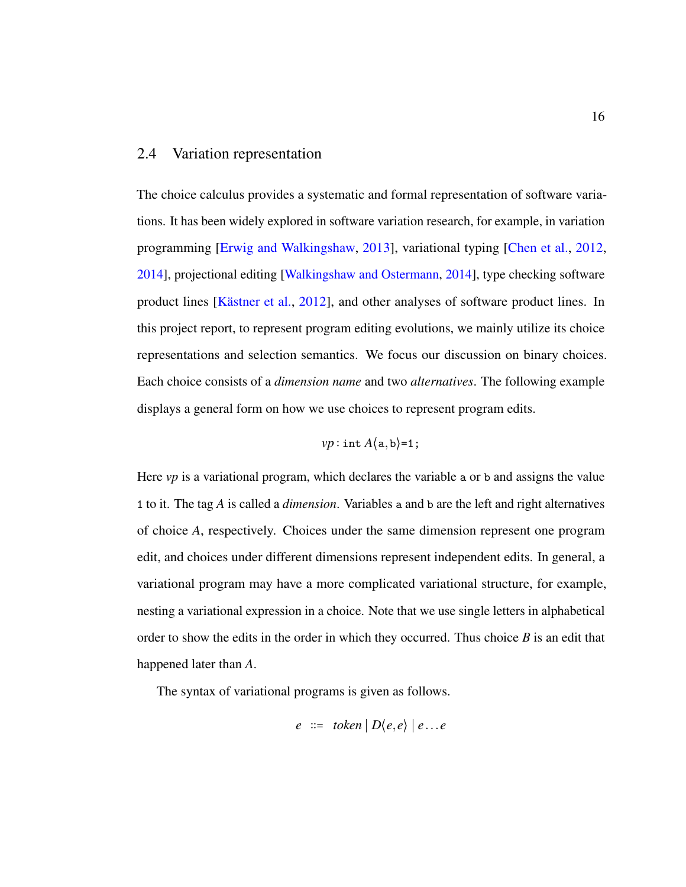## 2.4 Variation representation

The choice calculus provides a systematic and formal representation of software variations. It has been widely explored in software variation research, for example, in variation programming [Erwig and Walkingshaw, 2013], variational typing [Chen et al., 2012, 2014], projectional editing [Walkingshaw and Ostermann, 2014], type checking software product lines [Kästner et al., 2012], and other analyses of software product lines. In this project report, to represent program editing evolutions, we mainly utilize its choice representations and selection semantics. We focus our discussion on binary choices. Each choice consists of a *dimension name* and two *alternatives*. The following example displays a general form on how we use choices to represent program edits.

$$vp : \texttt{int}\ A\langle \texttt{a}, \texttt{b}\rangle \texttt{=1;}$$

Here *vp* is a variational program, which declares the variable `a` or `b` and assigns the value `1` to it. The tag *A* is called a *dimension*. Variables `a` and `b` are the left and right alternatives of choice *A*, respectively. Choices under the same dimension represent one program edit, and choices under different dimensions represent independent edits. In general, a variational program may have a more complicated variational structure, for example, nesting a variational expression in a choice. Note that we use single letters in alphabetical order to show the edits in the order in which they occurred. Thus choice *B* is an edit that happened later than *A*.

The syntax of variational programs is given as follows.

$$e \ ::= \ token \mid D\langle e, e\rangle \mid e \ldots e$$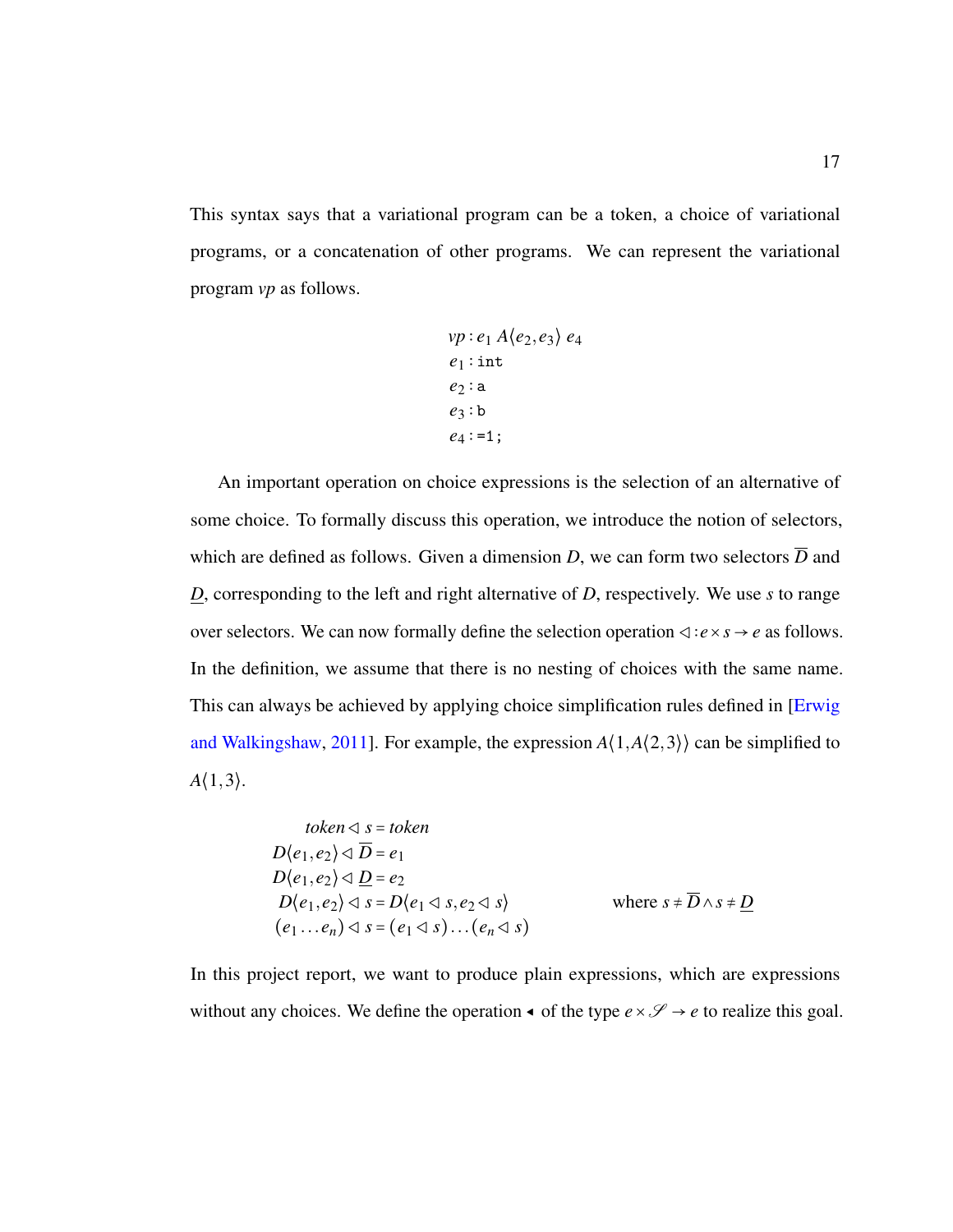This syntax says that a variational program can be a token, a choice of variational programs, or a concatenation of other programs. We can represent the variational program *vp* as follows.

$$
\begin{aligned}
&vp : e_1\ A\langle e_2, e_3\rangle\ e_4 \\
&e_1 : \texttt{int} \\
&e_2 : \texttt{a} \\
&e_3 : \texttt{b} \\
&e_4 : \texttt{=1;}
\end{aligned}
$$

An important operation on choice expressions is the selection of an alternative of some choice. To formally discuss this operation, we introduce the notion of selectors, which are defined as follows. Given a dimension $D$, we can form two selectors $\overline{D}$ and $\underline{D}$, corresponding to the left and right alternative of $D$, respectively. We use $s$ to range over selectors. We can now formally define the selection operation $\lhd : e \times s \to e$ as follows. In the definition, we assume that there is no nesting of choices with the same name. This can always be achieved by applying choice simplification rules defined in [Erwig and Walkingshaw, 2011]. For example, the expression $A\langle 1, A\langle 2,3\rangle\rangle$ can be simplified to $A\langle 1,3\rangle$.

$$
\begin{aligned}
token \lhd s &= token \\
D\langle e_1, e_2\rangle \lhd \overline{D} &= e_1 \\
D\langle e_1, e_2\rangle \lhd \underline{D} &= e_2 \\
D\langle e_1, e_2\rangle \lhd s &= D\langle e_1 \lhd s, e_2 \lhd s\rangle \qquad \text{where } s \neq \overline{D} \wedge s \neq \underline{D} \\
(e_1 \ldots e_n) \lhd s &= (e_1 \lhd s) \ldots (e_n \lhd s)
\end{aligned}
$$

In this project report, we want to produce plain expressions, which are expressions without any choices. We define the operation $\blacktriangleleft$ of the type $e \times \mathscr{S} \to e$ to realize this goal.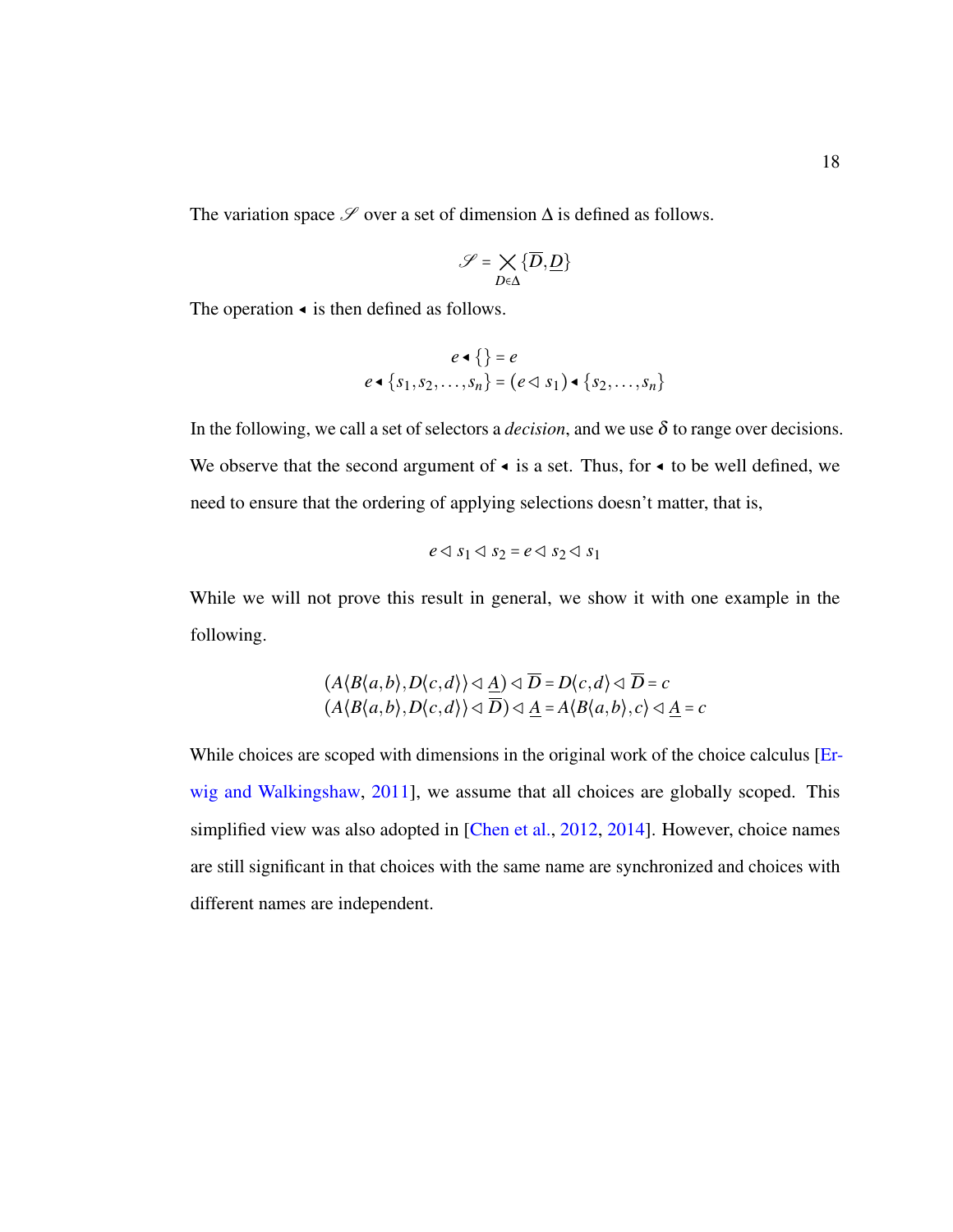The variation space $\mathscr{S}$ over a set of dimension $\Delta$ is defined as follows.

$$\mathscr{S} = \bigtimes_{D \in \Delta} \{\overline{D}, \underline{D}\}$$

The operation $\blacktriangleleft$ is then defined as follows.

$$
\begin{aligned}
e \blacktriangleleft \{\} &= e \\
e \blacktriangleleft \{s_1, s_2, \ldots, s_n\} &= (e \lhd s_1) \blacktriangleleft \{s_2, \ldots, s_n\}
\end{aligned}
$$

In the following, we call a set of selectors a *decision*, and we use $\delta$ to range over decisions. We observe that the second argument of $\blacktriangleleft$ is a set. Thus, for $\blacktriangleleft$ to be well defined, we need to ensure that the ordering of applying selections doesn't matter, that is,

$$e \lhd s_1 \lhd s_2 = e \lhd s_2 \lhd s_1$$

While we will not prove this result in general, we show it with one example in the following.

$$
\begin{aligned}
(A\langle B\langle a,b\rangle, D\langle c,d\rangle\rangle \lhd \underline{A}) \lhd \overline{D} = D\langle c,d\rangle \lhd \overline{D} = c \\
(A\langle B\langle a,b\rangle, D\langle c,d\rangle\rangle \lhd \overline{D}) \lhd \underline{A} = A\langle B\langle a,b\rangle, c\rangle \lhd \underline{A} = c
\end{aligned}
$$

While choices are scoped with dimensions in the original work of the choice calculus [Erwig and Walkingshaw, 2011], we assume that all choices are globally scoped. This simplified view was also adopted in [Chen et al., 2012, 2014]. However, choice names are still significant in that choices with the same name are synchronized and choices with different names are independent.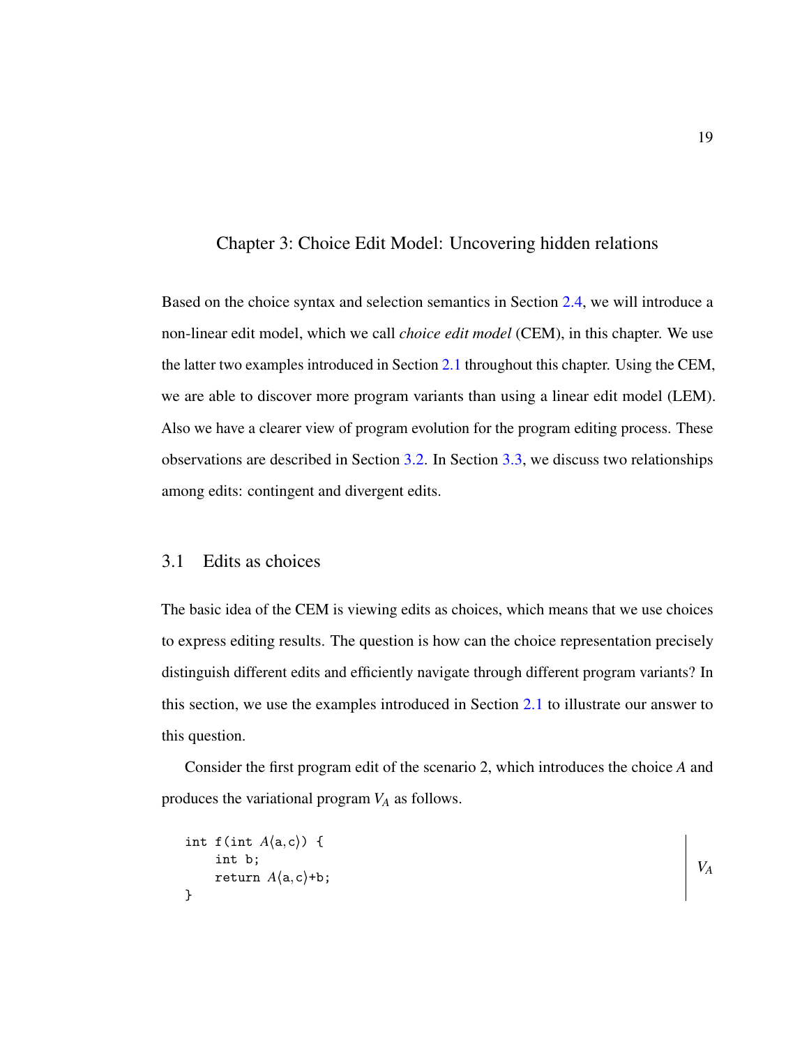# Chapter 3: Choice Edit Model: Uncovering hidden relations

Based on the choice syntax and selection semantics in Section 2.4, we will introduce a non-linear edit model, which we call *choice edit model* (CEM), in this chapter. We use the latter two examples introduced in Section 2.1 throughout this chapter. Using the CEM, we are able to discover more program variants than using a linear edit model (LEM). Also we have a clearer view of program evolution for the program editing process. These observations are described in Section 3.2. In Section 3.3, we discuss two relationships among edits: contingent and divergent edits.

## 3.1 Edits as choices

The basic idea of the CEM is viewing edits as choices, which means that we use choices to express editing results. The question is how can the choice representation precisely distinguish different edits and efficiently navigate through different program variants? In this section, we use the examples introduced in Section 2.1 to illustrate our answer to this question.

Consider the first program edit of the scenario 2, which introduces the choice $A$ and produces the variational program $V_A$ as follows.

```
int f(int A⟨a,c⟩) {
    int b;
    return A⟨a,c⟩+b;
}
```

$V_A$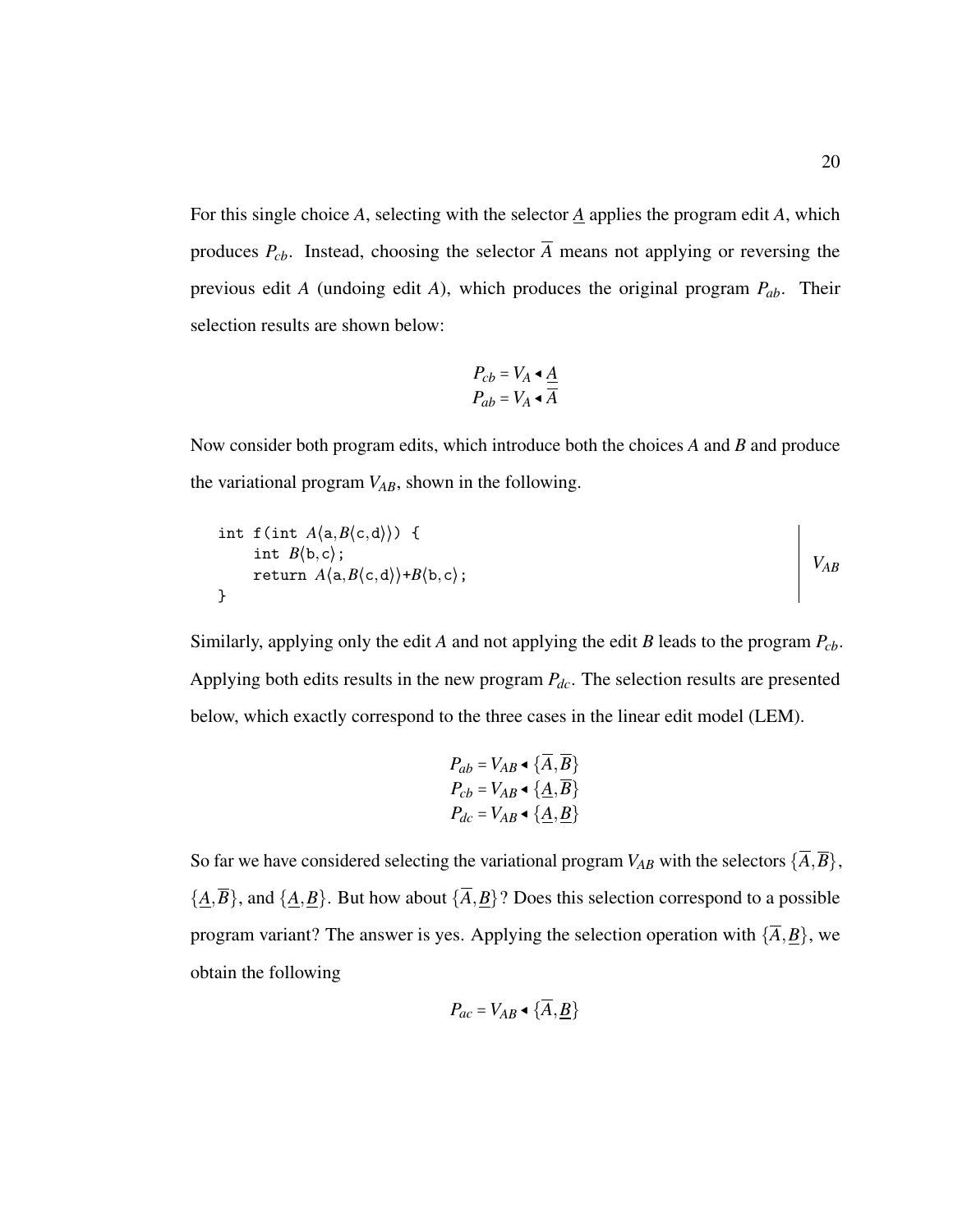For this single choice $A$, selecting with the selector $\underline{A}$ applies the program edit $A$, which produces $P_{cb}$. Instead, choosing the selector $\overline{A}$ means not applying or reversing the previous edit $A$ (undoing edit $A$), which produces the original program $P_{ab}$. Their selection results are shown below:

$$
\begin{aligned}
P_{cb} &= V_A \blacktriangleleft \underline{A} \\
P_{ab} &= V_A \blacktriangleleft \overline{A}
\end{aligned}
$$

Now consider both program edits, which introduce both the choices $A$ and $B$ and produce the variational program $V_{AB}$, shown in the following.

```
int f(int A⟨a,B⟨c,d⟩⟩) {
    int B⟨b,c⟩;
    return A⟨a,B⟨c,d⟩⟩+B⟨b,c⟩;
}
```

$V_{AB}$

Similarly, applying only the edit $A$ and not applying the edit $B$ leads to the program $P_{cb}$. Applying both edits results in the new program $P_{dc}$. The selection results are presented below, which exactly correspond to the three cases in the linear edit model (LEM).

$$
\begin{aligned}
P_{ab} &= V_{AB} \blacktriangleleft \{\overline{A}, \overline{B}\} \\
P_{cb} &= V_{AB} \blacktriangleleft \{\underline{A}, \overline{B}\} \\
P_{dc} &= V_{AB} \blacktriangleleft \{\underline{A}, \underline{B}\}
\end{aligned}
$$

So far we have considered selecting the variational program $V_{AB}$ with the selectors $\{\overline{A}, \overline{B}\}$, $\{\underline{A}, \overline{B}\}$, and $\{\underline{A}, \underline{B}\}$. But how about $\{\overline{A}, \underline{B}\}$? Does this selection correspond to a possible program variant? The answer is yes. Applying the selection operation with $\{\overline{A}, \underline{B}\}$, we obtain the following

$$
P_{ac} = V_{AB} \blacktriangleleft \{\overline{A}, \underline{B}\}
$$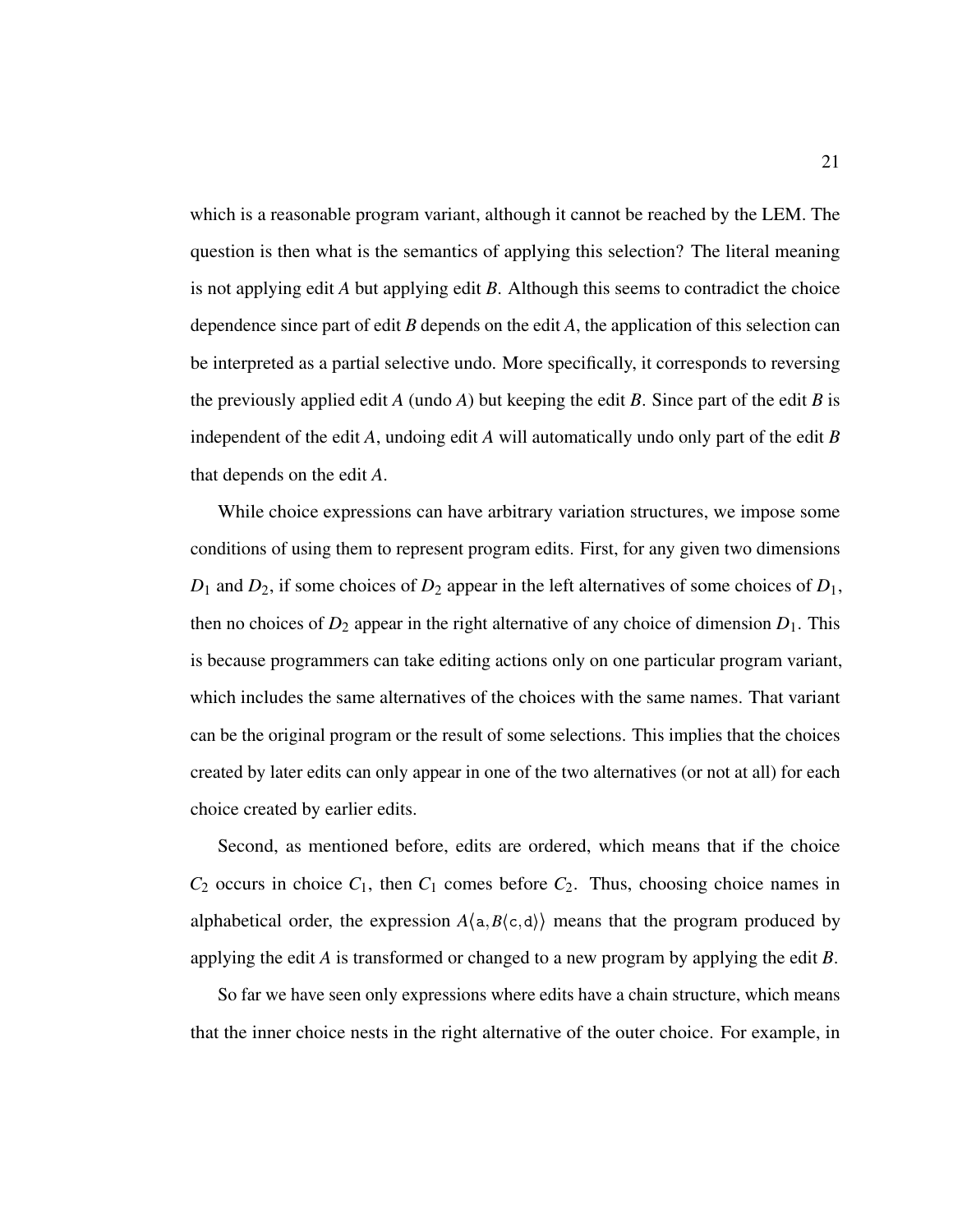which is a reasonable program variant, although it cannot be reached by the LEM. The question is then what is the semantics of applying this selection? The literal meaning is not applying edit $A$ but applying edit $B$. Although this seems to contradict the choice dependence since part of edit $B$ depends on the edit $A$, the application of this selection can be interpreted as a partial selective undo. More specifically, it corresponds to reversing the previously applied edit $A$ (undo $A$) but keeping the edit $B$. Since part of the edit $B$ is independent of the edit $A$, undoing edit $A$ will automatically undo only part of the edit $B$ that depends on the edit $A$.

While choice expressions can have arbitrary variation structures, we impose some conditions of using them to represent program edits. First, for any given two dimensions $D_1$ and $D_2$, if some choices of $D_2$ appear in the left alternatives of some choices of $D_1$, then no choices of $D_2$ appear in the right alternative of any choice of dimension $D_1$. This is because programmers can take editing actions only on one particular program variant, which includes the same alternatives of the choices with the same names. That variant can be the original program or the result of some selections. This implies that the choices created by later edits can only appear in one of the two alternatives (or not at all) for each choice created by earlier edits.

Second, as mentioned before, edits are ordered, which means that if the choice $C_2$ occurs in choice $C_1$, then $C_1$ comes before $C_2$. Thus, choosing choice names in alphabetical order, the expression $A\langle \mathtt{a}, B\langle \mathtt{c}, \mathtt{d}\rangle\rangle$ means that the program produced by applying the edit $A$ is transformed or changed to a new program by applying the edit $B$.

So far we have seen only expressions where edits have a chain structure, which means that the inner choice nests in the right alternative of the outer choice. For example, in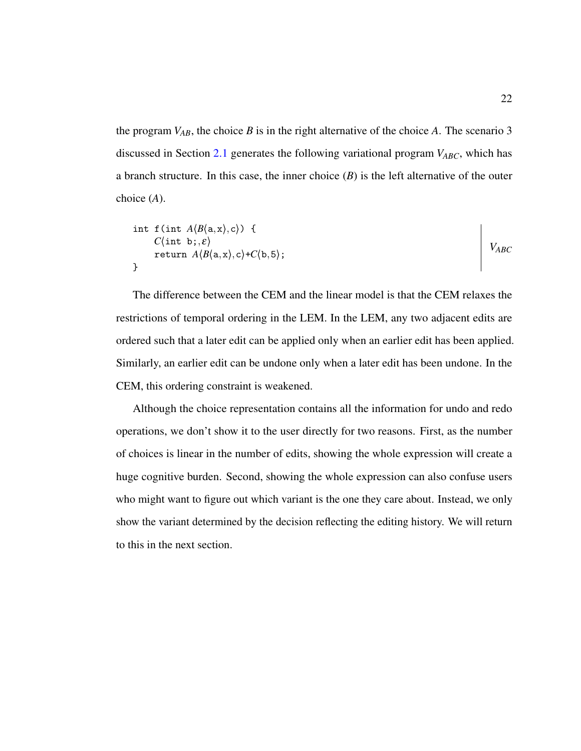the program $V_{AB}$, the choice $B$ is in the right alternative of the choice $A$. The scenario 3 discussed in Section 2.1 generates the following variational program $V_{ABC}$, which has a branch structure. In this case, the inner choice ($B$) is the left alternative of the outer choice ($A$).

```
int f(int A⟨B⟨a,x⟩,c⟩) {
    C⟨int b;,ε⟩
    return A⟨B⟨a,x⟩,c⟩+C⟨b,5⟩;
}
```

$V_{ABC}$

The difference between the CEM and the linear model is that the CEM relaxes the restrictions of temporal ordering in the LEM. In the LEM, any two adjacent edits are ordered such that a later edit can be applied only when an earlier edit has been applied. Similarly, an earlier edit can be undone only when a later edit has been undone. In the CEM, this ordering constraint is weakened.

Although the choice representation contains all the information for undo and redo operations, we don't show it to the user directly for two reasons. First, as the number of choices is linear in the number of edits, showing the whole expression will create a huge cognitive burden. Second, showing the whole expression can also confuse users who might want to figure out which variant is the one they care about. Instead, we only show the variant determined by the decision reflecting the editing history. We will return to this in the next section.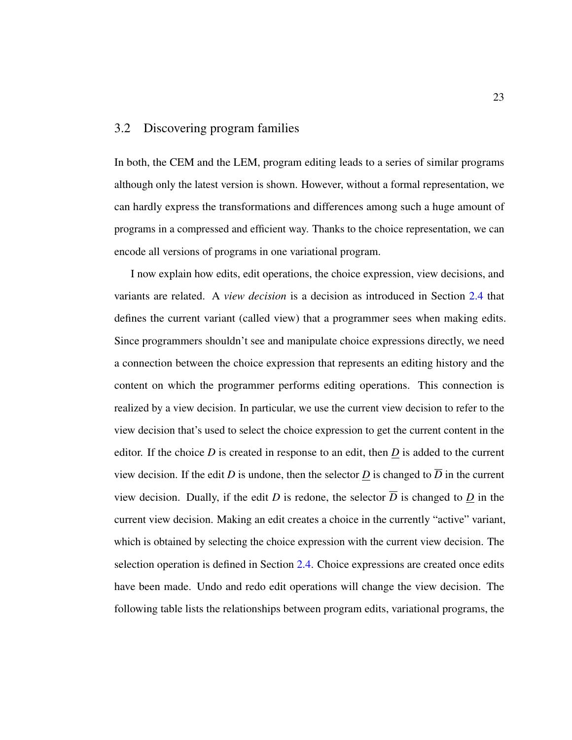## 3.2 Discovering program families

In both, the CEM and the LEM, program editing leads to a series of similar programs although only the latest version is shown. However, without a formal representation, we can hardly express the transformations and differences among such a huge amount of programs in a compressed and efficient way. Thanks to the choice representation, we can encode all versions of programs in one variational program.

I now explain how edits, edit operations, the choice expression, view decisions, and variants are related. A *view decision* is a decision as introduced in Section 2.4 that defines the current variant (called view) that a programmer sees when making edits. Since programmers shouldn't see and manipulate choice expressions directly, we need a connection between the choice expression that represents an editing history and the content on which the programmer performs editing operations. This connection is realized by a view decision. In particular, we use the current view decision to refer to the view decision that's used to select the choice expression to get the current content in the editor. If the choice $D$ is created in response to an edit, then $\underline{D}$ is added to the current view decision. If the edit $D$ is undone, then the selector $\underline{D}$ is changed to $\overline{D}$ in the current view decision. Dually, if the edit $D$ is redone, the selector $\overline{D}$ is changed to $\underline{D}$ in the current view decision. Making an edit creates a choice in the currently "active" variant, which is obtained by selecting the choice expression with the current view decision. The selection operation is defined in Section 2.4. Choice expressions are created once edits have been made. Undo and redo edit operations will change the view decision. The following table lists the relationships between program edits, variational programs, the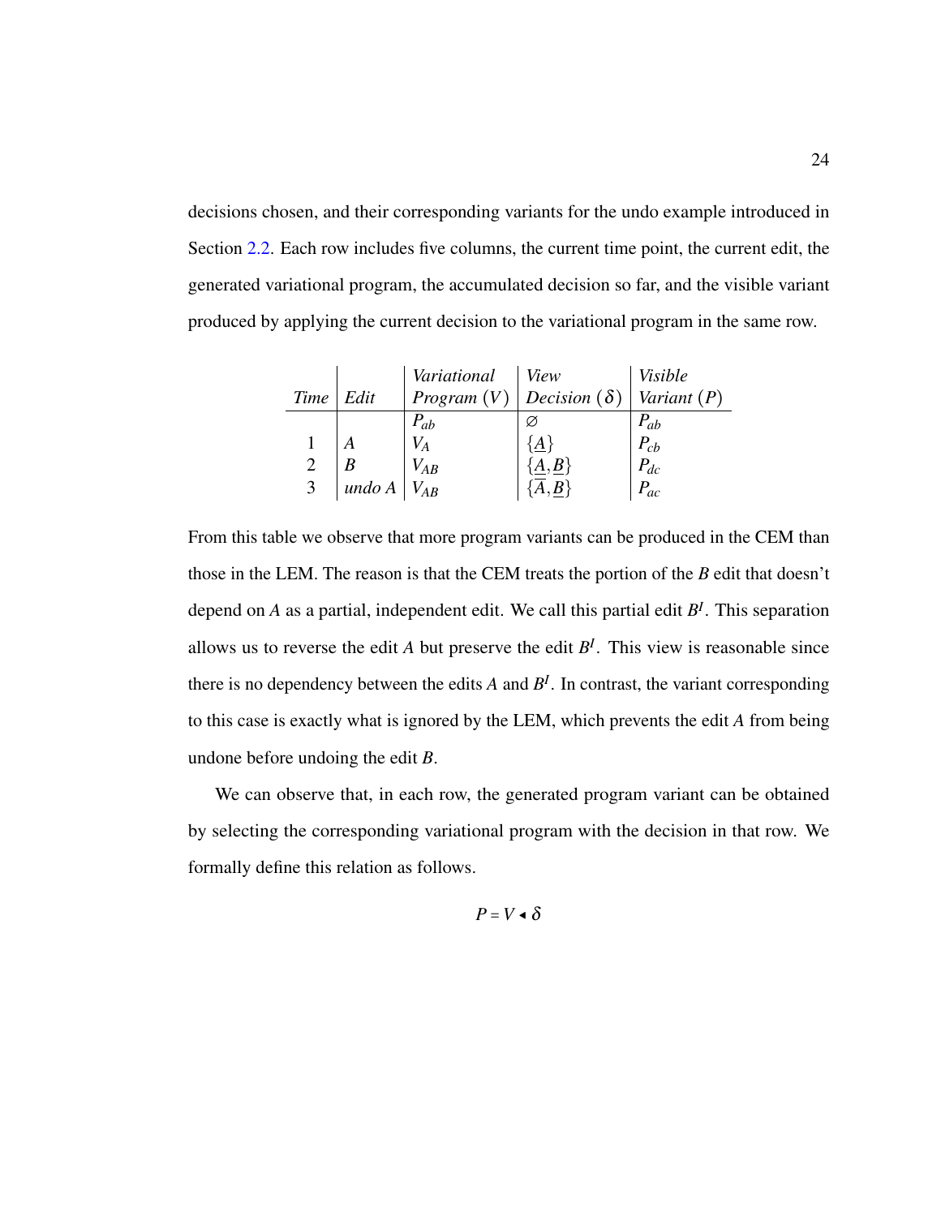decisions chosen, and their corresponding variants for the undo example introduced in Section 2.2. Each row includes five columns, the current time point, the current edit, the generated variational program, the accumulated decision so far, and the visible variant produced by applying the current decision to the variational program in the same row.

| *Time* | *Edit* | *Variational Program* ($V$) | *View Decision* ($\delta$) | *Visible Variant* ($P$) |
|---|---|---|---|---|
| | | $P_{ab}$ | $\varnothing$ | $P_{ab}$ |
| 1 | $A$ | $V_A$ | $\{\underline{A}\}$ | $P_{cb}$ |
| 2 | $B$ | $V_{AB}$ | $\{\underline{A}, \underline{B}\}$ | $P_{dc}$ |
| 3 | *undo* $A$ | $V_{AB}$ | $\{\overline{A}, \underline{B}\}$ | $P_{ac}$ |

From this table we observe that more program variants can be produced in the CEM than those in the LEM. The reason is that the CEM treats the portion of the $B$ edit that doesn't depend on $A$ as a partial, independent edit. We call this partial edit $B^I$. This separation allows us to reverse the edit $A$ but preserve the edit $B^I$. This view is reasonable since there is no dependency between the edits $A$ and $B^I$. In contrast, the variant corresponding to this case is exactly what is ignored by the LEM, which prevents the edit $A$ from being undone before undoing the edit $B$.

We can observe that, in each row, the generated program variant can be obtained by selecting the corresponding variational program with the decision in that row. We formally define this relation as follows.

$$P = V \blacktriangleleft \delta$$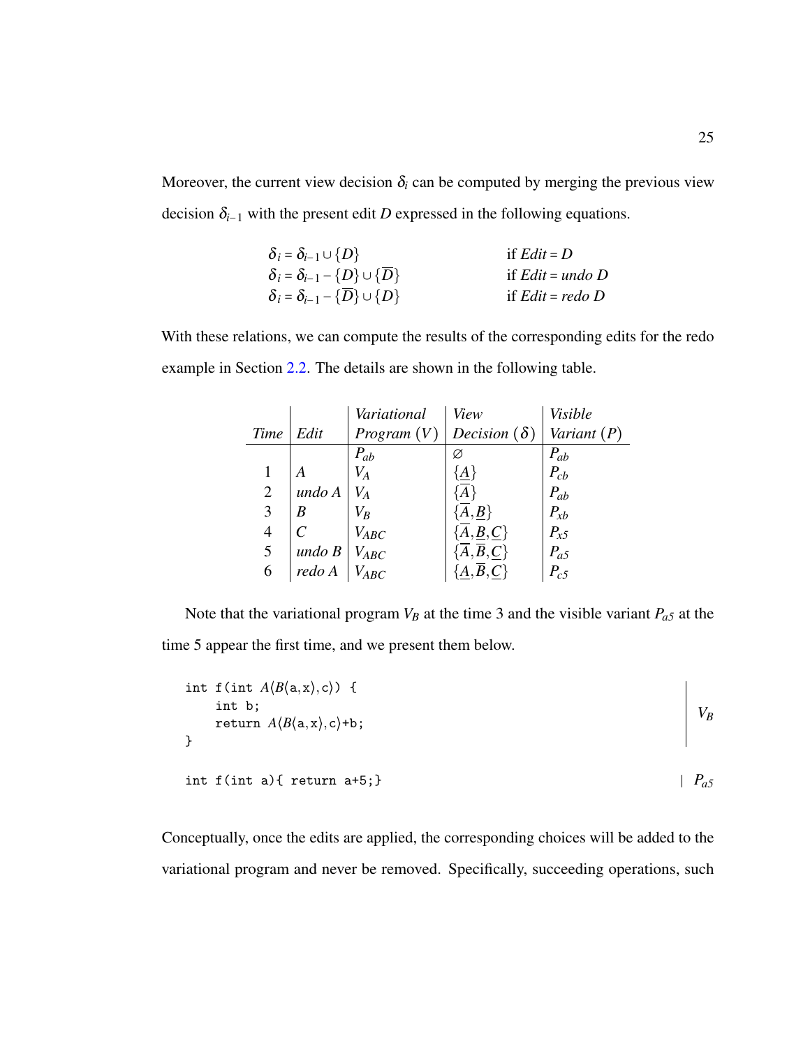Moreover, the current view decision $\delta_i$ can be computed by merging the previous view decision $\delta_{i-1}$ with the present edit $D$ expressed in the following equations.

$$
\begin{aligned}
\delta_i &= \delta_{i-1} \cup \{D\} && \text{if } \mathit{Edit} = D \\
\delta_i &= \delta_{i-1} - \{D\} \cup \{\overline{D}\} && \text{if } \mathit{Edit} = \mathit{undo}\ D \\
\delta_i &= \delta_{i-1} - \{\overline{D}\} \cup \{D\} && \text{if } \mathit{Edit} = \mathit{redo}\ D
\end{aligned}
$$

With these relations, we can compute the results of the corresponding edits for the redo example in Section 2.2. The details are shown in the following table.

| *Time* | *Edit* | *Variational Program* ($V$) | *View Decision* ($\delta$) | *Visible Variant* ($P$) |
|---|---|---|---|---|
| | | $P_{ab}$ | $\varnothing$ | $P_{ab}$ |
| 1 | *A* | $V_A$ | $\{\underline{A}\}$ | $P_{cb}$ |
| 2 | *undo A* | $V_A$ | $\{\overline{A}\}$ | $P_{ab}$ |
| 3 | *B* | $V_B$ | $\{\overline{A}, \underline{B}\}$ | $P_{xb}$ |
| 4 | *C* | $V_{ABC}$ | $\{\overline{A}, \underline{B}, \underline{C}\}$ | $P_{x5}$ |
| 5 | *undo B* | $V_{ABC}$ | $\{\overline{A}, \overline{B}, \underline{C}\}$ | $P_{a5}$ |
| 6 | *redo A* | $V_{ABC}$ | $\{\underline{A}, \overline{B}, \underline{C}\}$ | $P_{c5}$ |

Note that the variational program $V_B$ at the time 3 and the visible variant $P_{a5}$ at the time 5 appear the first time, and we present them below.

```
int f(int A⟨B⟨a,x⟩,c⟩) {
    int b;
    return A⟨B⟨a,x⟩,c⟩+b;
}
```
$V_B$

```
int f(int a){ return a+5;}
```
$P_{a5}$

Conceptually, once the edits are applied, the corresponding choices will be added to the variational program and never be removed. Specifically, succeeding operations, such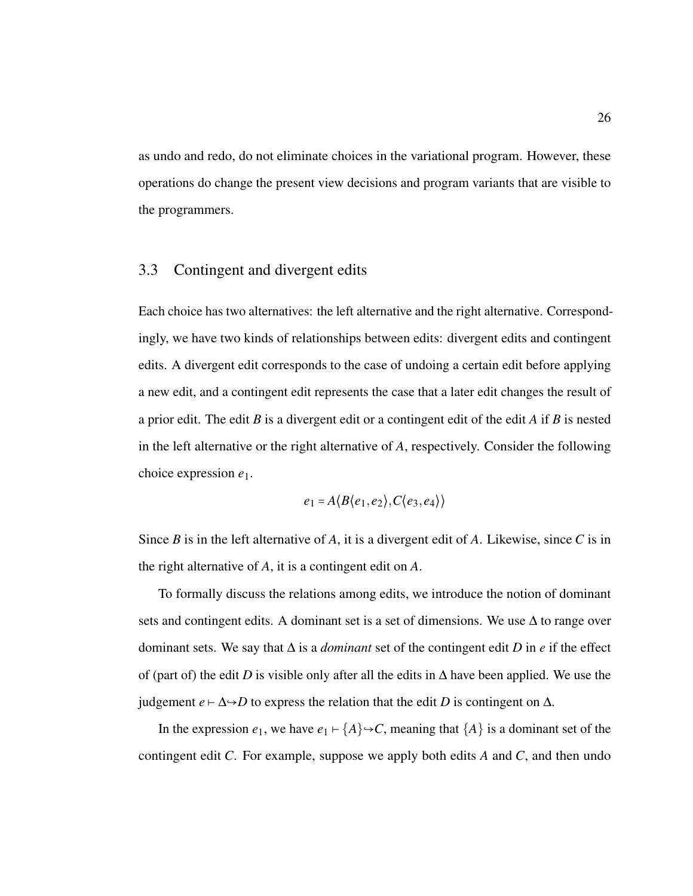as undo and redo, do not eliminate choices in the variational program. However, these operations do change the present view decisions and program variants that are visible to the programmers.

## 3.3 Contingent and divergent edits

Each choice has two alternatives: the left alternative and the right alternative. Correspondingly, we have two kinds of relationships between edits: divergent edits and contingent edits. A divergent edit corresponds to the case of undoing a certain edit before applying a new edit, and a contingent edit represents the case that a later edit changes the result of a prior edit. The edit $B$ is a divergent edit or a contingent edit of the edit $A$ if $B$ is nested in the left alternative or the right alternative of $A$, respectively. Consider the following choice expression $e_1$.

$$e_1 = A\langle B\langle e_1, e_2\rangle, C\langle e_3, e_4\rangle\rangle$$

Since $B$ is in the left alternative of $A$, it is a divergent edit of $A$. Likewise, since $C$ is in the right alternative of $A$, it is a contingent edit on $A$.

To formally discuss the relations among edits, we introduce the notion of dominant sets and contingent edits. A dominant set is a set of dimensions. We use $\Delta$ to range over dominant sets. We say that $\Delta$ is a *dominant* set of the contingent edit $D$ in $e$ if the effect of (part of) the edit $D$ is visible only after all the edits in $\Delta$ have been applied. We use the judgement $e \vdash \Delta \hookrightarrow D$ to express the relation that the edit $D$ is contingent on $\Delta$.

In the expression $e_1$, we have $e_1 \vdash \{A\} \hookrightarrow C$, meaning that $\{A\}$ is a dominant set of the contingent edit $C$. For example, suppose we apply both edits $A$ and $C$, and then undo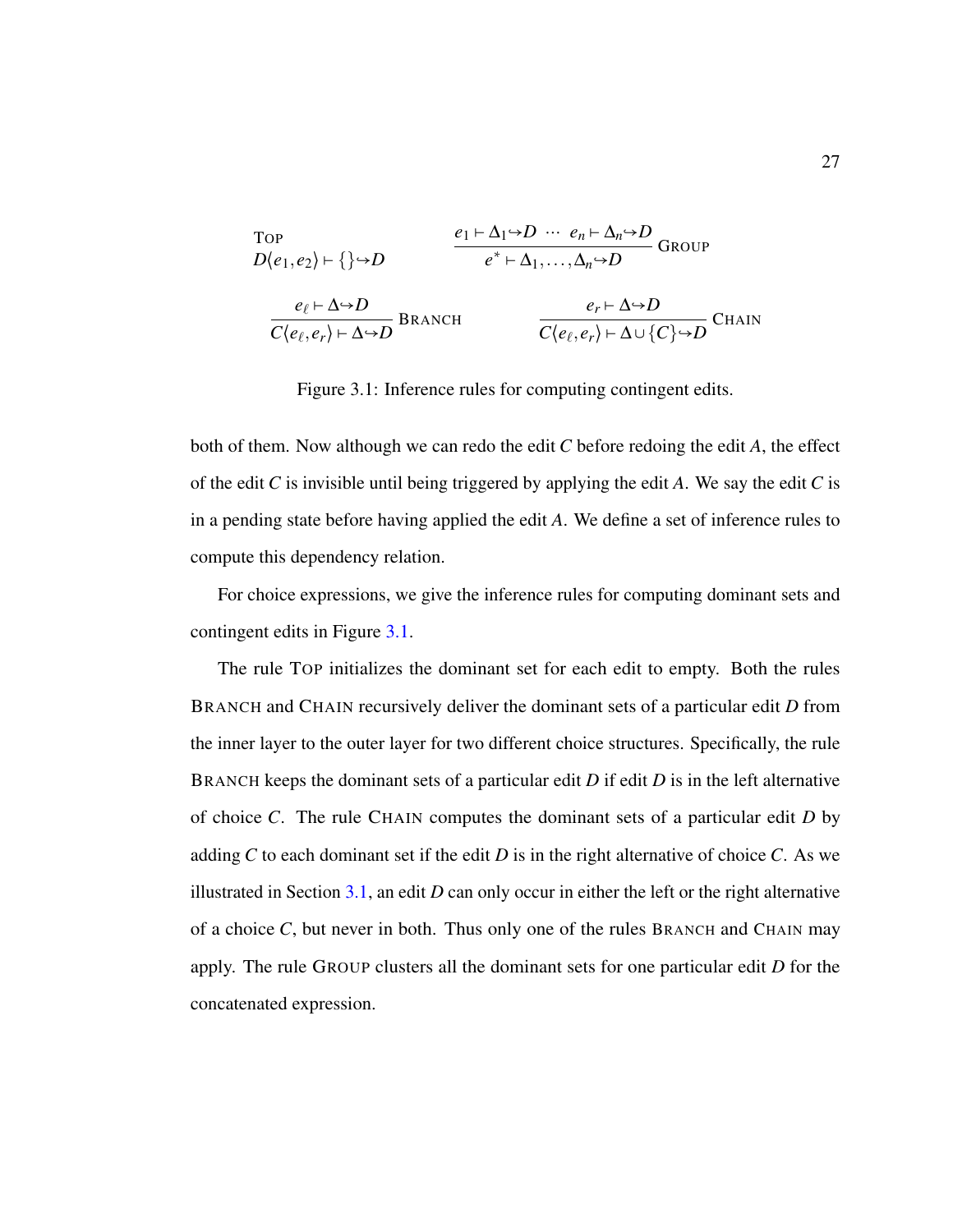$$\textsc{Top}\quad D\langle e_1, e_2\rangle \vdash \{\} \hookrightarrow D \qquad\qquad \frac{e_1 \vdash \Delta_1 \hookrightarrow D \;\cdots\; e_n \vdash \Delta_n \hookrightarrow D}{e^* \vdash \Delta_1, \ldots, \Delta_n \hookrightarrow D}\ \textsc{Group}$$

$$\frac{e_\ell \vdash \Delta \hookrightarrow D}{C\langle e_\ell, e_r\rangle \vdash \Delta \hookrightarrow D}\ \textsc{Branch} \qquad\qquad \frac{e_r \vdash \Delta \hookrightarrow D}{C\langle e_\ell, e_r\rangle \vdash \Delta \cup \{C\} \hookrightarrow D}\ \textsc{Chain}$$

Figure 3.1: Inference rules for computing contingent edits.

both of them. Now although we can redo the edit $C$ before redoing the edit $A$, the effect of the edit $C$ is invisible until being triggered by applying the edit $A$. We say the edit $C$ is in a pending state before having applied the edit $A$. We define a set of inference rules to compute this dependency relation.

For choice expressions, we give the inference rules for computing dominant sets and contingent edits in Figure 3.1.

The rule Top initializes the dominant set for each edit to empty. Both the rules Branch and Chain recursively deliver the dominant sets of a particular edit $D$ from the inner layer to the outer layer for two different choice structures. Specifically, the rule Branch keeps the dominant sets of a particular edit $D$ if edit $D$ is in the left alternative of choice $C$. The rule Chain computes the dominant sets of a particular edit $D$ by adding $C$ to each dominant set if the edit $D$ is in the right alternative of choice $C$. As we illustrated in Section 3.1, an edit $D$ can only occur in either the left or the right alternative of a choice $C$, but never in both. Thus only one of the rules Branch and Chain may apply. The rule Group clusters all the dominant sets for one particular edit $D$ for the concatenated expression.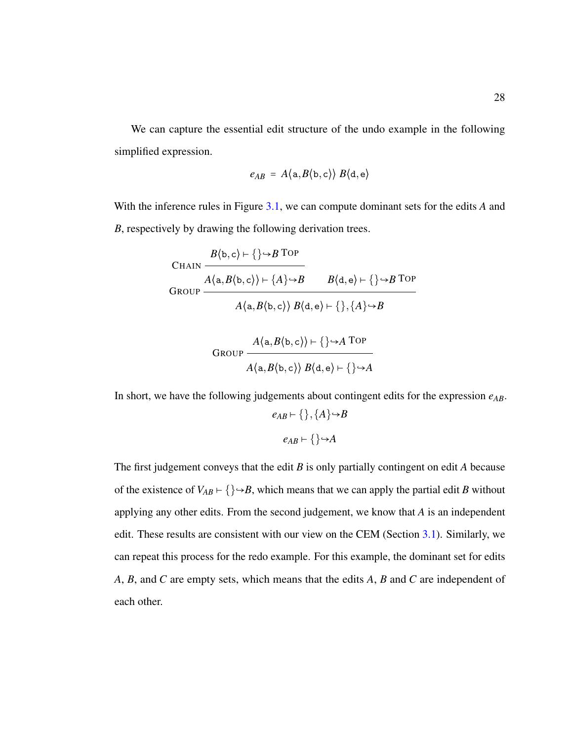We can capture the essential edit structure of the undo example in the following simplified expression.

$$e_{AB} \;=\; A\langle \texttt{a}, B\langle \texttt{b}, \texttt{c}\rangle\rangle \; B\langle \texttt{d}, \texttt{e}\rangle$$

With the inference rules in Figure 3.1, we can compute dominant sets for the edits $A$ and $B$, respectively by drawing the following derivation trees.

$$\textsc{Group}\;\dfrac{\textsc{Chain}\;\dfrac{B\langle \texttt{b}, \texttt{c}\rangle \vdash \{\} \hookrightarrow B \;\textsc{Top}}{A\langle \texttt{a}, B\langle \texttt{b}, \texttt{c}\rangle\rangle \vdash \{A\} \hookrightarrow B} \qquad B\langle \texttt{d}, \texttt{e}\rangle \vdash \{\} \hookrightarrow B \;\textsc{Top}}{A\langle \texttt{a}, B\langle \texttt{b}, \texttt{c}\rangle\rangle \; B\langle \texttt{d}, \texttt{e}\rangle \vdash \{\}, \{A\} \hookrightarrow B}$$

$$\textsc{Group}\;\dfrac{A\langle \texttt{a}, B\langle \texttt{b}, \texttt{c}\rangle\rangle \vdash \{\} \hookrightarrow A \;\textsc{Top}}{A\langle \texttt{a}, B\langle \texttt{b}, \texttt{c}\rangle\rangle \; B\langle \texttt{d}, \texttt{e}\rangle \vdash \{\} \hookrightarrow A}$$

In short, we have the following judgements about contingent edits for the expression $e_{AB}$.

$$e_{AB} \vdash \{\}, \{A\} \hookrightarrow B$$

$$e_{AB} \vdash \{\} \hookrightarrow A$$

The first judgement conveys that the edit $B$ is only partially contingent on edit $A$ because of the existence of $V_{AB} \vdash \{\} \hookrightarrow B$, which means that we can apply the partial edit $B$ without applying any other edits. From the second judgement, we know that $A$ is an independent edit. These results are consistent with our view on the CEM (Section 3.1). Similarly, we can repeat this process for the redo example. For this example, the dominant set for edits $A$, $B$, and $C$ are empty sets, which means that the edits $A$, $B$ and $C$ are independent of each other.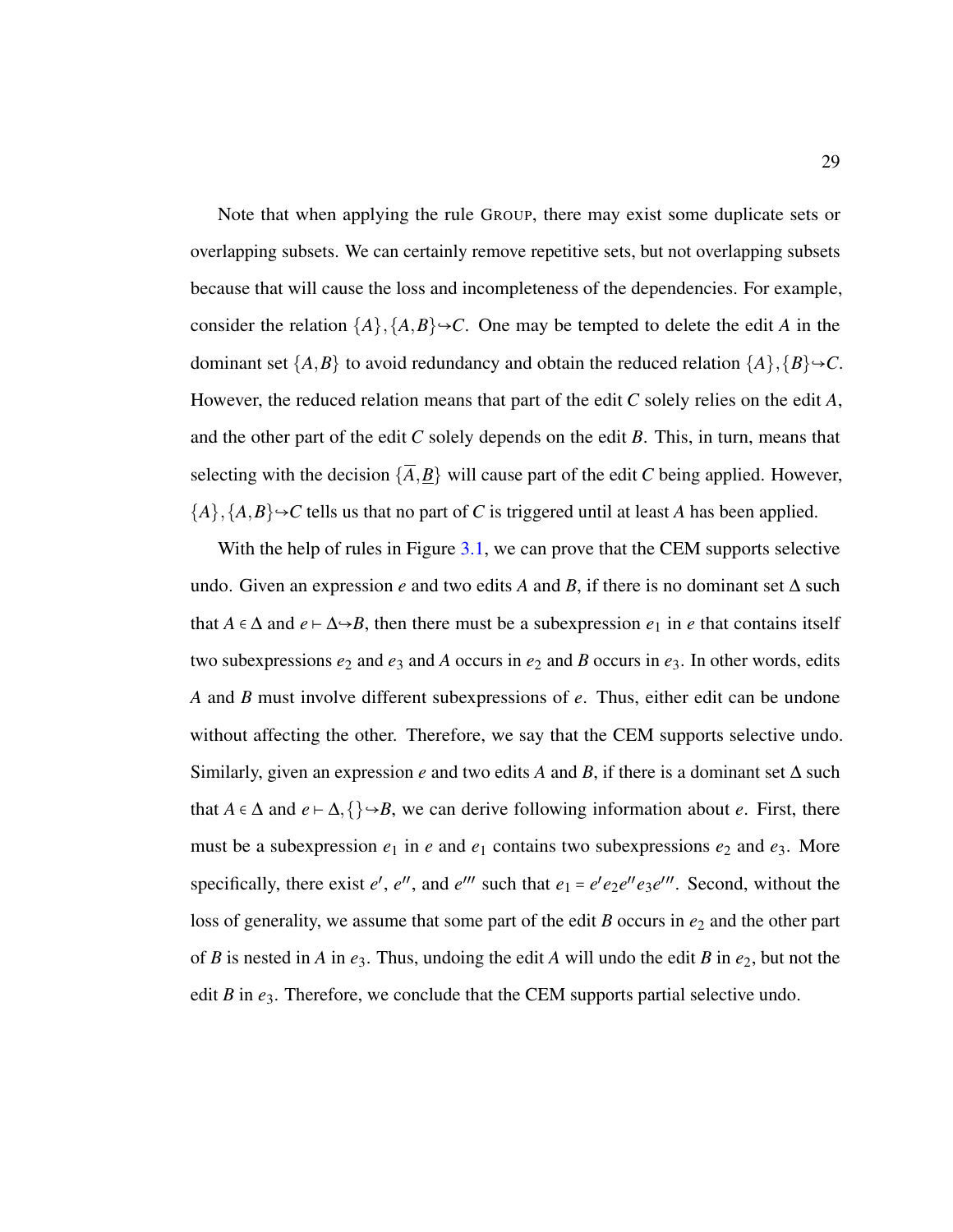Note that when applying the rule GROUP, there may exist some duplicate sets or overlapping subsets. We can certainly remove repetitive sets, but not overlapping subsets because that will cause the loss and incompleteness of the dependencies. For example, consider the relation $\{A\},\{A,B\}\hookrightarrow C$. One may be tempted to delete the edit $A$ in the dominant set $\{A,B\}$ to avoid redundancy and obtain the reduced relation $\{A\},\{B\}\hookrightarrow C$. However, the reduced relation means that part of the edit $C$ solely relies on the edit $A$, and the other part of the edit $C$ solely depends on the edit $B$. This, in turn, means that selecting with the decision $\{\overline{A},\underline{B}\}$ will cause part of the edit $C$ being applied. However, $\{A\},\{A,B\}\hookrightarrow C$ tells us that no part of $C$ is triggered until at least $A$ has been applied.

With the help of rules in Figure 3.1, we can prove that the CEM supports selective undo. Given an expression $e$ and two edits $A$ and $B$, if there is no dominant set $\Delta$ such that $A \in \Delta$ and $e \vdash \Delta \hookrightarrow B$, then there must be a subexpression $e_1$ in $e$ that contains itself two subexpressions $e_2$ and $e_3$ and $A$ occurs in $e_2$ and $B$ occurs in $e_3$. In other words, edits $A$ and $B$ must involve different subexpressions of $e$. Thus, either edit can be undone without affecting the other. Therefore, we say that the CEM supports selective undo. Similarly, given an expression $e$ and two edits $A$ and $B$, if there is a dominant set $\Delta$ such that $A \in \Delta$ and $e \vdash \Delta,\{\}\hookrightarrow B$, we can derive following information about $e$. First, there must be a subexpression $e_1$ in $e$ and $e_1$ contains two subexpressions $e_2$ and $e_3$. More specifically, there exist $e'$, $e''$, and $e'''$ such that $e_1 = e' e_2 e'' e_3 e'''$. Second, without the loss of generality, we assume that some part of the edit $B$ occurs in $e_2$ and the other part of $B$ is nested in $A$ in $e_3$. Thus, undoing the edit $A$ will undo the edit $B$ in $e_2$, but not the edit $B$ in $e_3$. Therefore, we conclude that the CEM supports partial selective undo.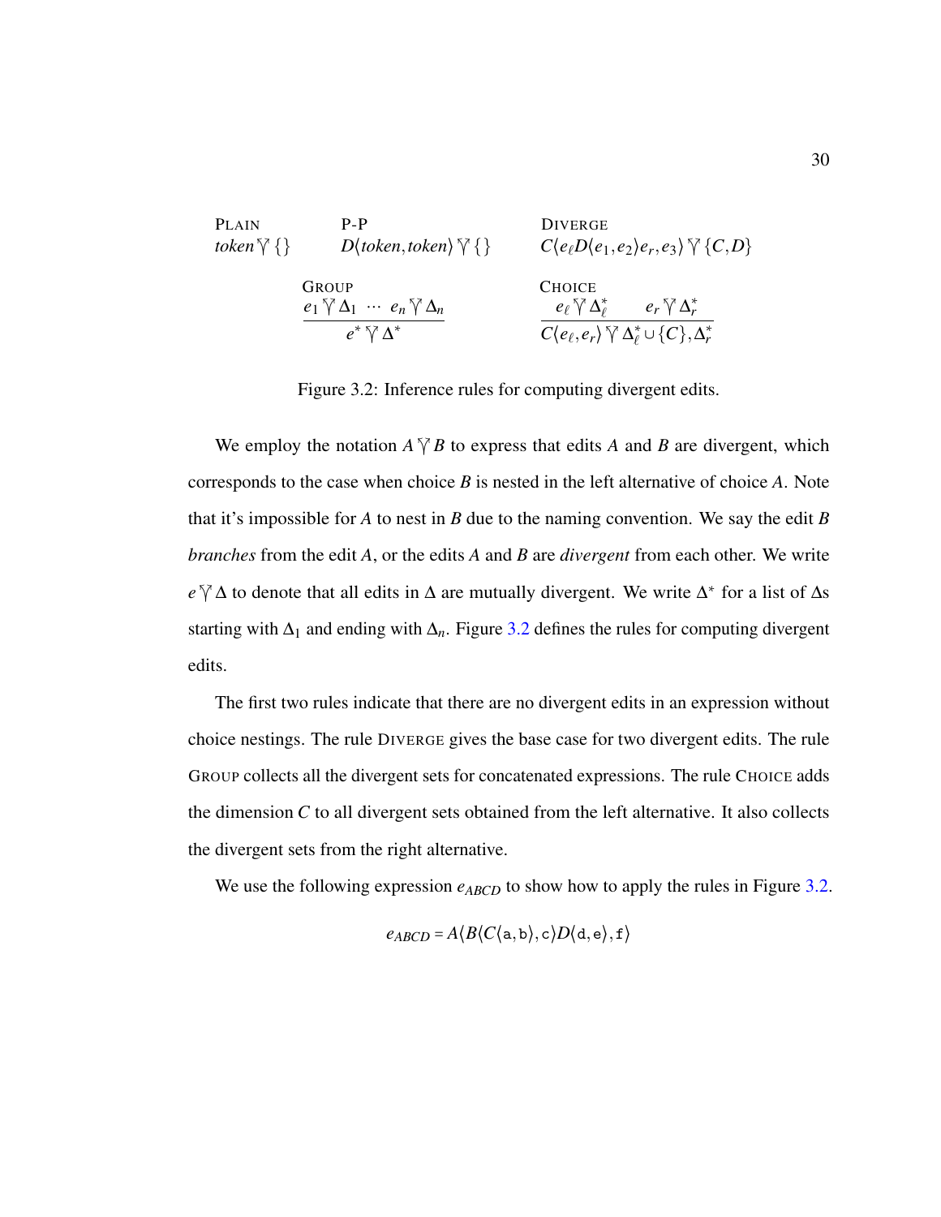$$
\begin{array}{lll}
\textsc{Plain} & \textsc{P-P} & \textsc{Diverge} \\
\mathit{token} \curlyvee \{\} & D\langle \mathit{token}, \mathit{token}\rangle \curlyvee \{\} & C\langle e_\ell D\langle e_1, e_2\rangle e_r, e_3\rangle \curlyvee \{C, D\}
\end{array}
$$

$$
\textsc{Group}\ \frac{e_1 \curlyvee \Delta_1 \ \cdots\ e_n \curlyvee \Delta_n}{e^* \curlyvee \Delta^*}
\qquad
\textsc{Choice}\ \frac{e_\ell \curlyvee \Delta_\ell^* \qquad e_r \curlyvee \Delta_r^*}{C\langle e_\ell, e_r\rangle \curlyvee \Delta_\ell^* \cup \{C\}, \Delta_r^*}
$$

Figure 3.2: Inference rules for computing divergent edits.

We employ the notation $A \curlyvee B$ to express that edits $A$ and $B$ are divergent, which corresponds to the case when choice $B$ is nested in the left alternative of choice $A$. Note that it's impossible for $A$ to nest in $B$ due to the naming convention. We say the edit $B$ *branches* from the edit $A$, or the edits $A$ and $B$ are *divergent* from each other. We write $e \curlyvee \Delta$ to denote that all edits in $\Delta$ are mutually divergent. We write $\Delta^*$ for a list of $\Delta$s starting with $\Delta_1$ and ending with $\Delta_n$. Figure 3.2 defines the rules for computing divergent edits.

The first two rules indicate that there are no divergent edits in an expression without choice nestings. The rule Diverge gives the base case for two divergent edits. The rule Group collects all the divergent sets for concatenated expressions. The rule Choice adds the dimension $C$ to all divergent sets obtained from the left alternative. It also collects the divergent sets from the right alternative.

We use the following expression $e_{ABCD}$ to show how to apply the rules in Figure 3.2.

$$e_{ABCD} = A\langle B\langle C\langle \mathtt{a}, \mathtt{b}\rangle, \mathtt{c}\rangle D\langle \mathtt{d}, \mathtt{e}\rangle, \mathtt{f}\rangle$$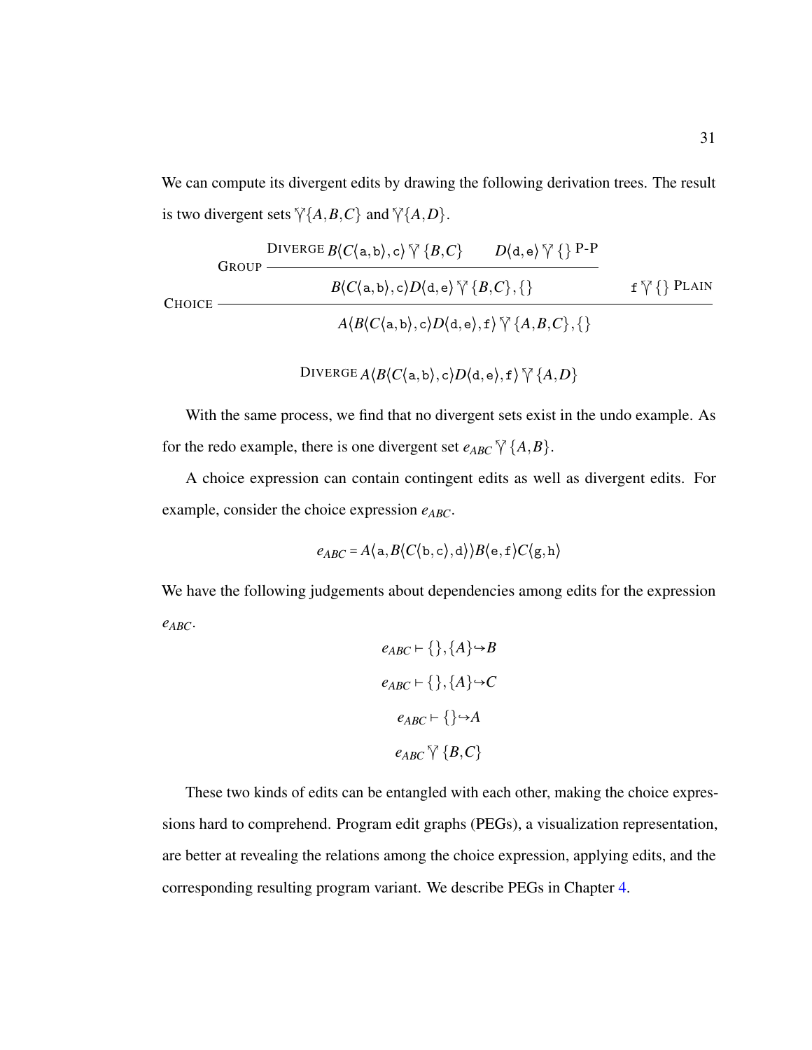We can compute its divergent edits by drawing the following derivation trees. The result is two divergent sets $\curlyvee\{A,B,C\}$ and $\curlyvee\{A,D\}$.

$$
\textsc{Choice}\;\frac{\textsc{Group}\;\dfrac{\textsc{Diverge}\; B\langle C\langle \mathtt{a},\mathtt{b}\rangle,\mathtt{c}\rangle \curlyvee \{B,C\} \qquad D\langle \mathtt{d},\mathtt{e}\rangle \curlyvee \{\}\;\textsc{P-P}}{B\langle C\langle \mathtt{a},\mathtt{b}\rangle,\mathtt{c}\rangle D\langle \mathtt{d},\mathtt{e}\rangle \curlyvee \{B,C\},\{\}} \qquad \mathtt{f} \curlyvee \{\}\;\textsc{Plain}}{A\langle B\langle C\langle \mathtt{a},\mathtt{b}\rangle,\mathtt{c}\rangle D\langle \mathtt{d},\mathtt{e}\rangle,\mathtt{f}\rangle \curlyvee \{A,B,C\},\{\}}
$$

$$
\textsc{Diverge}\; A\langle B\langle C\langle \mathtt{a},\mathtt{b}\rangle,\mathtt{c}\rangle D\langle \mathtt{d},\mathtt{e}\rangle,\mathtt{f}\rangle \curlyvee \{A,D\}
$$

With the same process, we find that no divergent sets exist in the undo example. As for the redo example, there is one divergent set $e_{ABC} \curlyvee \{A,B\}$.

A choice expression can contain contingent edits as well as divergent edits. For example, consider the choice expression $e_{ABC}$.

$$
e_{ABC} = A\langle \mathtt{a}, B\langle C\langle \mathtt{b},\mathtt{c}\rangle,\mathtt{d}\rangle\rangle B\langle \mathtt{e},\mathtt{f}\rangle C\langle \mathtt{g},\mathtt{h}\rangle
$$

We have the following judgements about dependencies among edits for the expression $e_{ABC}$.

$$
e_{ABC} \vdash \{\},\{A\} \hookrightarrow B
$$

$$
e_{ABC} \vdash \{\},\{A\} \hookrightarrow C
$$

$$
e_{ABC} \vdash \{\} \hookrightarrow A
$$

$$
e_{ABC} \curlyvee \{B,C\}
$$

These two kinds of edits can be entangled with each other, making the choice expressions hard to comprehend. Program edit graphs (PEGs), a visualization representation, are better at revealing the relations among the choice expression, applying edits, and the corresponding resulting program variant. We describe PEGs in Chapter 4.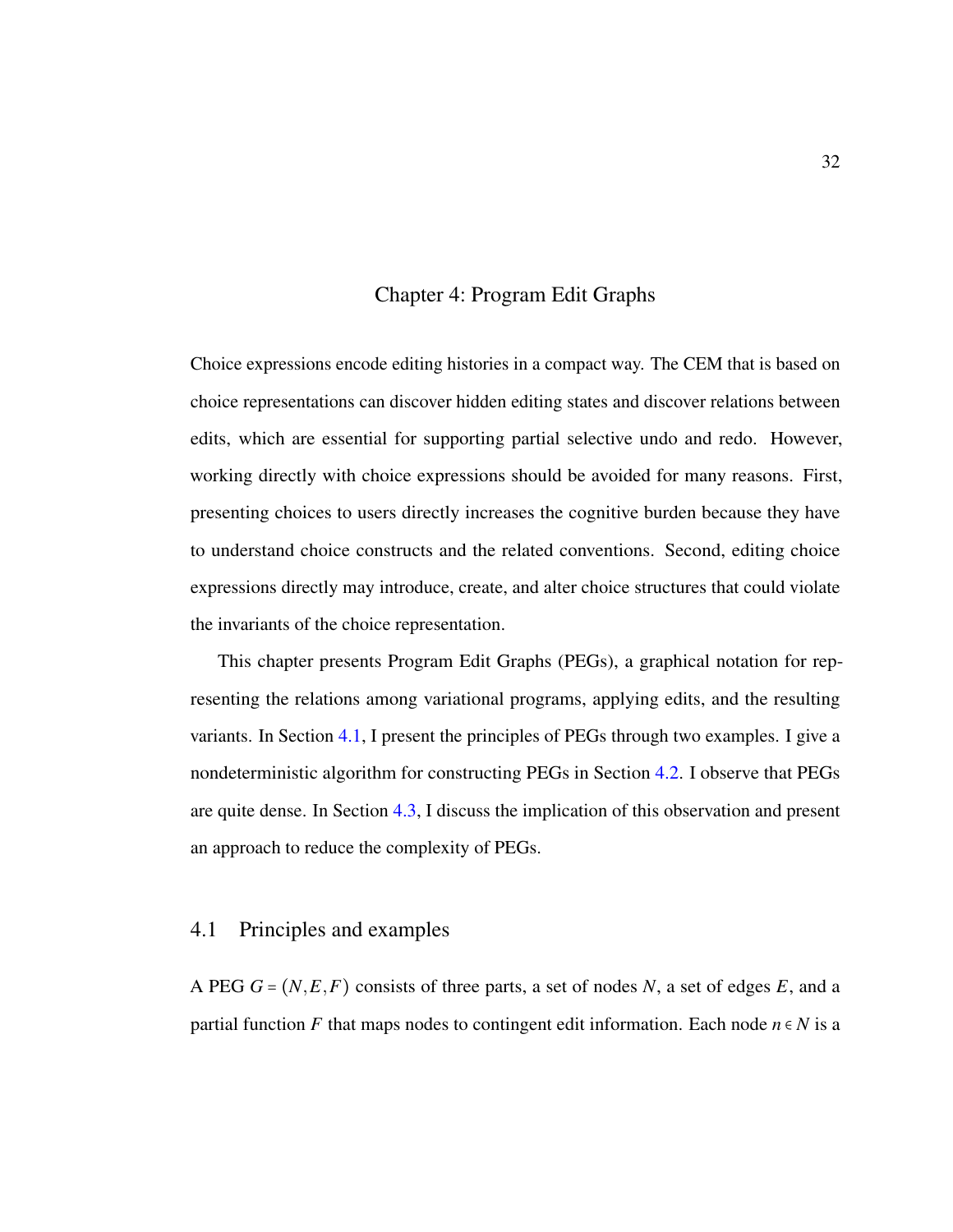# Chapter 4: Program Edit Graphs

Choice expressions encode editing histories in a compact way. The CEM that is based on choice representations can discover hidden editing states and discover relations between edits, which are essential for supporting partial selective undo and redo. However, working directly with choice expressions should be avoided for many reasons. First, presenting choices to users directly increases the cognitive burden because they have to understand choice constructs and the related conventions. Second, editing choice expressions directly may introduce, create, and alter choice structures that could violate the invariants of the choice representation.

This chapter presents Program Edit Graphs (PEGs), a graphical notation for representing the relations among variational programs, applying edits, and the resulting variants. In Section 4.1, I present the principles of PEGs through two examples. I give a nondeterministic algorithm for constructing PEGs in Section 4.2. I observe that PEGs are quite dense. In Section 4.3, I discuss the implication of this observation and present an approach to reduce the complexity of PEGs.

## 4.1 Principles and examples

A PEG $G = (N, E, F)$ consists of three parts, a set of nodes $N$, a set of edges $E$, and a partial function $F$ that maps nodes to contingent edit information. Each node $n \in N$ is a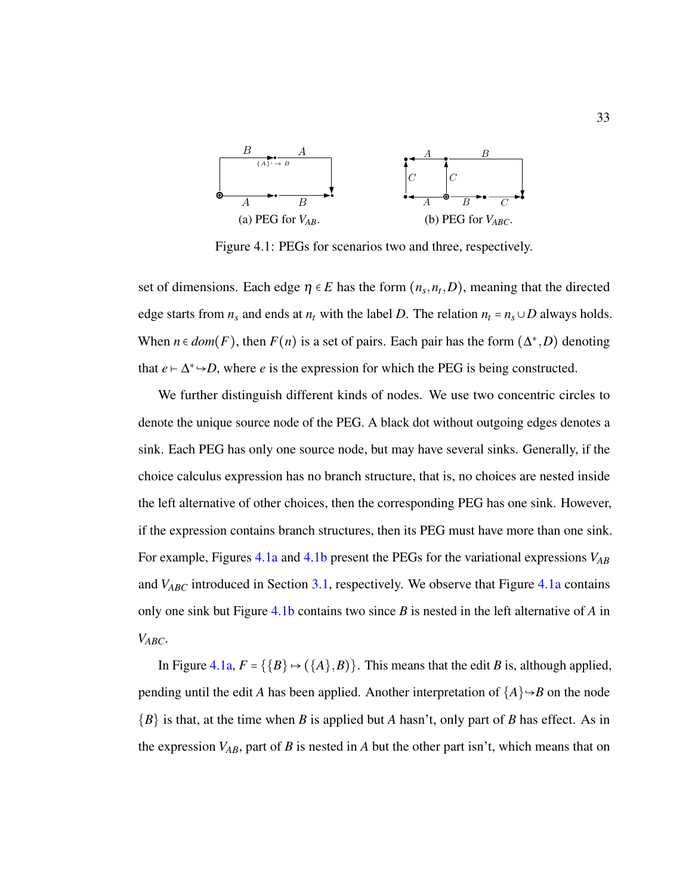(a) PEG for $V_{AB}$.

(b) PEG for $V_{ABC}$.

Figure 4.1: PEGs for scenarios two and three, respectively.

set of dimensions. Each edge $\eta \in E$ has the form $(n_s, n_t, D)$, meaning that the directed edge starts from $n_s$ and ends at $n_t$ with the label $D$. The relation $n_t = n_s \cup D$ always holds. When $n \in dom(F)$, then $F(n)$ is a set of pairs. Each pair has the form $(\Delta^*, D)$ denoting that $e \vdash \Delta^* \hookrightarrow D$, where $e$ is the expression for which the PEG is being constructed.

We further distinguish different kinds of nodes. We use two concentric circles to denote the unique source node of the PEG. A black dot without outgoing edges denotes a sink. Each PEG has only one source node, but may have several sinks. Generally, if the choice calculus expression has no branch structure, that is, no choices are nested inside the left alternative of other choices, then the corresponding PEG has one sink. However, if the expression contains branch structures, then its PEG must have more than one sink. For example, Figures 4.1a and 4.1b present the PEGs for the variational expressions $V_{AB}$ and $V_{ABC}$ introduced in Section 3.1, respectively. We observe that Figure 4.1a contains only one sink but Figure 4.1b contains two since $B$ is nested in the left alternative of $A$ in $V_{ABC}$.

In Figure 4.1a, $F = \{\{B\} \mapsto (\{A\}, B)\}$. This means that the edit $B$ is, although applied, pending until the edit $A$ has been applied. Another interpretation of $\{A\} \hookrightarrow B$ on the node $\{B\}$ is that, at the time when $B$ is applied but $A$ hasn't, only part of $B$ has effect. As in the expression $V_{AB}$, part of $B$ is nested in $A$ but the other part isn't, which means that on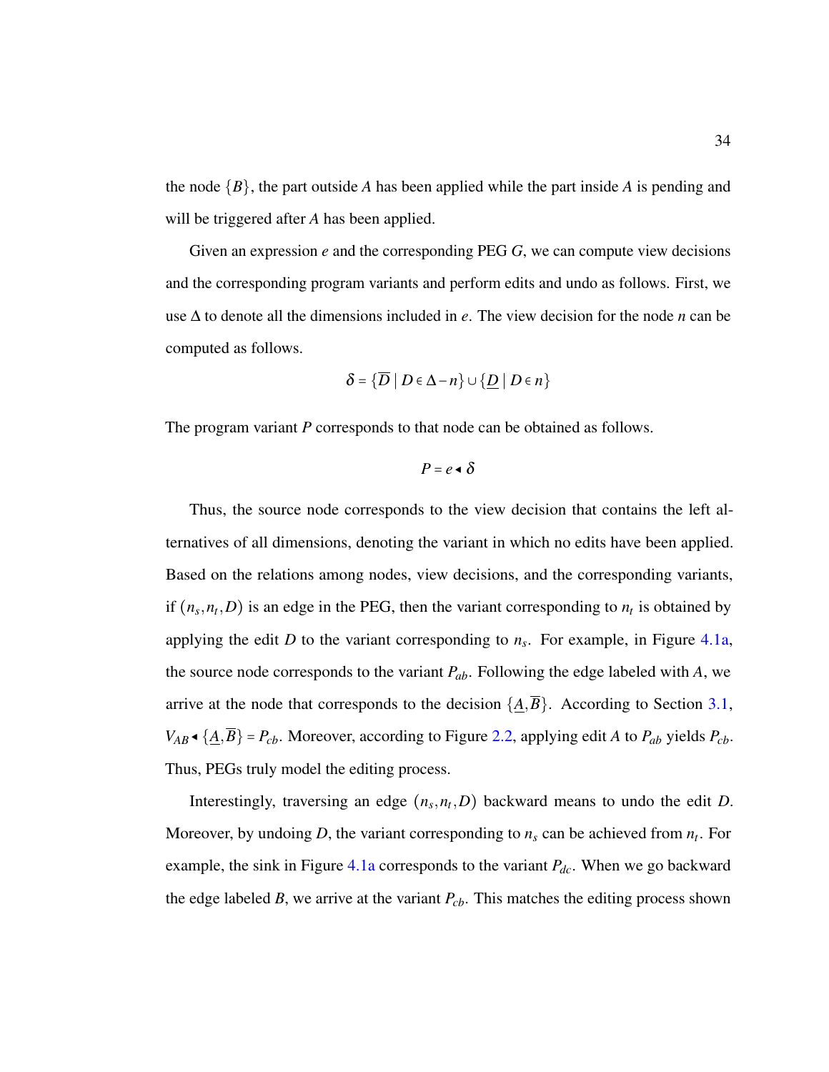the node $\{B\}$, the part outside $A$ has been applied while the part inside $A$ is pending and will be triggered after $A$ has been applied.

Given an expression $e$ and the corresponding PEG $G$, we can compute view decisions and the corresponding program variants and perform edits and undo as follows. First, we use $\Delta$ to denote all the dimensions included in $e$. The view decision for the node $n$ can be computed as follows.

$$\delta = \{\overline{D} \mid D \in \Delta - n\} \cup \{\underline{D} \mid D \in n\}$$

The program variant $P$ corresponds to that node can be obtained as follows.

$$P = e \blacktriangleleft \delta$$

Thus, the source node corresponds to the view decision that contains the left alternatives of all dimensions, denoting the variant in which no edits have been applied. Based on the relations among nodes, view decisions, and the corresponding variants, if $(n_s, n_t, D)$ is an edge in the PEG, then the variant corresponding to $n_t$ is obtained by applying the edit $D$ to the variant corresponding to $n_s$. For example, in Figure 4.1a, the source node corresponds to the variant $P_{ab}$. Following the edge labeled with $A$, we arrive at the node that corresponds to the decision $\{\underline{A}, \overline{B}\}$. According to Section 3.1, $V_{AB} \blacktriangleleft \{\underline{A}, \overline{B}\} = P_{cb}$. Moreover, according to Figure 2.2, applying edit $A$ to $P_{ab}$ yields $P_{cb}$. Thus, PEGs truly model the editing process.

Interestingly, traversing an edge $(n_s, n_t, D)$ backward means to undo the edit $D$. Moreover, by undoing $D$, the variant corresponding to $n_s$ can be achieved from $n_t$. For example, the sink in Figure 4.1a corresponds to the variant $P_{dc}$. When we go backward the edge labeled $B$, we arrive at the variant $P_{cb}$. This matches the editing process shown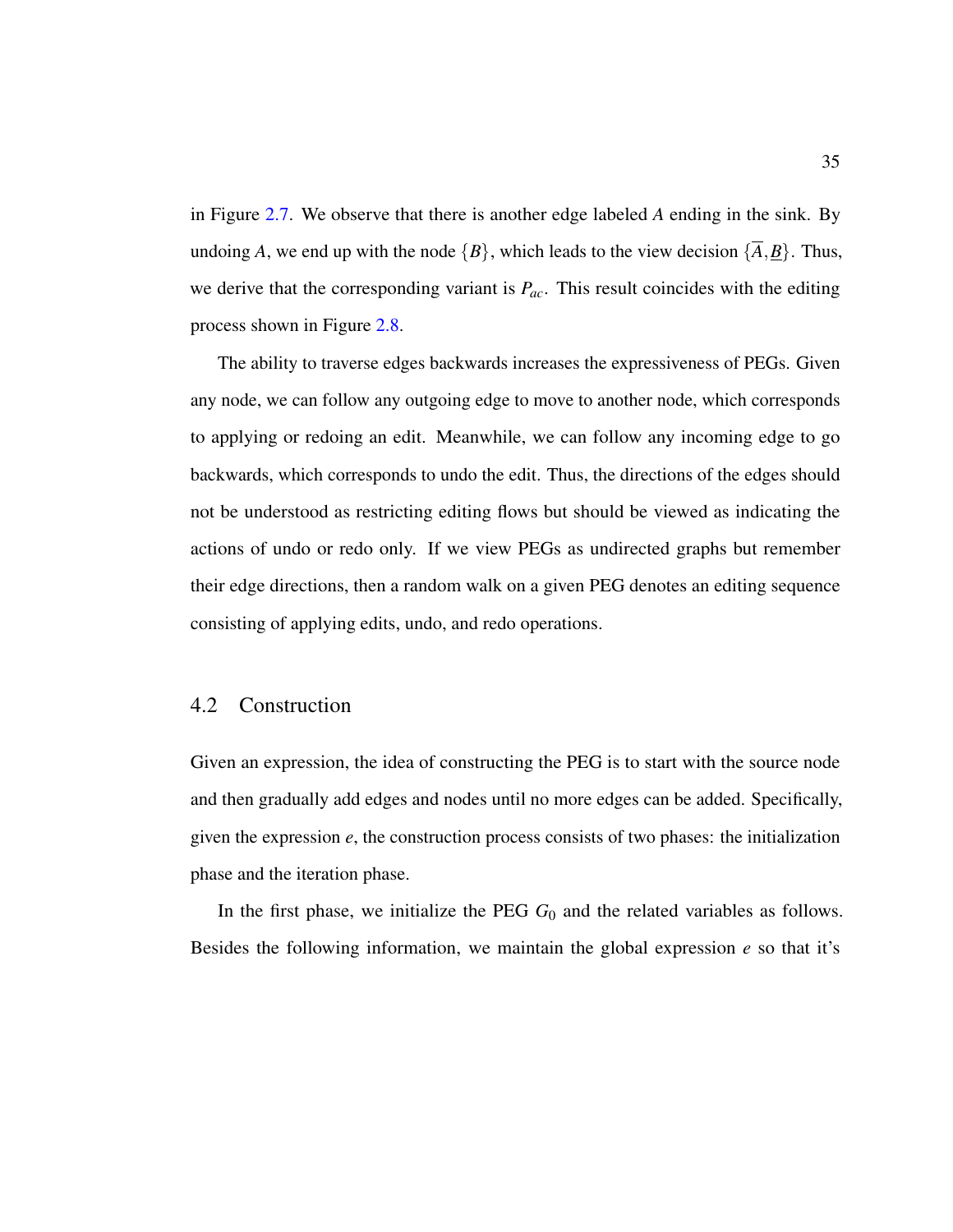in Figure 2.7. We observe that there is another edge labeled $A$ ending in the sink. By undoing $A$, we end up with the node $\{B\}$, which leads to the view decision $\{\overline{A}, \underline{B}\}$. Thus, we derive that the corresponding variant is $P_{ac}$. This result coincides with the editing process shown in Figure 2.8.

The ability to traverse edges backwards increases the expressiveness of PEGs. Given any node, we can follow any outgoing edge to move to another node, which corresponds to applying or redoing an edit. Meanwhile, we can follow any incoming edge to go backwards, which corresponds to undo the edit. Thus, the directions of the edges should not be understood as restricting editing flows but should be viewed as indicating the actions of undo or redo only. If we view PEGs as undirected graphs but remember their edge directions, then a random walk on a given PEG denotes an editing sequence consisting of applying edits, undo, and redo operations.

## 4.2 Construction

Given an expression, the idea of constructing the PEG is to start with the source node and then gradually add edges and nodes until no more edges can be added. Specifically, given the expression $e$, the construction process consists of two phases: the initialization phase and the iteration phase.

In the first phase, we initialize the PEG $G_0$ and the related variables as follows. Besides the following information, we maintain the global expression $e$ so that it's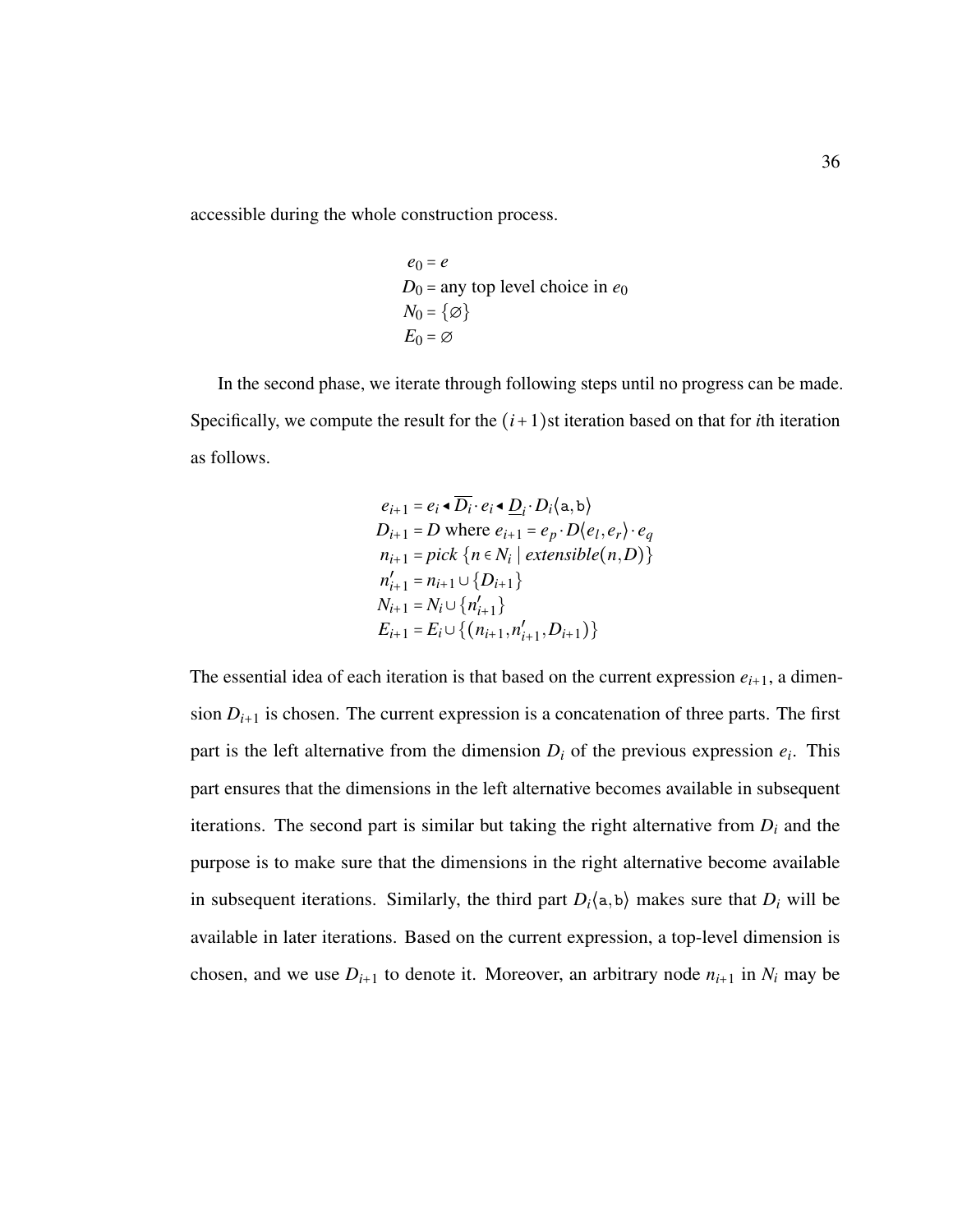accessible during the whole construction process.

$$
\begin{aligned}
e_0 &= e \\
D_0 &= \text{any top level choice in } e_0 \\
N_0 &= \{\varnothing\} \\
E_0 &= \varnothing
\end{aligned}
$$

In the second phase, we iterate through following steps until no progress can be made. Specifically, we compute the result for the $(i+1)$st iteration based on that for $i$th iteration as follows.

$$
\begin{aligned}
e_{i+1} &= e_i \blacktriangleleft \overline{D_i} \cdot e_i \blacktriangleleft \underline{D}_i \cdot D_i\langle \mathtt{a}, \mathtt{b} \rangle \\
D_{i+1} &= D \text{ where } e_{i+1} = e_p \cdot D\langle e_l, e_r \rangle \cdot e_q \\
n_{i+1} &= \mathit{pick}\ \{n \in N_i \mid \mathit{extensible}(n, D)\} \\
n'_{i+1} &= n_{i+1} \cup \{D_{i+1}\} \\
N_{i+1} &= N_i \cup \{n'_{i+1}\} \\
E_{i+1} &= E_i \cup \{(n_{i+1}, n'_{i+1}, D_{i+1})\}
\end{aligned}
$$

The essential idea of each iteration is that based on the current expression $e_{i+1}$, a dimension $D_{i+1}$ is chosen. The current expression is a concatenation of three parts. The first part is the left alternative from the dimension $D_i$ of the previous expression $e_i$. This part ensures that the dimensions in the left alternative becomes available in subsequent iterations. The second part is similar but taking the right alternative from $D_i$ and the purpose is to make sure that the dimensions in the right alternative become available in subsequent iterations. Similarly, the third part $D_i\langle \mathtt{a}, \mathtt{b} \rangle$ makes sure that $D_i$ will be available in later iterations. Based on the current expression, a top-level dimension is chosen, and we use $D_{i+1}$ to denote it. Moreover, an arbitrary node $n_{i+1}$ in $N_i$ may be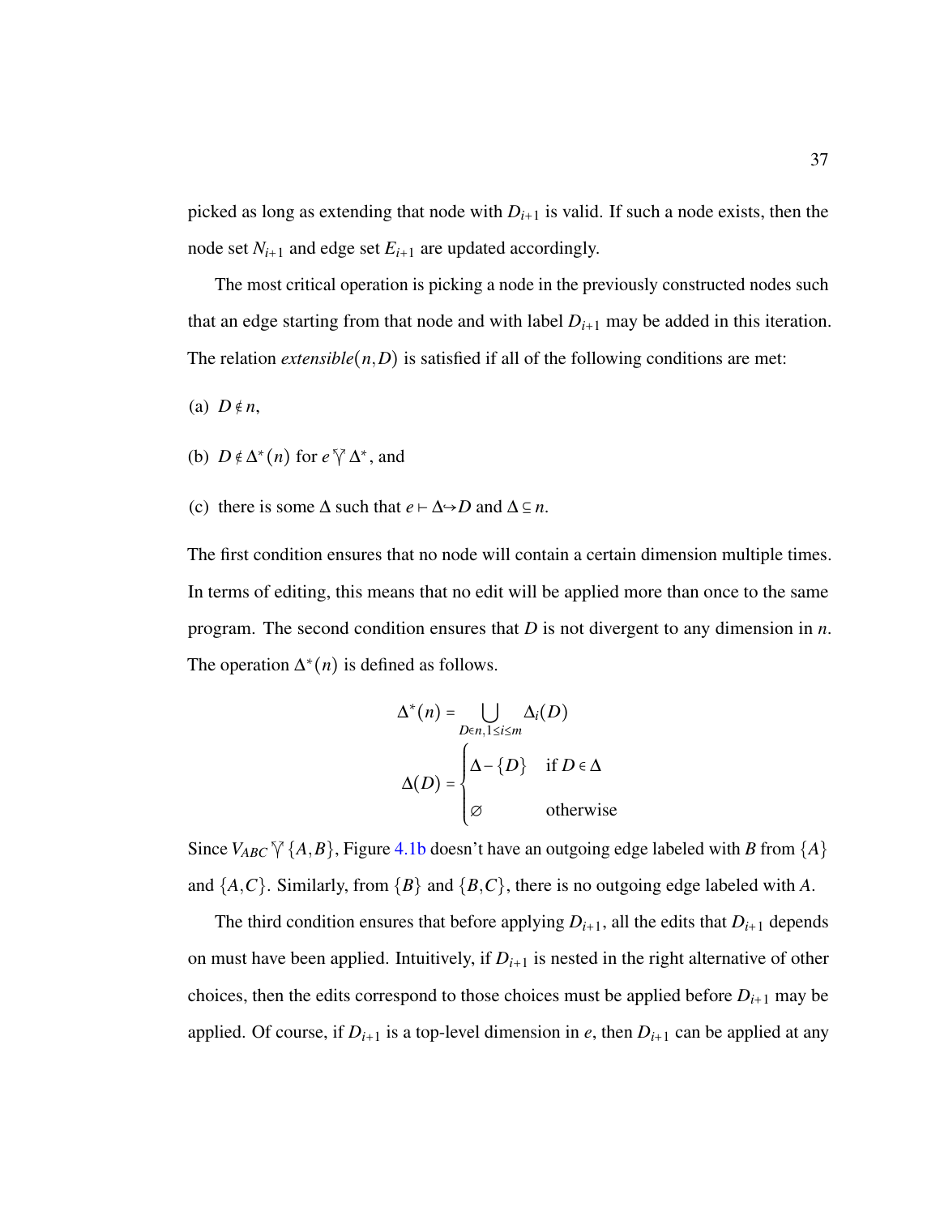picked as long as extending that node with $D_{i+1}$ is valid. If such a node exists, then the node set $N_{i+1}$ and edge set $E_{i+1}$ are updated accordingly.

The most critical operation is picking a node in the previously constructed nodes such that an edge starting from that node and with label $D_{i+1}$ may be added in this iteration. The relation *extensible*$(n, D)$ is satisfied if all of the following conditions are met:

(a) $D \notin n$,

(b) $D \notin \Delta^*(n)$ for $e \curlyvee \Delta^*$, and

(c) there is some $\Delta$ such that $e \vdash \Delta \hookrightarrow D$ and $\Delta \subseteq n$.

The first condition ensures that no node will contain a certain dimension multiple times. In terms of editing, this means that no edit will be applied more than once to the same program. The second condition ensures that $D$ is not divergent to any dimension in $n$. The operation $\Delta^*(n)$ is defined as follows.

$$\Delta^*(n) = \bigcup_{D \in n, 1 \leq i \leq m} \Delta_i(D)$$

$$\Delta(D) = \begin{cases} \Delta - \{D\} & \text{if } D \in \Delta \\ \varnothing & \text{otherwise} \end{cases}$$

Since $V_{ABC} \curlyvee \{A, B\}$, Figure 4.1b doesn't have an outgoing edge labeled with $B$ from $\{A\}$ and $\{A, C\}$. Similarly, from $\{B\}$ and $\{B, C\}$, there is no outgoing edge labeled with $A$.

The third condition ensures that before applying $D_{i+1}$, all the edits that $D_{i+1}$ depends on must have been applied. Intuitively, if $D_{i+1}$ is nested in the right alternative of other choices, then the edits correspond to those choices must be applied before $D_{i+1}$ may be applied. Of course, if $D_{i+1}$ is a top-level dimension in $e$, then $D_{i+1}$ can be applied at any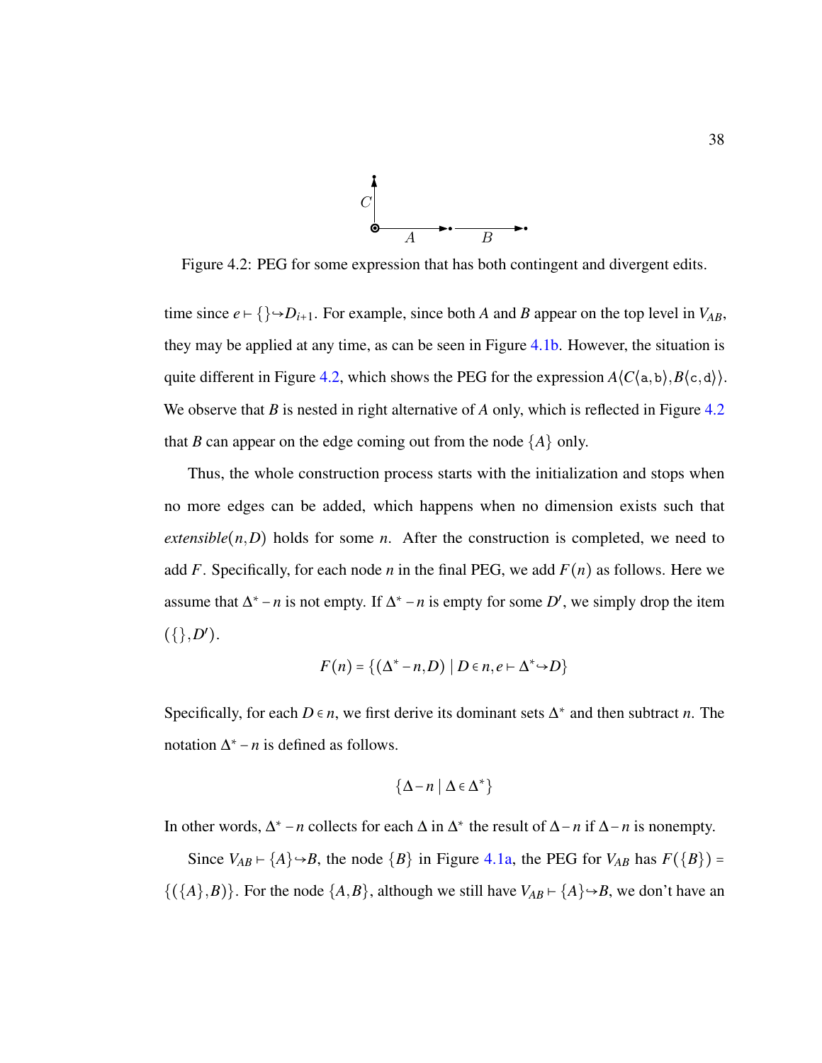Figure 4.2: PEG for some expression that has both contingent and divergent edits.

time since $e \vdash \{\} \hookrightarrow D_{i+1}$. For example, since both $A$ and $B$ appear on the top level in $V_{AB}$, they may be applied at any time, as can be seen in Figure 4.1b. However, the situation is quite different in Figure 4.2, which shows the PEG for the expression $A\langle C\langle \mathtt{a}, \mathtt{b}\rangle, B\langle \mathtt{c}, \mathtt{d}\rangle\rangle$. We observe that $B$ is nested in right alternative of $A$ only, which is reflected in Figure 4.2 that $B$ can appear on the edge coming out from the node $\{A\}$ only.

Thus, the whole construction process starts with the initialization and stops when no more edges can be added, which happens when no dimension exists such that $\mathit{extensible}(n, D)$ holds for some $n$. After the construction is completed, we need to add $F$. Specifically, for each node $n$ in the final PEG, we add $F(n)$ as follows. Here we assume that $\Delta^* - n$ is not empty. If $\Delta^* - n$ is empty for some $D'$, we simply drop the item $(\{\}, D')$.

$$F(n) = \{(\Delta^* - n, D) \mid D \in n, e \vdash \Delta^* \hookrightarrow D\}$$

Specifically, for each $D \in n$, we first derive its dominant sets $\Delta^*$ and then subtract $n$. The notation $\Delta^* - n$ is defined as follows.

$$\{\Delta - n \mid \Delta \in \Delta^*\}$$

In other words, $\Delta^* - n$ collects for each $\Delta$ in $\Delta^*$ the result of $\Delta - n$ if $\Delta - n$ is nonempty.

Since $V_{AB} \vdash \{A\} \hookrightarrow B$, the node $\{B\}$ in Figure 4.1a, the PEG for $V_{AB}$ has $F(\{B\}) = \{(\{A\}, B)\}$. For the node $\{A, B\}$, although we still have $V_{AB} \vdash \{A\} \hookrightarrow B$, we don't have an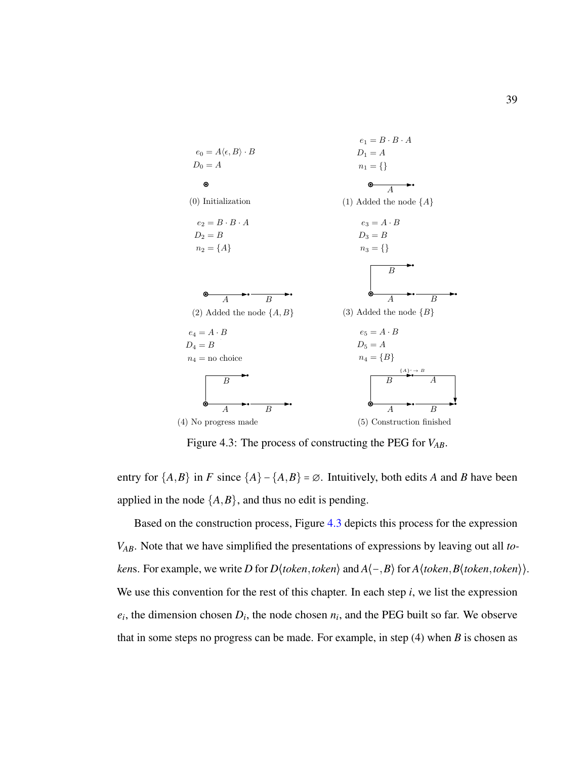$e_0 = A\langle \epsilon, B\rangle \cdot B$
$D_0 = A$

(0) Initialization

$e_1 = B \cdot B \cdot A$
$D_1 = A$
$n_1 = \{\}$

(1) Added the node $\{A\}$

$e_2 = B \cdot B \cdot A$
$D_2 = B$
$n_2 = \{A\}$

(2) Added the node $\{A, B\}$

$e_3 = A \cdot B$
$D_3 = B$
$n_3 = \{\}$

(3) Added the node $\{B\}$

$e_4 = A \cdot B$
$D_4 = B$
$n_4 =$ no choice

(4) No progress made

$e_5 = A \cdot B$
$D_5 = A$
$n_4 = \{B\}$

(5) Construction finished

Figure 4.3: The process of constructing the PEG for $V_{AB}$.

entry for $\{A,B\}$ in $F$ since $\{A\} - \{A,B\} = \varnothing$. Intuitively, both edits $A$ and $B$ have been applied in the node $\{A,B\}$, and thus no edit is pending.

Based on the construction process, Figure 4.3 depicts this process for the expression $V_{AB}$. Note that we have simplified the presentations of expressions by leaving out all *tokens*. For example, we write $D$ for $D\langle token, token\rangle$ and $A\langle -, B\rangle$ for $A\langle token, B\langle token, token\rangle\rangle$. We use this convention for the rest of this chapter. In each step $i$, we list the expression $e_i$, the dimension chosen $D_i$, the node chosen $n_i$, and the PEG built so far. We observe that in some steps no progress can be made. For example, in step (4) when $B$ is chosen as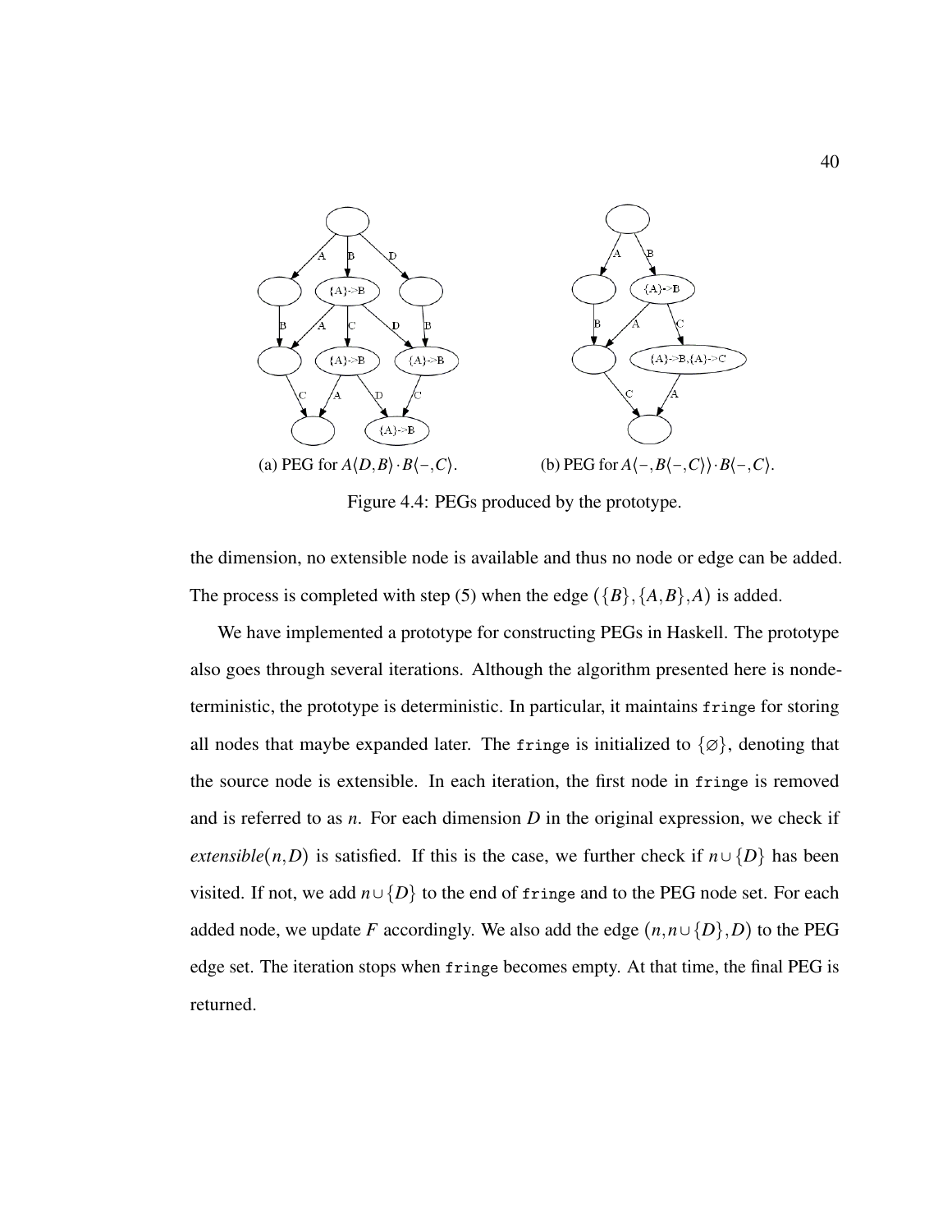(a) PEG for $A\langle D,B\rangle \cdot B\langle -,C\rangle$.

(b) PEG for $A\langle -,B\langle -,C\rangle\rangle \cdot B\langle -,C\rangle$.

Figure 4.4: PEGs produced by the prototype.

the dimension, no extensible node is available and thus no node or edge can be added. The process is completed with step (5) when the edge $(\{B\},\{A,B\},A)$ is added.

We have implemented a prototype for constructing PEGs in Haskell. The prototype also goes through several iterations. Although the algorithm presented here is nondeterministic, the prototype is deterministic. In particular, it maintains `fringe` for storing all nodes that maybe expanded later. The `fringe` is initialized to $\{\varnothing\}$, denoting that the source node is extensible. In each iteration, the first node in `fringe` is removed and is referred to as $n$. For each dimension $D$ in the original expression, we check if $\mathit{extensible}(n,D)$ is satisfied. If this is the case, we further check if $n \cup \{D\}$ has been visited. If not, we add $n \cup \{D\}$ to the end of `fringe` and to the PEG node set. For each added node, we update $F$ accordingly. We also add the edge $(n, n \cup \{D\}, D)$ to the PEG edge set. The iteration stops when `fringe` becomes empty. At that time, the final PEG is returned.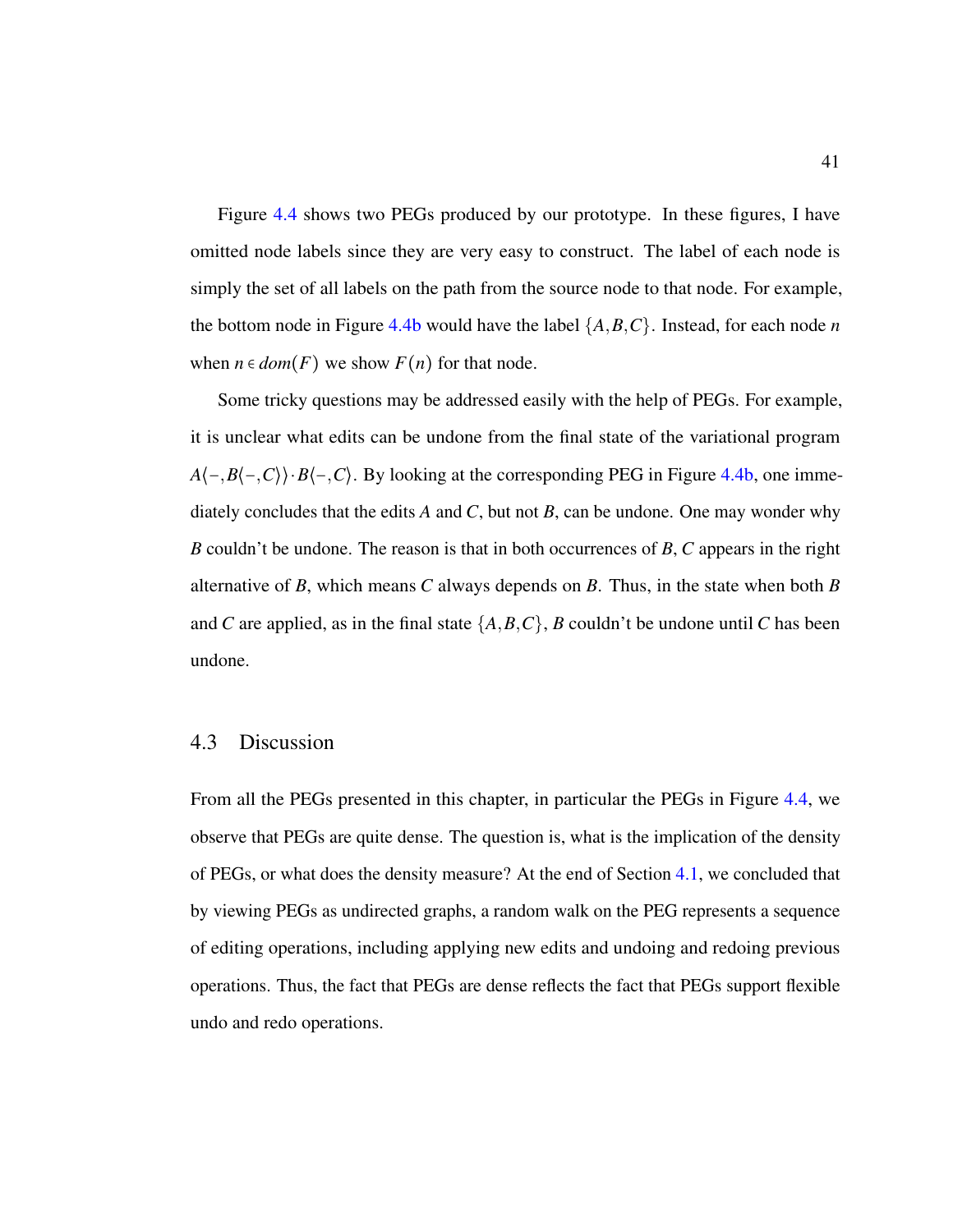Figure 4.4 shows two PEGs produced by our prototype. In these figures, I have omitted node labels since they are very easy to construct. The label of each node is simply the set of all labels on the path from the source node to that node. For example, the bottom node in Figure 4.4b would have the label $\{A, B, C\}$. Instead, for each node $n$ when $n \in dom(F)$ we show $F(n)$ for that node.

Some tricky questions may be addressed easily with the help of PEGs. For example, it is unclear what edits can be undone from the final state of the variational program $A\langle -, B\langle -, C\rangle\rangle \cdot B\langle -, C\rangle$. By looking at the corresponding PEG in Figure 4.4b, one immediately concludes that the edits $A$ and $C$, but not $B$, can be undone. One may wonder why $B$ couldn't be undone. The reason is that in both occurrences of $B$, $C$ appears in the right alternative of $B$, which means $C$ always depends on $B$. Thus, in the state when both $B$ and $C$ are applied, as in the final state $\{A, B, C\}$, $B$ couldn't be undone until $C$ has been undone.

## 4.3 Discussion

From all the PEGs presented in this chapter, in particular the PEGs in Figure 4.4, we observe that PEGs are quite dense. The question is, what is the implication of the density of PEGs, or what does the density measure? At the end of Section 4.1, we concluded that by viewing PEGs as undirected graphs, a random walk on the PEG represents a sequence of editing operations, including applying new edits and undoing and redoing previous operations. Thus, the fact that PEGs are dense reflects the fact that PEGs support flexible undo and redo operations.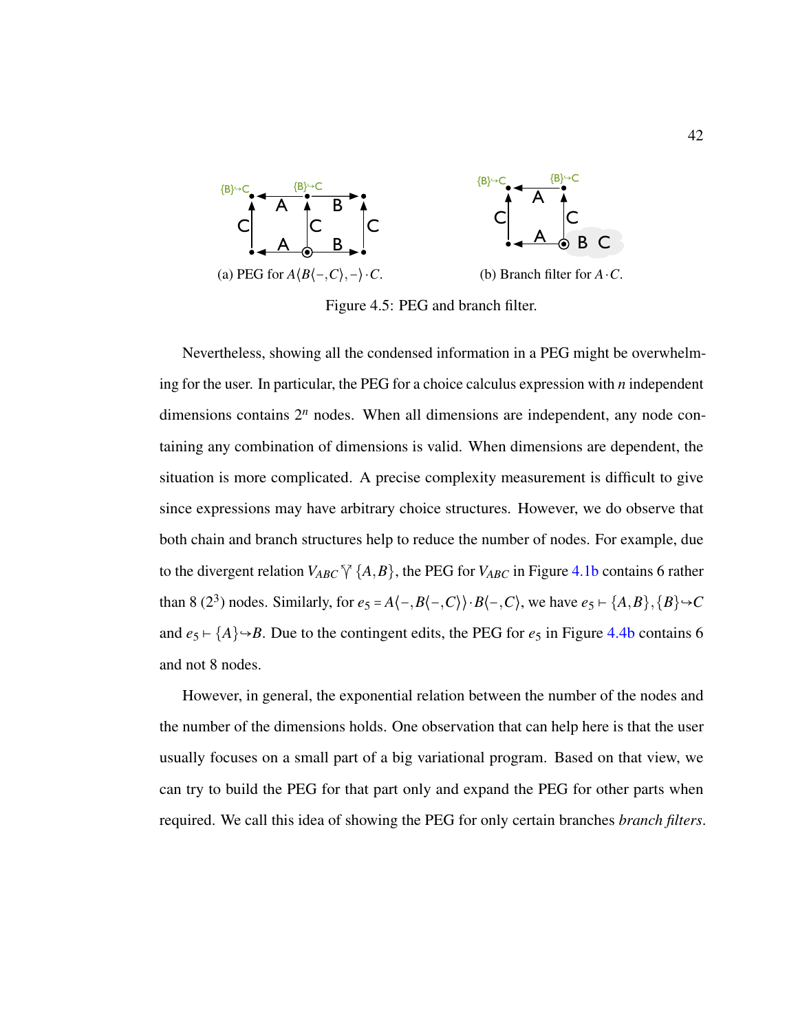(a) PEG for $A\langle B\langle -, C\rangle, -\rangle \cdot C$.

(b) Branch filter for $A \cdot C$.

Figure 4.5: PEG and branch filter.

Nevertheless, showing all the condensed information in a PEG might be overwhelming for the user. In particular, the PEG for a choice calculus expression with $n$ independent dimensions contains $2^n$ nodes. When all dimensions are independent, any node containing any combination of dimensions is valid. When dimensions are dependent, the situation is more complicated. A precise complexity measurement is difficult to give since expressions may have arbitrary choice structures. However, we do observe that both chain and branch structures help to reduce the number of nodes. For example, due to the divergent relation $V_{ABC} \curlyvee \{A, B\}$, the PEG for $V_{ABC}$ in Figure 4.1b contains 6 rather than 8 ($2^3$) nodes. Similarly, for $e_5 = A\langle -, B\langle -, C\rangle\rangle \cdot B\langle -, C\rangle$, we have $e_5 \vdash \{A, B\}, \{B\} \hookrightarrow C$ and $e_5 \vdash \{A\} \hookrightarrow B$. Due to the contingent edits, the PEG for $e_5$ in Figure 4.4b contains 6 and not 8 nodes.

However, in general, the exponential relation between the number of the nodes and the number of the dimensions holds. One observation that can help here is that the user usually focuses on a small part of a big variational program. Based on that view, we can try to build the PEG for that part only and expand the PEG for other parts when required. We call this idea of showing the PEG for only certain branches *branch filters*.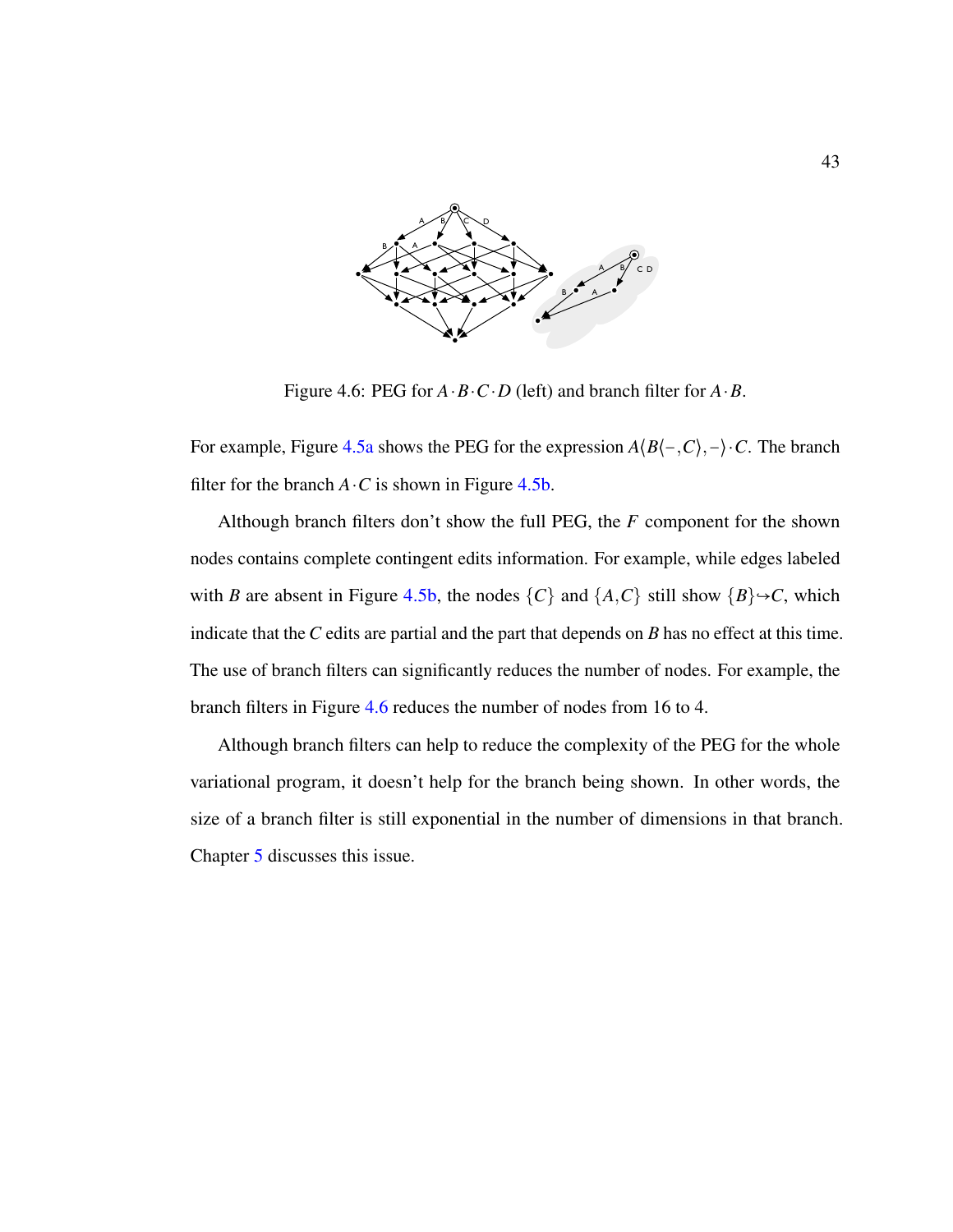Figure 4.6: PEG for $A \cdot B \cdot C \cdot D$ (left) and branch filter for $A \cdot B$.

For example, Figure 4.5a shows the PEG for the expression $A\langle B\langle -, C\rangle, -\rangle \cdot C$. The branch filter for the branch $A \cdot C$ is shown in Figure 4.5b.

Although branch filters don't show the full PEG, the $F$ component for the shown nodes contains complete contingent edits information. For example, while edges labeled with $B$ are absent in Figure 4.5b, the nodes $\{C\}$ and $\{A, C\}$ still show $\{B\} \hookrightarrow C$, which indicate that the $C$ edits are partial and the part that depends on $B$ has no effect at this time. The use of branch filters can significantly reduces the number of nodes. For example, the branch filters in Figure 4.6 reduces the number of nodes from 16 to 4.

Although branch filters can help to reduce the complexity of the PEG for the whole variational program, it doesn't help for the branch being shown. In other words, the size of a branch filter is still exponential in the number of dimensions in that branch. Chapter 5 discusses this issue.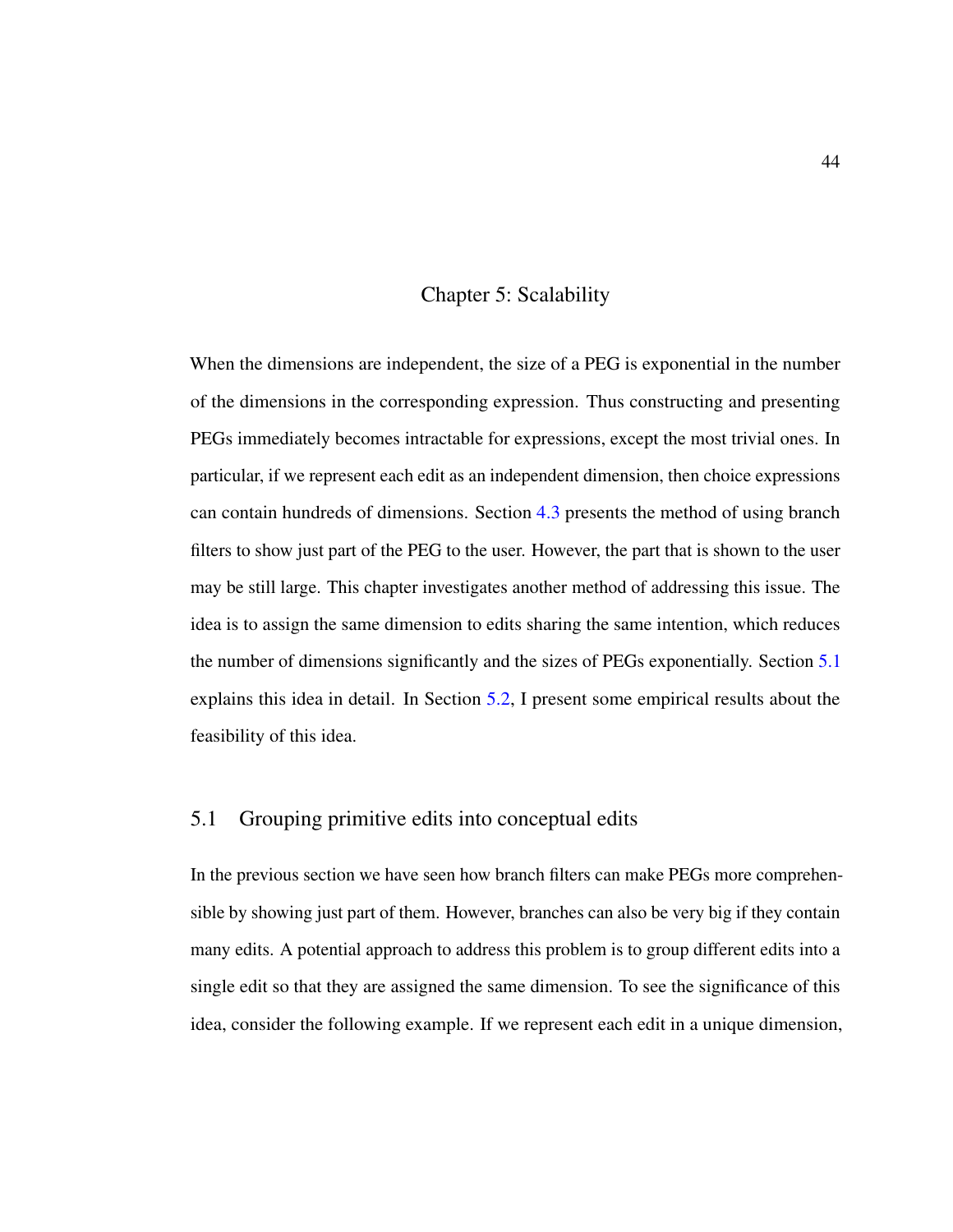# Chapter 5: Scalability

When the dimensions are independent, the size of a PEG is exponential in the number of the dimensions in the corresponding expression. Thus constructing and presenting PEGs immediately becomes intractable for expressions, except the most trivial ones. In particular, if we represent each edit as an independent dimension, then choice expressions can contain hundreds of dimensions. Section 4.3 presents the method of using branch filters to show just part of the PEG to the user. However, the part that is shown to the user may be still large. This chapter investigates another method of addressing this issue. The idea is to assign the same dimension to edits sharing the same intention, which reduces the number of dimensions significantly and the sizes of PEGs exponentially. Section 5.1 explains this idea in detail. In Section 5.2, I present some empirical results about the feasibility of this idea.

## 5.1 Grouping primitive edits into conceptual edits

In the previous section we have seen how branch filters can make PEGs more comprehensible by showing just part of them. However, branches can also be very big if they contain many edits. A potential approach to address this problem is to group different edits into a single edit so that they are assigned the same dimension. To see the significance of this idea, consider the following example. If we represent each edit in a unique dimension,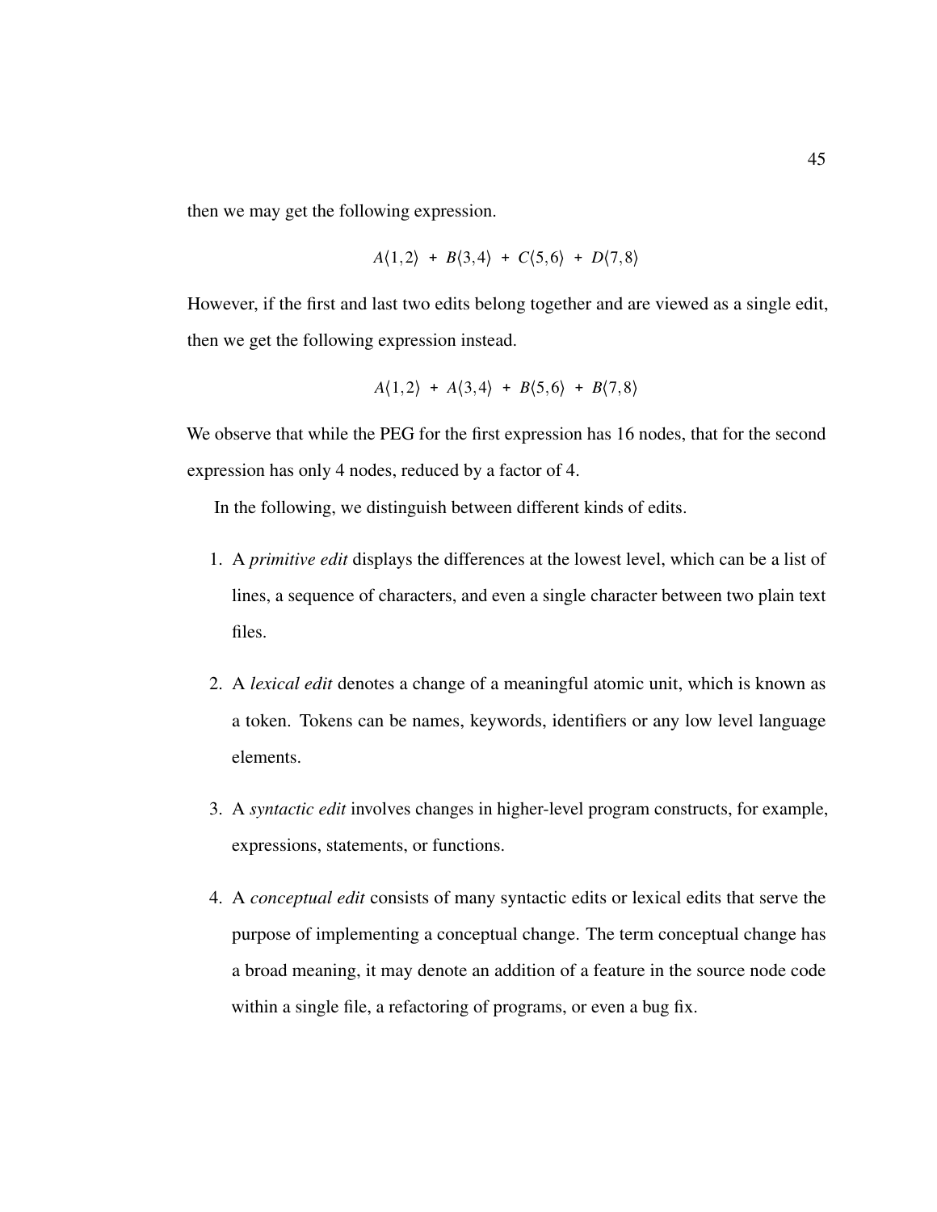then we may get the following expression.

$$A\langle 1,2\rangle \ + \ B\langle 3,4\rangle \ + \ C\langle 5,6\rangle \ + \ D\langle 7,8\rangle$$

However, if the first and last two edits belong together and are viewed as a single edit, then we get the following expression instead.

$$A\langle 1,2\rangle \ + \ A\langle 3,4\rangle \ + \ B\langle 5,6\rangle \ + \ B\langle 7,8\rangle$$

We observe that while the PEG for the first expression has 16 nodes, that for the second expression has only 4 nodes, reduced by a factor of 4.

In the following, we distinguish between different kinds of edits.

1. A *primitive edit* displays the differences at the lowest level, which can be a list of lines, a sequence of characters, and even a single character between two plain text files.

2. A *lexical edit* denotes a change of a meaningful atomic unit, which is known as a token. Tokens can be names, keywords, identifiers or any low level language elements.

3. A *syntactic edit* involves changes in higher-level program constructs, for example, expressions, statements, or functions.

4. A *conceptual edit* consists of many syntactic edits or lexical edits that serve the purpose of implementing a conceptual change. The term conceptual change has a broad meaning, it may denote an addition of a feature in the source node code within a single file, a refactoring of programs, or even a bug fix.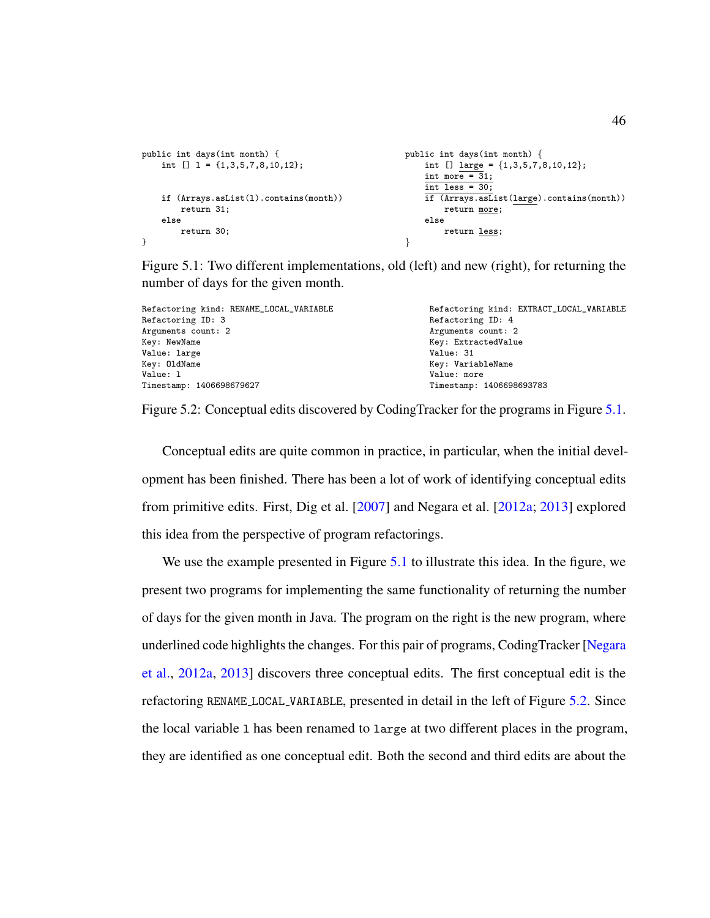```java
public int days(int month) {
    int [] l = {1,3,5,7,8,10,12};


    if (Arrays.asList(l).contains(month))
        return 31;
    else
        return 30;
}
```

```java
public int days(int month) {
    int [] large = {1,3,5,7,8,10,12};
    int more = 31;
    int less = 30;
    if (Arrays.asList(large).contains(month))
        return more;
    else
        return less;
}
```

Figure 5.1: Two different implementations, old (left) and new (right), for returning the number of days for the given month.

```
Refactoring kind: RENAME_LOCAL_VARIABLE
Refactoring ID: 3
Arguments count: 2
Key: NewName
Value: large
Key: OldName
Value: l
Timestamp: 1406698679627
```

```
Refactoring kind: EXTRACT_LOCAL_VARIABLE
Refactoring ID: 4
Arguments count: 2
Key: ExtractedValue
Value: 31
Key: VariableName
Value: more
Timestamp: 1406698693783
```

Figure 5.2: Conceptual edits discovered by CodingTracker for the programs in Figure 5.1.

Conceptual edits are quite common in practice, in particular, when the initial development has been finished. There has been a lot of work of identifying conceptual edits from primitive edits. First, Dig et al. [2007] and Negara et al. [2012a; 2013] explored this idea from the perspective of program refactorings.

We use the example presented in Figure 5.1 to illustrate this idea. In the figure, we present two programs for implementing the same functionality of returning the number of days for the given month in Java. The program on the right is the new program, where underlined code highlights the changes. For this pair of programs, CodingTracker [Negara et al., 2012a, 2013] discovers three conceptual edits. The first conceptual edit is the refactoring `RENAME_LOCAL_VARIABLE`, presented in detail in the left of Figure 5.2. Since the local variable `l` has been renamed to `large` at two different places in the program, they are identified as one conceptual edit. Both the second and third edits are about the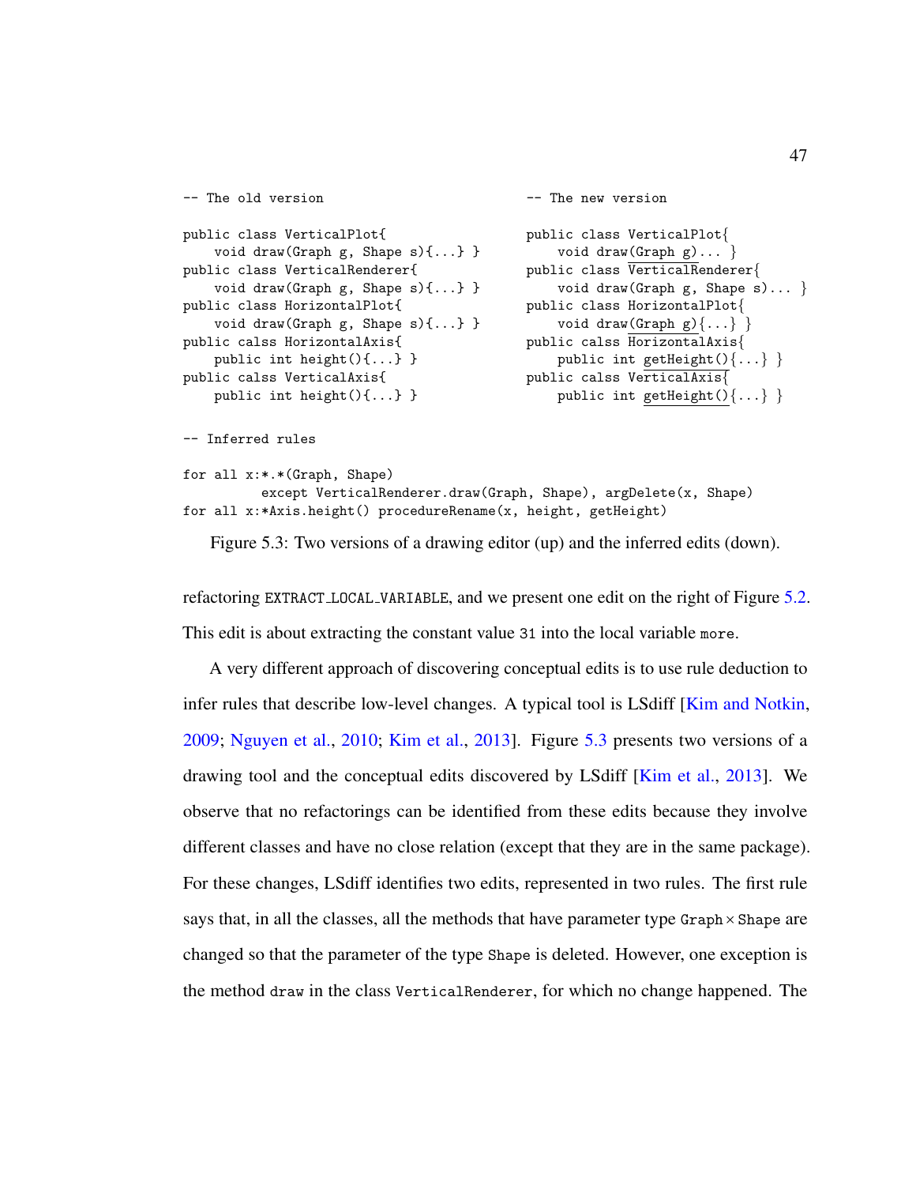```
-- The old version                              -- The new version

public class VerticalPlot{                      public class VerticalPlot{
    void draw(Graph g, Shape s){...} }              void draw(Graph g)... }
public class VerticalRenderer{                  public class VerticalRenderer{
    void draw(Graph g, Shape s){...} }              void draw(Graph g, Shape s)... }
public class HorizontalPlot{                    public class HorizontalPlot{
    void draw(Graph g, Shape s){...} }              void draw(Graph g){...} }
public calss HorizontalAxis{                    public calss HorizontalAxis{
    public int height(){...} }                      public int getHeight(){...} }
public calss VerticalAxis{                      public calss VerticalAxis{
    public int height(){...} }                      public int getHeight(){...} }

-- Inferred rules

for all x:*.*(Graph, Shape)
          except VerticalRenderer.draw(Graph, Shape), argDelete(x, Shape)
for all x:*Axis.height() procedureRename(x, height, getHeight)
```

Figure 5.3: Two versions of a drawing editor (up) and the inferred edits (down).

refactoring `EXTRACT_LOCAL_VARIABLE`, and we present one edit on the right of Figure 5.2. This edit is about extracting the constant value `31` into the local variable `more`.

A very different approach of discovering conceptual edits is to use rule deduction to infer rules that describe low-level changes. A typical tool is LSdiff [Kim and Notkin, 2009; Nguyen et al., 2010; Kim et al., 2013]. Figure 5.3 presents two versions of a drawing tool and the conceptual edits discovered by LSdiff [Kim et al., 2013]. We observe that no refactorings can be identified from these edits because they involve different classes and have no close relation (except that they are in the same package). For these changes, LSdiff identifies two edits, represented in two rules. The first rule says that, in all the classes, all the methods that have parameter type `Graph` × `Shape` are changed so that the parameter of the type `Shape` is deleted. However, one exception is the method `draw` in the class `VerticalRenderer`, for which no change happened. The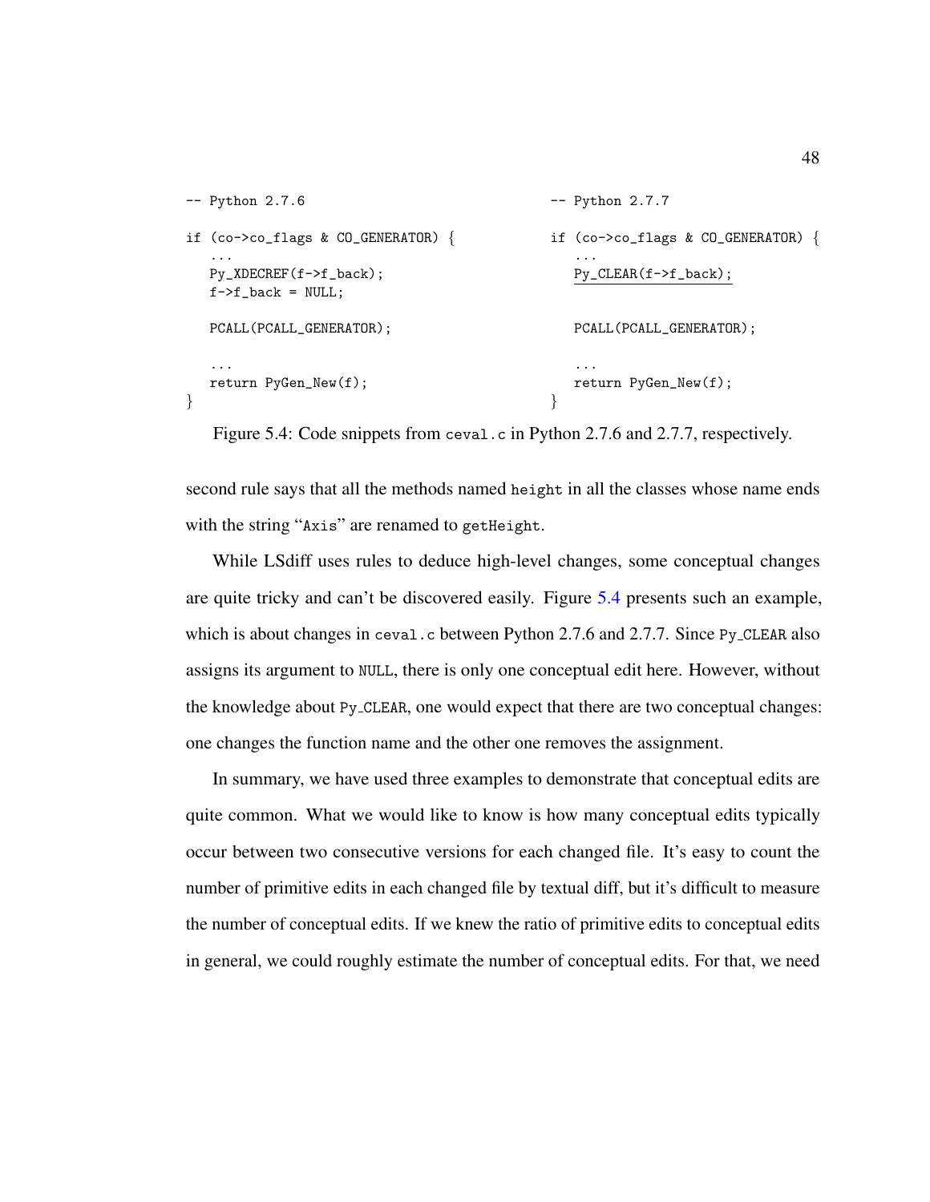```
-- Python 2.7.6

if (co->co_flags & CO_GENERATOR) {
   ...
   Py_XDECREF(f->f_back);
   f->f_back = NULL;

   PCALL(PCALL_GENERATOR);

   ...
   return PyGen_New(f);
}
```

```
-- Python 2.7.7

if (co->co_flags & CO_GENERATOR) {
   ...
   Py_CLEAR(f->f_back);


   PCALL(PCALL_GENERATOR);

   ...
   return PyGen_New(f);
}
```

Figure 5.4: Code snippets from `ceval.c` in Python 2.7.6 and 2.7.7, respectively.

second rule says that all the methods named `height` in all the classes whose name ends with the string "`Axis`" are renamed to `getHeight`.

While LSdiff uses rules to deduce high-level changes, some conceptual changes are quite tricky and can't be discovered easily. Figure 5.4 presents such an example, which is about changes in `ceval.c` between Python 2.7.6 and 2.7.7. Since `Py_CLEAR` also assigns its argument to `NULL`, there is only one conceptual edit here. However, without the knowledge about `Py_CLEAR`, one would expect that there are two conceptual changes: one changes the function name and the other one removes the assignment.

In summary, we have used three examples to demonstrate that conceptual edits are quite common. What we would like to know is how many conceptual edits typically occur between two consecutive versions for each changed file. It's easy to count the number of primitive edits in each changed file by textual diff, but it's difficult to measure the number of conceptual edits. If we knew the ratio of primitive edits to conceptual edits in general, we could roughly estimate the number of conceptual edits. For that, we need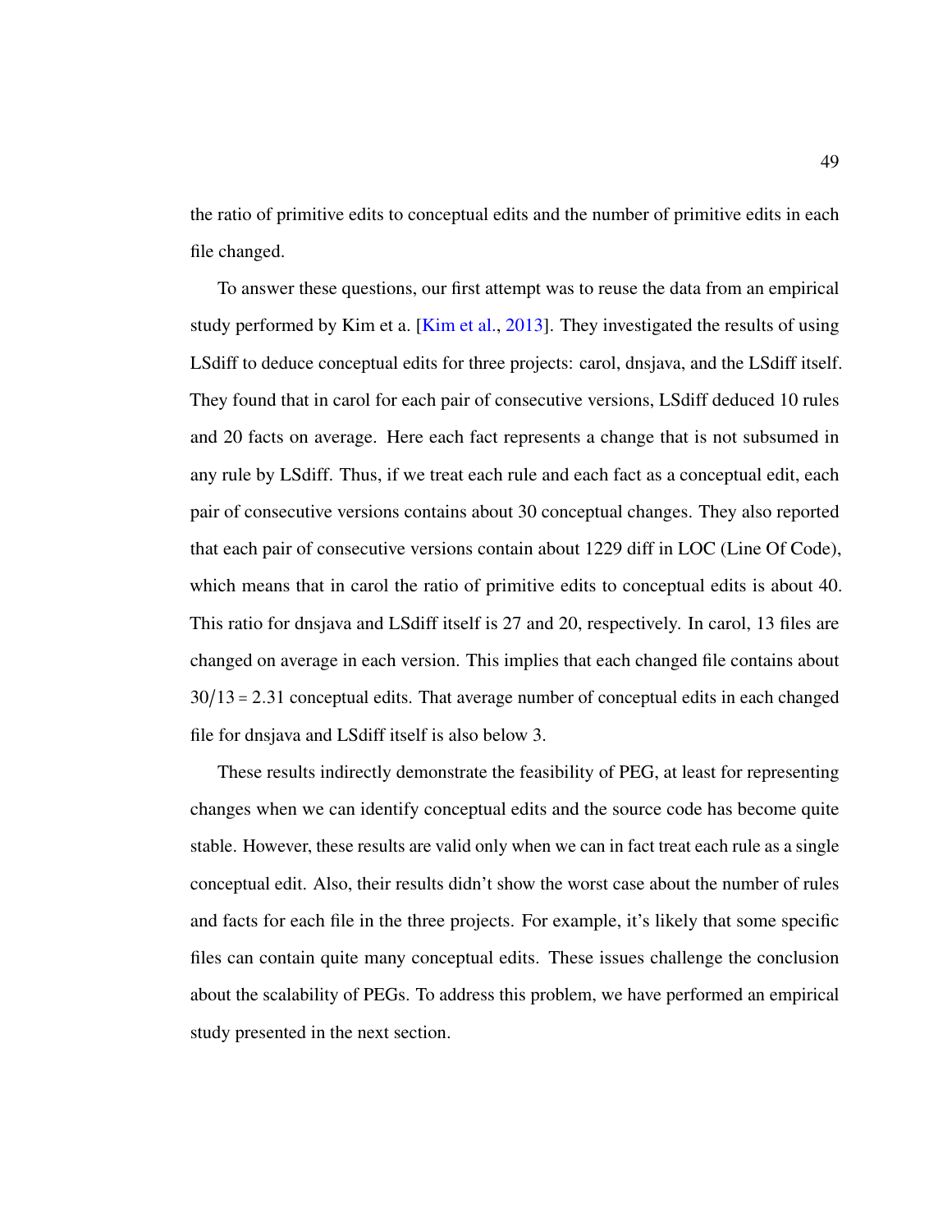the ratio of primitive edits to conceptual edits and the number of primitive edits in each file changed.

To answer these questions, our first attempt was to reuse the data from an empirical study performed by Kim et a. [Kim et al., 2013]. They investigated the results of using LSdiff to deduce conceptual edits for three projects: carol, dnsjava, and the LSdiff itself. They found that in carol for each pair of consecutive versions, LSdiff deduced 10 rules and 20 facts on average. Here each fact represents a change that is not subsumed in any rule by LSdiff. Thus, if we treat each rule and each fact as a conceptual edit, each pair of consecutive versions contains about 30 conceptual changes. They also reported that each pair of consecutive versions contain about 1229 diff in LOC (Line Of Code), which means that in carol the ratio of primitive edits to conceptual edits is about 40. This ratio for dnsjava and LSdiff itself is 27 and 20, respectively. In carol, 13 files are changed on average in each version. This implies that each changed file contains about $30/13 = 2.31$ conceptual edits. That average number of conceptual edits in each changed file for dnsjava and LSdiff itself is also below 3.

These results indirectly demonstrate the feasibility of PEG, at least for representing changes when we can identify conceptual edits and the source code has become quite stable. However, these results are valid only when we can in fact treat each rule as a single conceptual edit. Also, their results didn't show the worst case about the number of rules and facts for each file in the three projects. For example, it's likely that some specific files can contain quite many conceptual edits. These issues challenge the conclusion about the scalability of PEGs. To address this problem, we have performed an empirical study presented in the next section.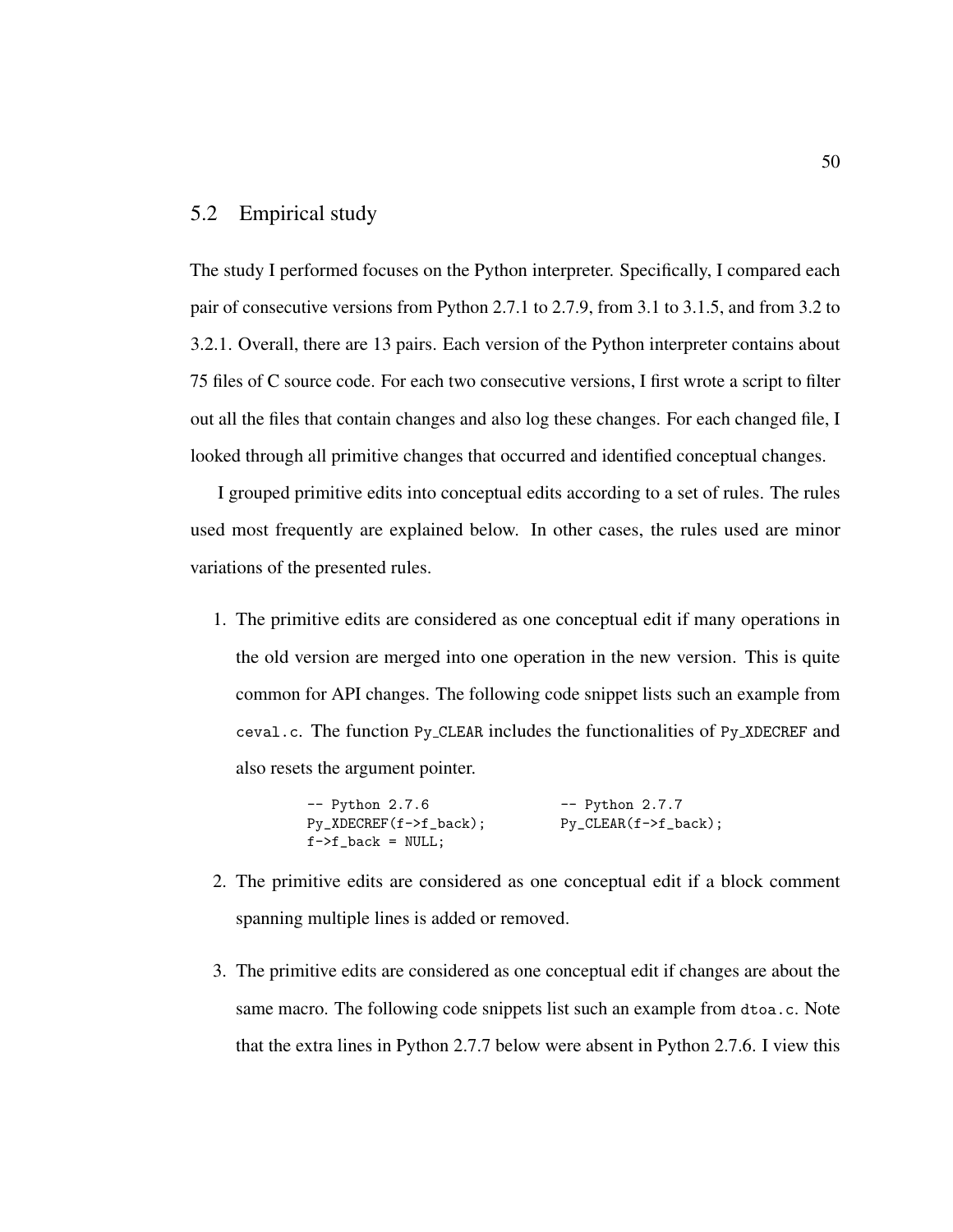## 5.2 Empirical study

The study I performed focuses on the Python interpreter. Specifically, I compared each pair of consecutive versions from Python 2.7.1 to 2.7.9, from 3.1 to 3.1.5, and from 3.2 to 3.2.1. Overall, there are 13 pairs. Each version of the Python interpreter contains about 75 files of C source code. For each two consecutive versions, I first wrote a script to filter out all the files that contain changes and also log these changes. For each changed file, I looked through all primitive changes that occurred and identified conceptual changes.

I grouped primitive edits into conceptual edits according to a set of rules. The rules used most frequently are explained below. In other cases, the rules used are minor variations of the presented rules.

1. The primitive edits are considered as one conceptual edit if many operations in the old version are merged into one operation in the new version. This is quite common for API changes. The following code snippet lists such an example from `ceval.c`. The function `Py_CLEAR` includes the functionalities of `Py_XDECREF` and also resets the argument pointer.

```
-- Python 2.7.6                -- Python 2.7.7
Py_XDECREF(f->f_back);         Py_CLEAR(f->f_back);
f->f_back = NULL;
```

2. The primitive edits are considered as one conceptual edit if a block comment spanning multiple lines is added or removed.

3. The primitive edits are considered as one conceptual edit if changes are about the same macro. The following code snippets list such an example from `dtoa.c`. Note that the extra lines in Python 2.7.7 below were absent in Python 2.7.6. I view this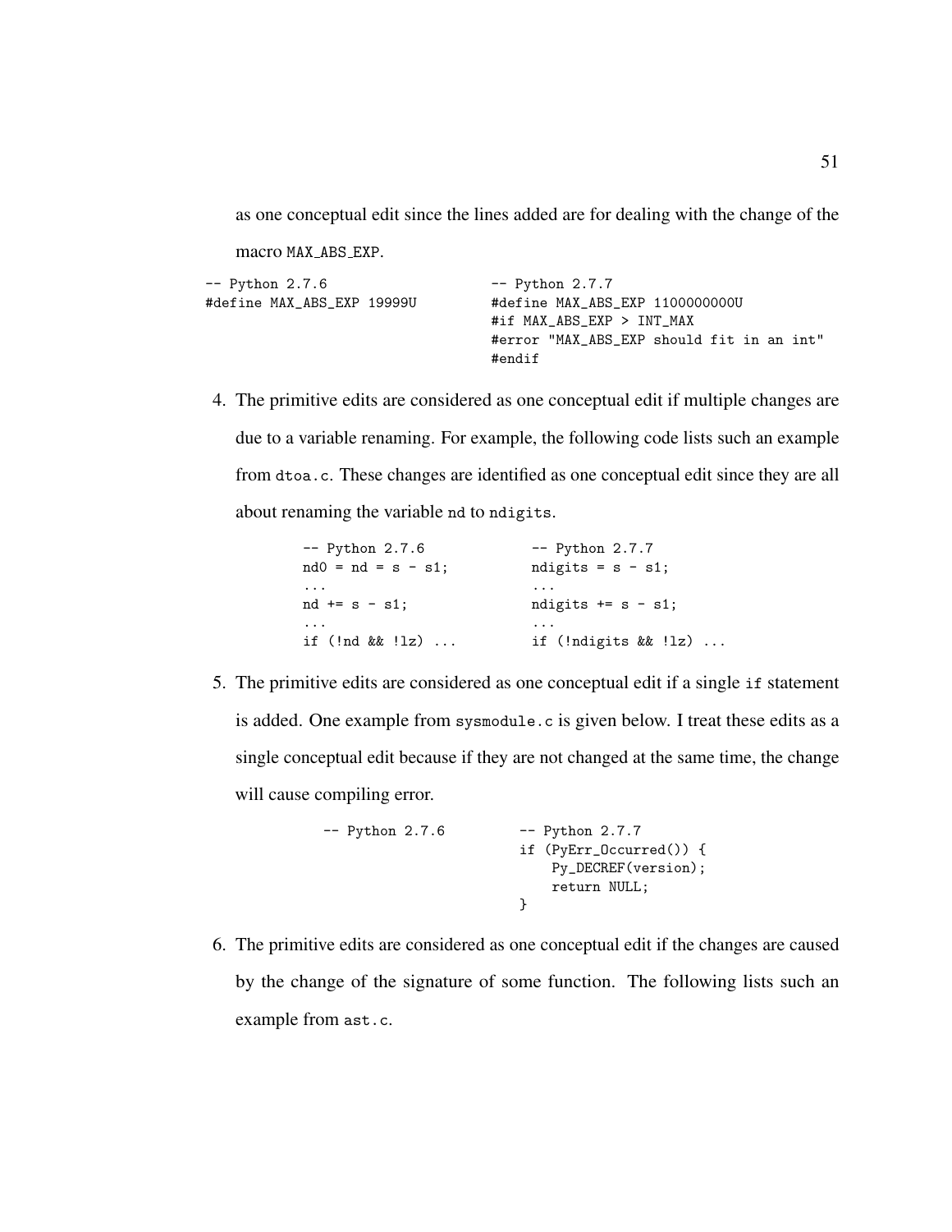as one conceptual edit since the lines added are for dealing with the change of the macro `MAX_ABS_EXP`.

```
-- Python 2.7.6                    -- Python 2.7.7
#define MAX_ABS_EXP 19999U         #define MAX_ABS_EXP 1100000000U
                                   #if MAX_ABS_EXP > INT_MAX
                                   #error "MAX_ABS_EXP should fit in an int"
                                   #endif
```

4. The primitive edits are considered as one conceptual edit if multiple changes are due to a variable renaming. For example, the following code lists such an example from `dtoa.c`. These changes are identified as one conceptual edit since they are all about renaming the variable `nd` to `ndigits`.

```
-- Python 2.7.6              -- Python 2.7.7
nd0 = nd = s - s1;          ndigits = s - s1;
...                         ...
nd += s - s1;               ndigits += s - s1;
...                         ...
if (!nd && !lz) ...         if (!ndigits && !lz) ...
```

5. The primitive edits are considered as one conceptual edit if a single `if` statement is added. One example from `sysmodule.c` is given below. I treat these edits as a single conceptual edit because if they are not changed at the same time, the change will cause compiling error.

```
-- Python 2.7.6          -- Python 2.7.7
                         if (PyErr_Occurred()) {
                             Py_DECREF(version);
                             return NULL;
                         }
```

6. The primitive edits are considered as one conceptual edit if the changes are caused by the change of the signature of some function. The following lists such an example from `ast.c`.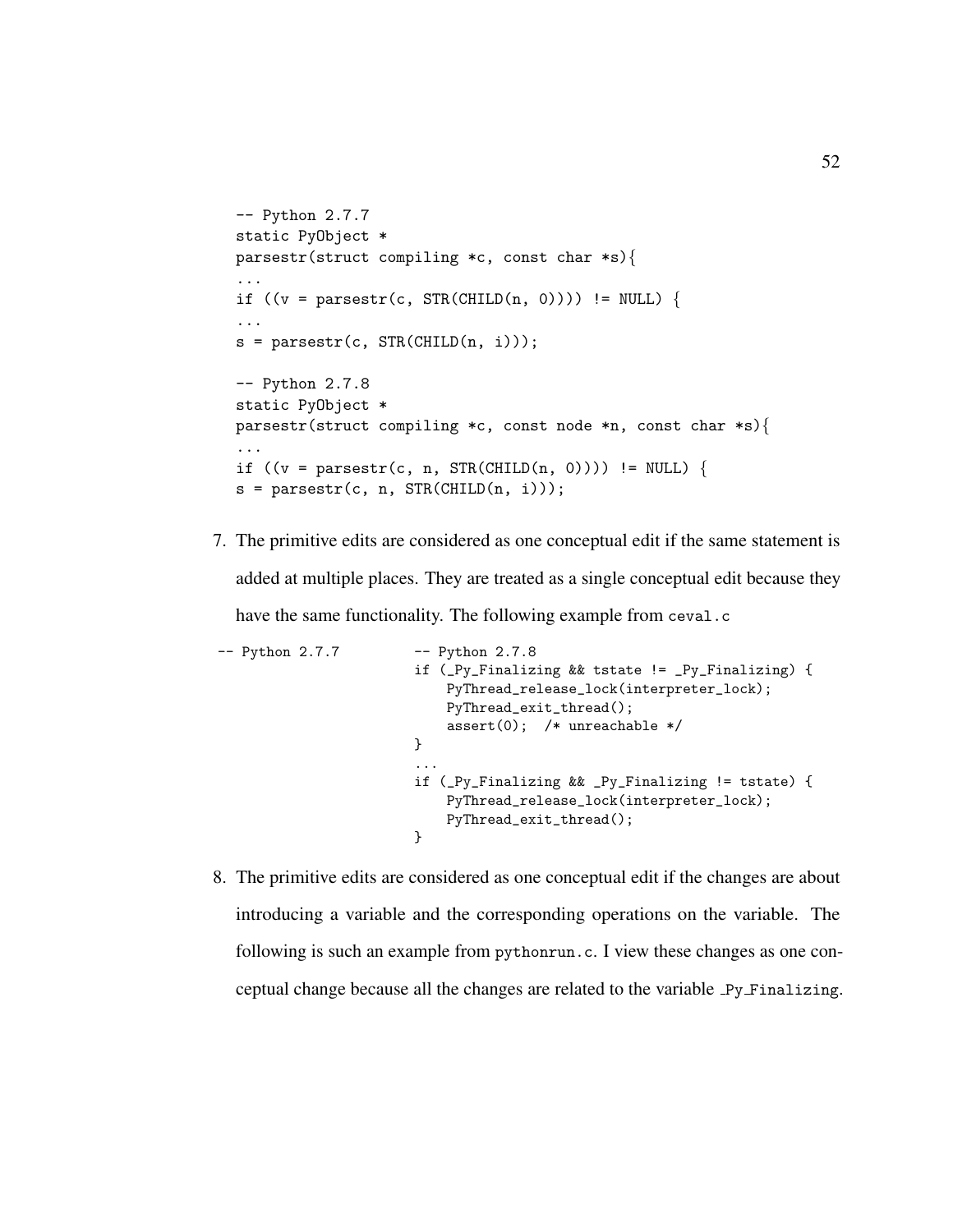```
-- Python 2.7.7
static PyObject *
parsestr(struct compiling *c, const char *s){
...
if ((v = parsestr(c, STR(CHILD(n, 0)))) != NULL) {
...
s = parsestr(c, STR(CHILD(n, i)));

-- Python 2.7.8
static PyObject *
parsestr(struct compiling *c, const node *n, const char *s){
...
if ((v = parsestr(c, n, STR(CHILD(n, 0)))) != NULL) {
s = parsestr(c, n, STR(CHILD(n, i)));
```

7. The primitive edits are considered as one conceptual edit if the same statement is added at multiple places. They are treated as a single conceptual edit because they have the same functionality. The following example from `ceval.c`

```
-- Python 2.7.7         -- Python 2.7.8
                        if (_Py_Finalizing && tstate != _Py_Finalizing) {
                            PyThread_release_lock(interpreter_lock);
                            PyThread_exit_thread();
                            assert(0);  /* unreachable */
                        }
                        ...
                        if (_Py_Finalizing && _Py_Finalizing != tstate) {
                            PyThread_release_lock(interpreter_lock);
                            PyThread_exit_thread();
                        }
```

8. The primitive edits are considered as one conceptual edit if the changes are about introducing a variable and the corresponding operations on the variable. The following is such an example from `pythonrun.c`. I view these changes as one conceptual change because all the changes are related to the variable `_Py_Finalizing`.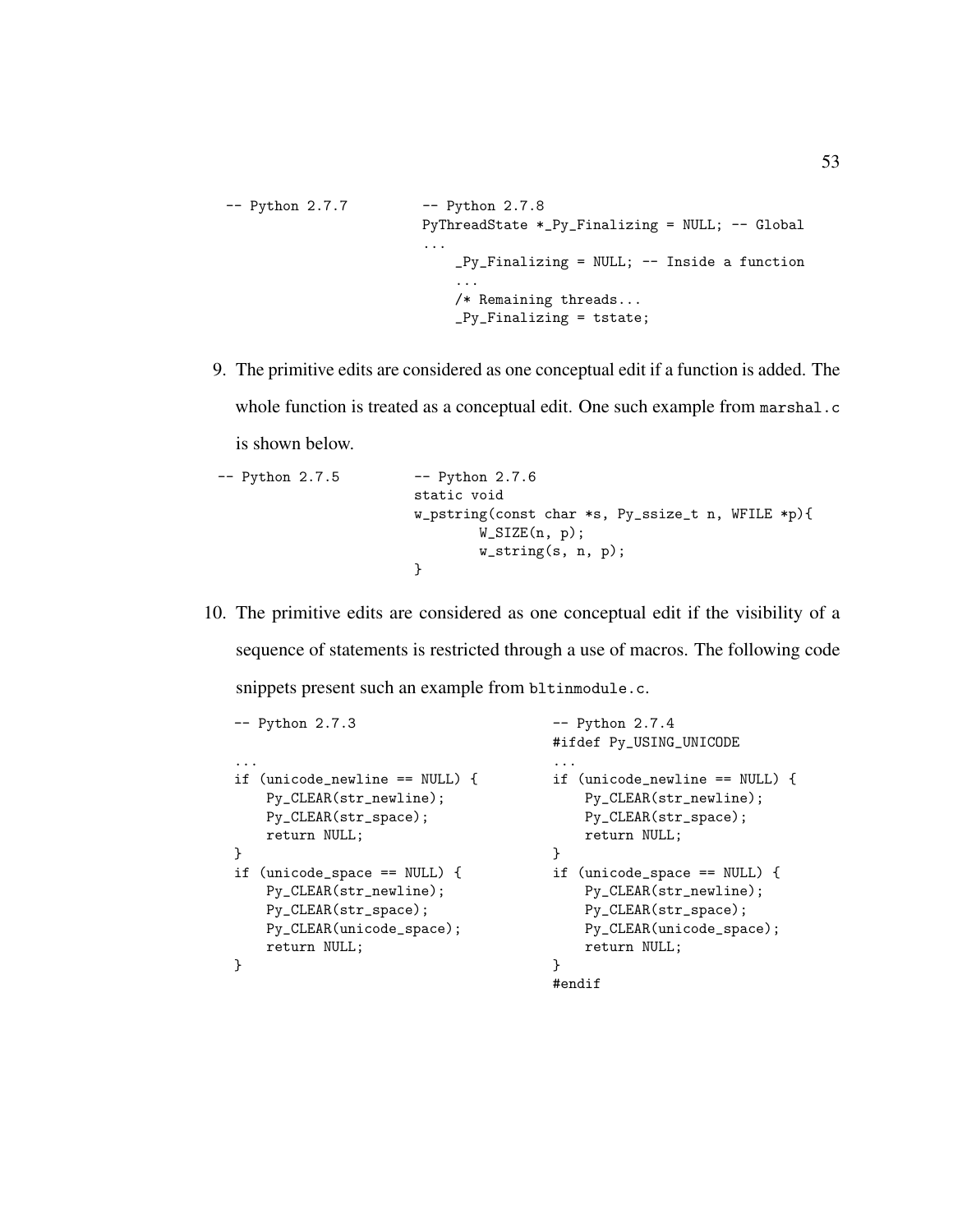```
-- Python 2.7.7         -- Python 2.7.8
                        PyThreadState *_Py_Finalizing = NULL; -- Global
                        ...
                            _Py_Finalizing = NULL; -- Inside a function
                            ...
                            /* Remaining threads...
                            _Py_Finalizing = tstate;
```

9. The primitive edits are considered as one conceptual edit if a function is added. The whole function is treated as a conceptual edit. One such example from `marshal.c` is shown below.

```
-- Python 2.7.5         -- Python 2.7.6
                        static void
                        w_pstring(const char *s, Py_ssize_t n, WFILE *p){
                                W_SIZE(n, p);
                                w_string(s, n, p);
                        }
```

10. The primitive edits are considered as one conceptual edit if the visibility of a sequence of statements is restricted through a use of macros. The following code snippets present such an example from `bltinmodule.c`.

```
-- Python 2.7.3                        -- Python 2.7.4
                                       #ifdef Py_USING_UNICODE
...                                    ...
if (unicode_newline == NULL) {         if (unicode_newline == NULL) {
    Py_CLEAR(str_newline);                 Py_CLEAR(str_newline);
    Py_CLEAR(str_space);                   Py_CLEAR(str_space);
    return NULL;                           return NULL;
}                                      }
if (unicode_space == NULL) {           if (unicode_space == NULL) {
    Py_CLEAR(str_newline);                 Py_CLEAR(str_newline);
    Py_CLEAR(str_space);                   Py_CLEAR(str_space);
    Py_CLEAR(unicode_space);               Py_CLEAR(unicode_space);
    return NULL;                           return NULL;
}                                      }
                                       #endif
```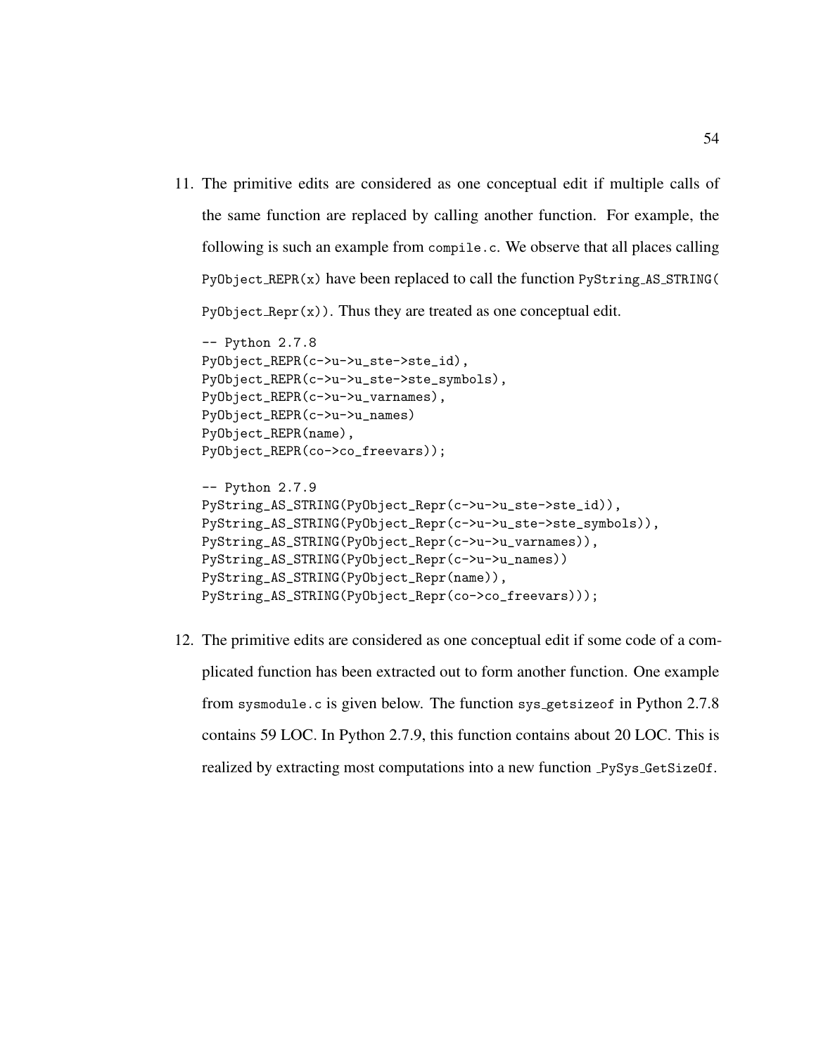11. The primitive edits are considered as one conceptual edit if multiple calls of the same function are replaced by calling another function. For example, the following is such an example from `compile.c`. We observe that all places calling `PyObject_REPR(x)` have been replaced to call the function `PyString_AS_STRING(PyObject_Repr(x))`. Thus they are treated as one conceptual edit.

```
-- Python 2.7.8
PyObject_REPR(c->u->u_ste->ste_id),
PyObject_REPR(c->u->u_ste->ste_symbols),
PyObject_REPR(c->u->u_varnames),
PyObject_REPR(c->u->u_names)
PyObject_REPR(name),
PyObject_REPR(co->co_freevars));

-- Python 2.7.9
PyString_AS_STRING(PyObject_Repr(c->u->u_ste->ste_id)),
PyString_AS_STRING(PyObject_Repr(c->u->u_ste->ste_symbols)),
PyString_AS_STRING(PyObject_Repr(c->u->u_varnames)),
PyString_AS_STRING(PyObject_Repr(c->u->u_names))
PyString_AS_STRING(PyObject_Repr(name)),
PyString_AS_STRING(PyObject_Repr(co->co_freevars)));
```

12. The primitive edits are considered as one conceptual edit if some code of a complicated function has been extracted out to form another function. One example from `sysmodule.c` is given below. The function `sys_getsizeof` in Python 2.7.8 contains 59 LOC. In Python 2.7.9, this function contains about 20 LOC. This is realized by extracting most computations into a new function `_PySys_GetSizeOf`.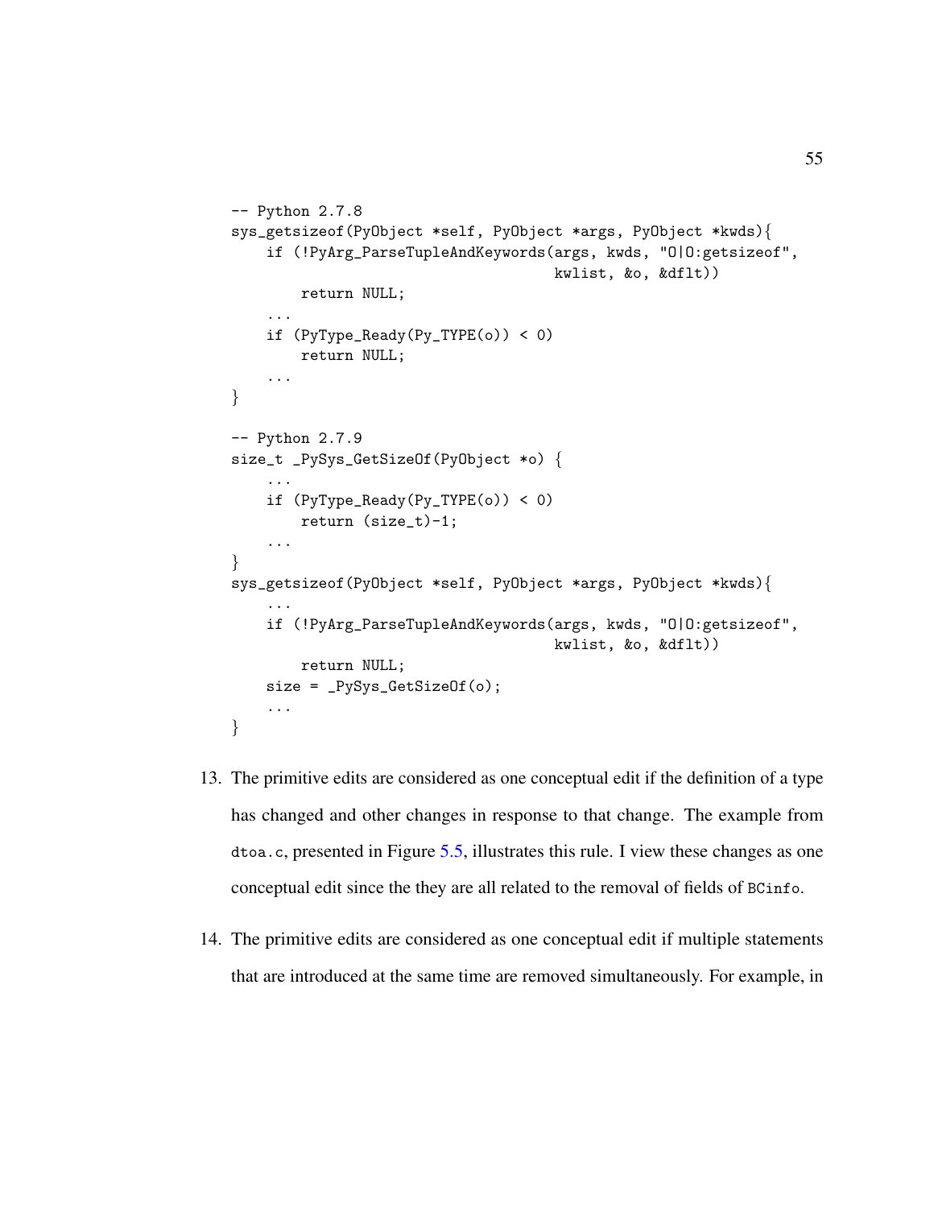```
-- Python 2.7.8
sys_getsizeof(PyObject *self, PyObject *args, PyObject *kwds){
    if (!PyArg_ParseTupleAndKeywords(args, kwds, "O|O:getsizeof",
                                     kwlist, &o, &dflt))
        return NULL;
    ...
    if (PyType_Ready(Py_TYPE(o)) < 0)
        return NULL;
    ...
}

-- Python 2.7.9
size_t _PySys_GetSizeOf(PyObject *o) {
    ...
    if (PyType_Ready(Py_TYPE(o)) < 0)
        return (size_t)-1;
    ...
}
sys_getsizeof(PyObject *self, PyObject *args, PyObject *kwds){
    ...
    if (!PyArg_ParseTupleAndKeywords(args, kwds, "O|O:getsizeof",
                                     kwlist, &o, &dflt))
        return NULL;
    size = _PySys_GetSizeOf(o);
    ...
}
```

13. The primitive edits are considered as one conceptual edit if the definition of a type has changed and other changes in response to that change. The example from `dtoa.c`, presented in Figure 5.5, illustrates this rule. I view these changes as one conceptual edit since the they are all related to the removal of fields of `BCinfo`.

14. The primitive edits are considered as one conceptual edit if multiple statements that are introduced at the same time are removed simultaneously. For example, in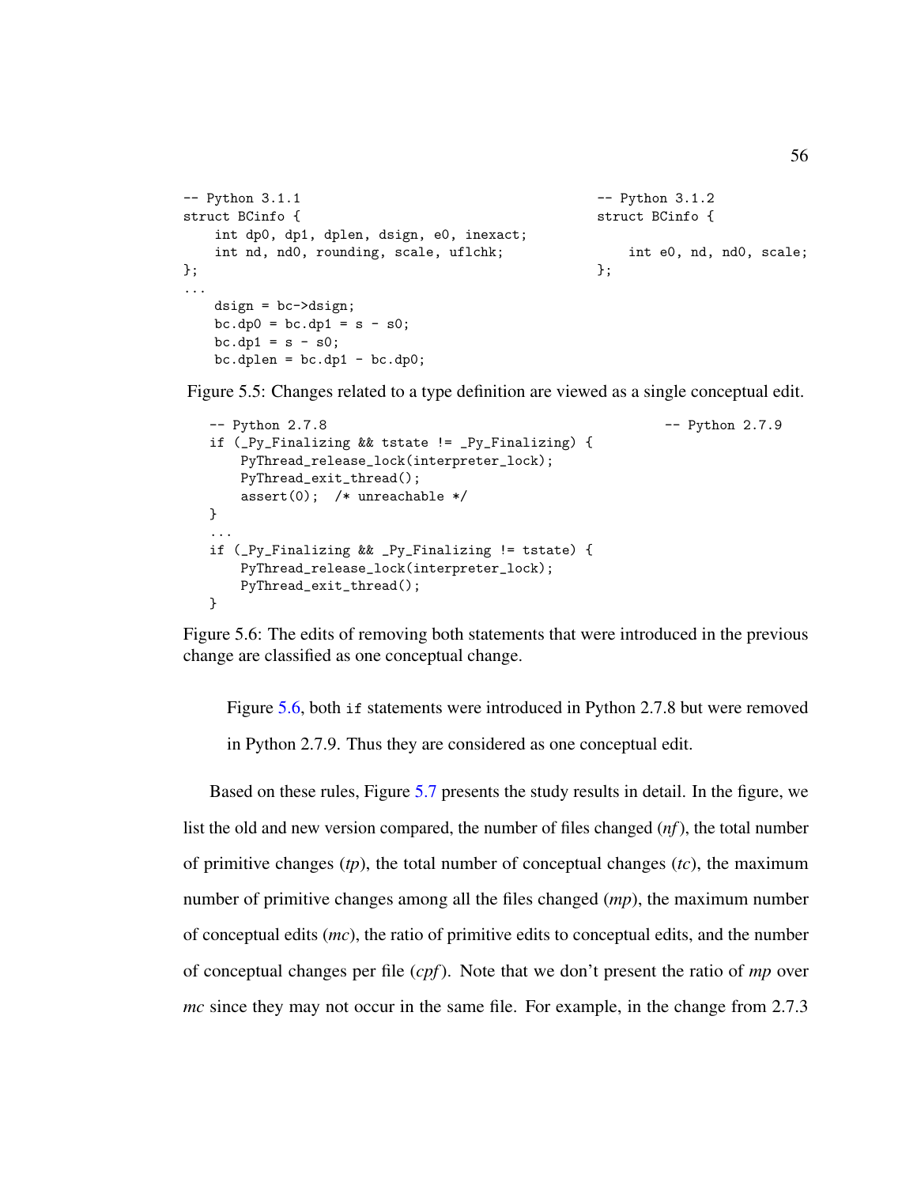```
-- Python 3.1.1                                          -- Python 3.1.2
struct BCinfo {                                          struct BCinfo {
    int dp0, dp1, dplen, dsign, e0, inexact;
    int nd, nd0, rounding, scale, uflchk;                    int e0, nd, nd0, scale;
};                                                       };
...
    dsign = bc->dsign;
    bc.dp0 = bc.dp1 = s - s0;
    bc.dp1 = s - s0;
    bc.dplen = bc.dp1 - bc.dp0;
```

Figure 5.5: Changes related to a type definition are viewed as a single conceptual edit.

```
-- Python 2.7.8                                          -- Python 2.7.9
if (_Py_Finalizing && tstate != _Py_Finalizing) {
    PyThread_release_lock(interpreter_lock);
    PyThread_exit_thread();
    assert(0);  /* unreachable */
}
...
if (_Py_Finalizing && _Py_Finalizing != tstate) {
    PyThread_release_lock(interpreter_lock);
    PyThread_exit_thread();
}
```

Figure 5.6: The edits of removing both statements that were introduced in the previous change are classified as one conceptual change.

> Figure 5.6, both `if` statements were introduced in Python 2.7.8 but were removed in Python 2.7.9. Thus they are considered as one conceptual edit.

Based on these rules, Figure 5.7 presents the study results in detail. In the figure, we list the old and new version compared, the number of files changed (*nf*), the total number of primitive changes (*tp*), the total number of conceptual changes (*tc*), the maximum number of primitive changes among all the files changed (*mp*), the maximum number of conceptual edits (*mc*), the ratio of primitive edits to conceptual edits, and the number of conceptual changes per file (*cpf*). Note that we don't present the ratio of *mp* over *mc* since they may not occur in the same file. For example, in the change from 2.7.3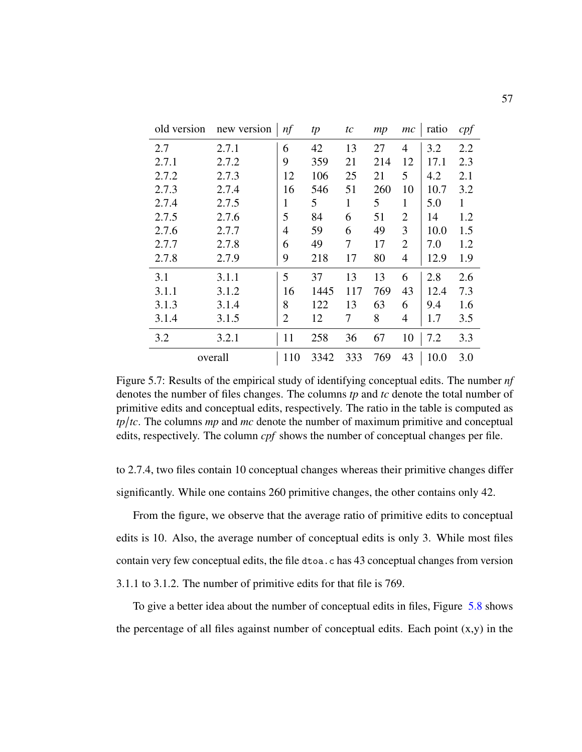| old version | new version | *nf* | *tp* | *tc* | *mp* | *mc* | ratio | *cpf* |
|---|---|---|---|---|---|---|---|---|
| 2.7 | 2.7.1 | 6 | 42 | 13 | 27 | 4 | 3.2 | 2.2 |
| 2.7.1 | 2.7.2 | 9 | 359 | 21 | 214 | 12 | 17.1 | 2.3 |
| 2.7.2 | 2.7.3 | 12 | 106 | 25 | 21 | 5 | 4.2 | 2.1 |
| 2.7.3 | 2.7.4 | 16 | 546 | 51 | 260 | 10 | 10.7 | 3.2 |
| 2.7.4 | 2.7.5 | 1 | 5 | 1 | 5 | 1 | 5.0 | 1 |
| 2.7.5 | 2.7.6 | 5 | 84 | 6 | 51 | 2 | 14 | 1.2 |
| 2.7.6 | 2.7.7 | 4 | 59 | 6 | 49 | 3 | 10.0 | 1.5 |
| 2.7.7 | 2.7.8 | 6 | 49 | 7 | 17 | 2 | 7.0 | 1.2 |
| 2.7.8 | 2.7.9 | 9 | 218 | 17 | 80 | 4 | 12.9 | 1.9 |
| 3.1 | 3.1.1 | 5 | 37 | 13 | 13 | 6 | 2.8 | 2.6 |
| 3.1.1 | 3.1.2 | 16 | 1445 | 117 | 769 | 43 | 12.4 | 7.3 |
| 3.1.3 | 3.1.4 | 8 | 122 | 13 | 63 | 6 | 9.4 | 1.6 |
| 3.1.4 | 3.1.5 | 2 | 12 | 7 | 8 | 4 | 1.7 | 3.5 |
| 3.2 | 3.2.1 | 11 | 258 | 36 | 67 | 10 | 7.2 | 3.3 |
| overall | | 110 | 3342 | 333 | 769 | 43 | 10.0 | 3.0 |

Figure 5.7: Results of the empirical study of identifying conceptual edits. The number *nf* denotes the number of files changes. The columns *tp* and *tc* denote the total number of primitive edits and conceptual edits, respectively. The ratio in the table is computed as $tp/tc$. The columns *mp* and *mc* denote the number of maximum primitive and conceptual edits, respectively. The column *cpf* shows the number of conceptual changes per file.

to 2.7.4, two files contain 10 conceptual changes whereas their primitive changes differ significantly. While one contains 260 primitive changes, the other contains only 42.

From the figure, we observe that the average ratio of primitive edits to conceptual edits is 10. Also, the average number of conceptual edits is only 3. While most files contain very few conceptual edits, the file `dtoa.c` has 43 conceptual changes from version 3.1.1 to 3.1.2. The number of primitive edits for that file is 769.

To give a better idea about the number of conceptual edits in files, Figure 5.8 shows the percentage of all files against number of conceptual edits. Each point (x,y) in the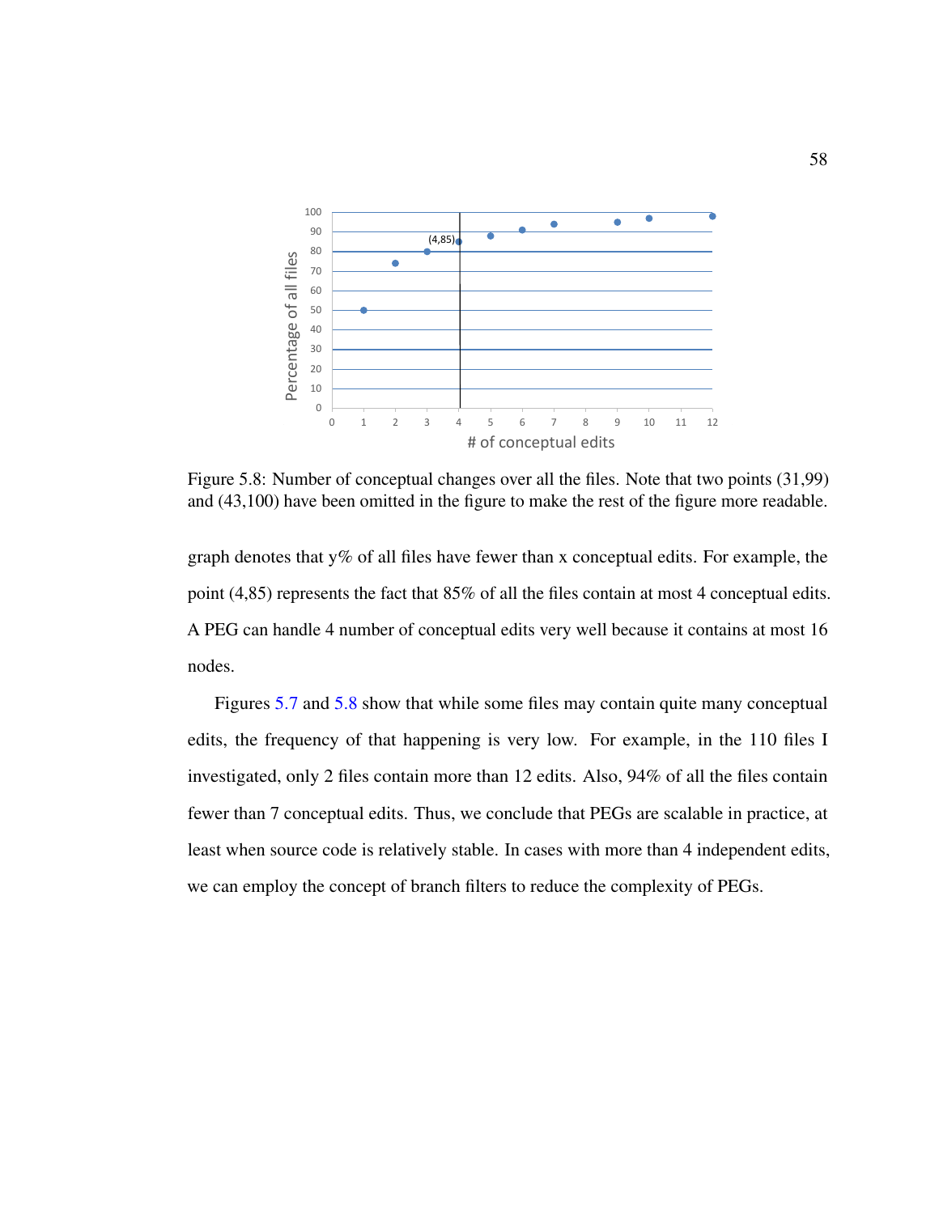Figure 5.8: Number of conceptual changes over all the files. Note that two points (31,99) and (43,100) have been omitted in the figure to make the rest of the figure more readable.

graph denotes that y% of all files have fewer than x conceptual edits. For example, the point (4,85) represents the fact that 85% of all the files contain at most 4 conceptual edits. A PEG can handle 4 number of conceptual edits very well because it contains at most 16 nodes.

Figures 5.7 and 5.8 show that while some files may contain quite many conceptual edits, the frequency of that happening is very low. For example, in the 110 files I investigated, only 2 files contain more than 12 edits. Also, 94% of all the files contain fewer than 7 conceptual edits. Thus, we conclude that PEGs are scalable in practice, at least when source code is relatively stable. In cases with more than 4 independent edits, we can employ the concept of branch filters to reduce the complexity of PEGs.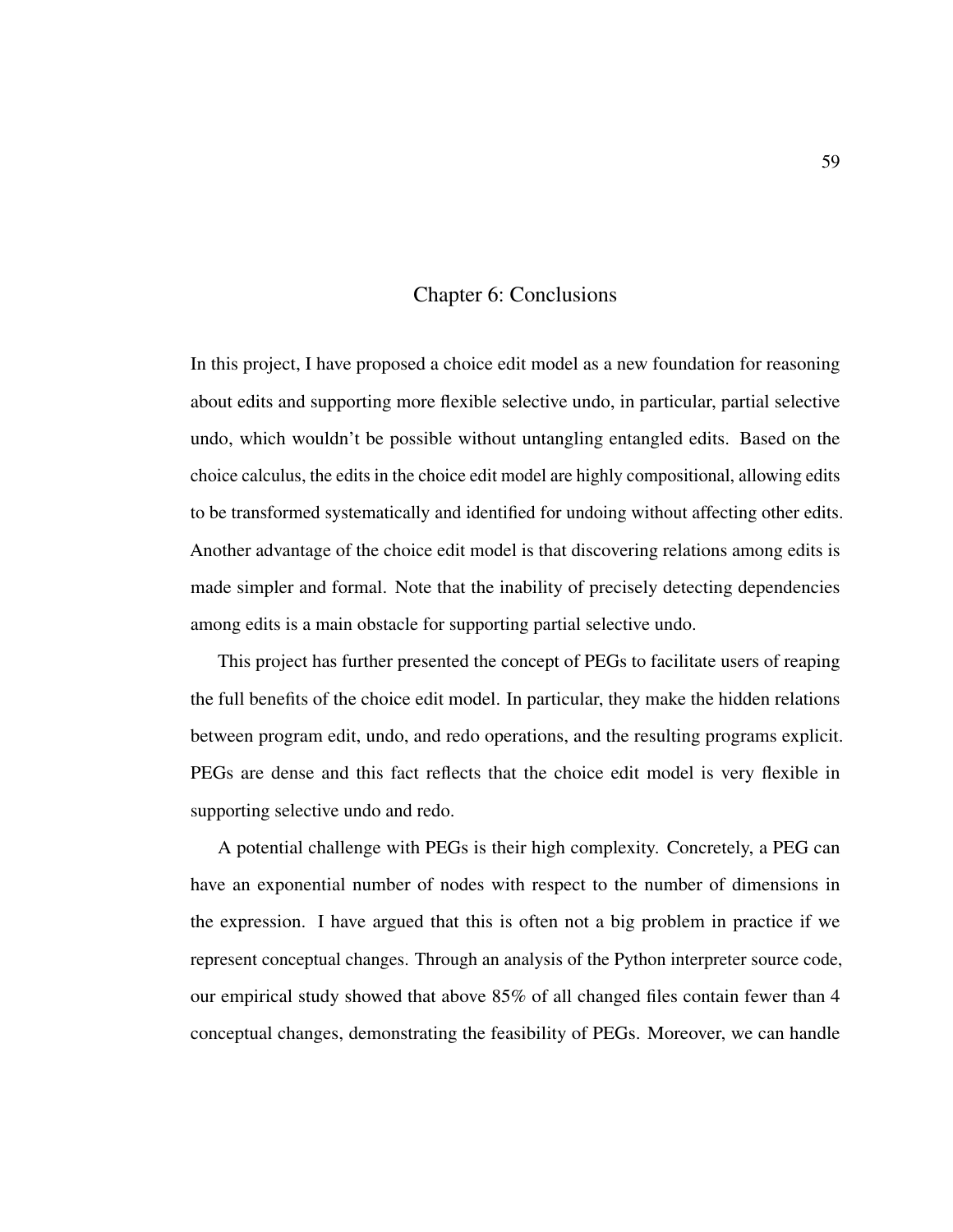# Chapter 6: Conclusions

In this project, I have proposed a choice edit model as a new foundation for reasoning about edits and supporting more flexible selective undo, in particular, partial selective undo, which wouldn't be possible without untangling entangled edits. Based on the choice calculus, the edits in the choice edit model are highly compositional, allowing edits to be transformed systematically and identified for undoing without affecting other edits. Another advantage of the choice edit model is that discovering relations among edits is made simpler and formal. Note that the inability of precisely detecting dependencies among edits is a main obstacle for supporting partial selective undo.

This project has further presented the concept of PEGs to facilitate users of reaping the full benefits of the choice edit model. In particular, they make the hidden relations between program edit, undo, and redo operations, and the resulting programs explicit. PEGs are dense and this fact reflects that the choice edit model is very flexible in supporting selective undo and redo.

A potential challenge with PEGs is their high complexity. Concretely, a PEG can have an exponential number of nodes with respect to the number of dimensions in the expression. I have argued that this is often not a big problem in practice if we represent conceptual changes. Through an analysis of the Python interpreter source code, our empirical study showed that above 85% of all changed files contain fewer than 4 conceptual changes, demonstrating the feasibility of PEGs. Moreover, we can handle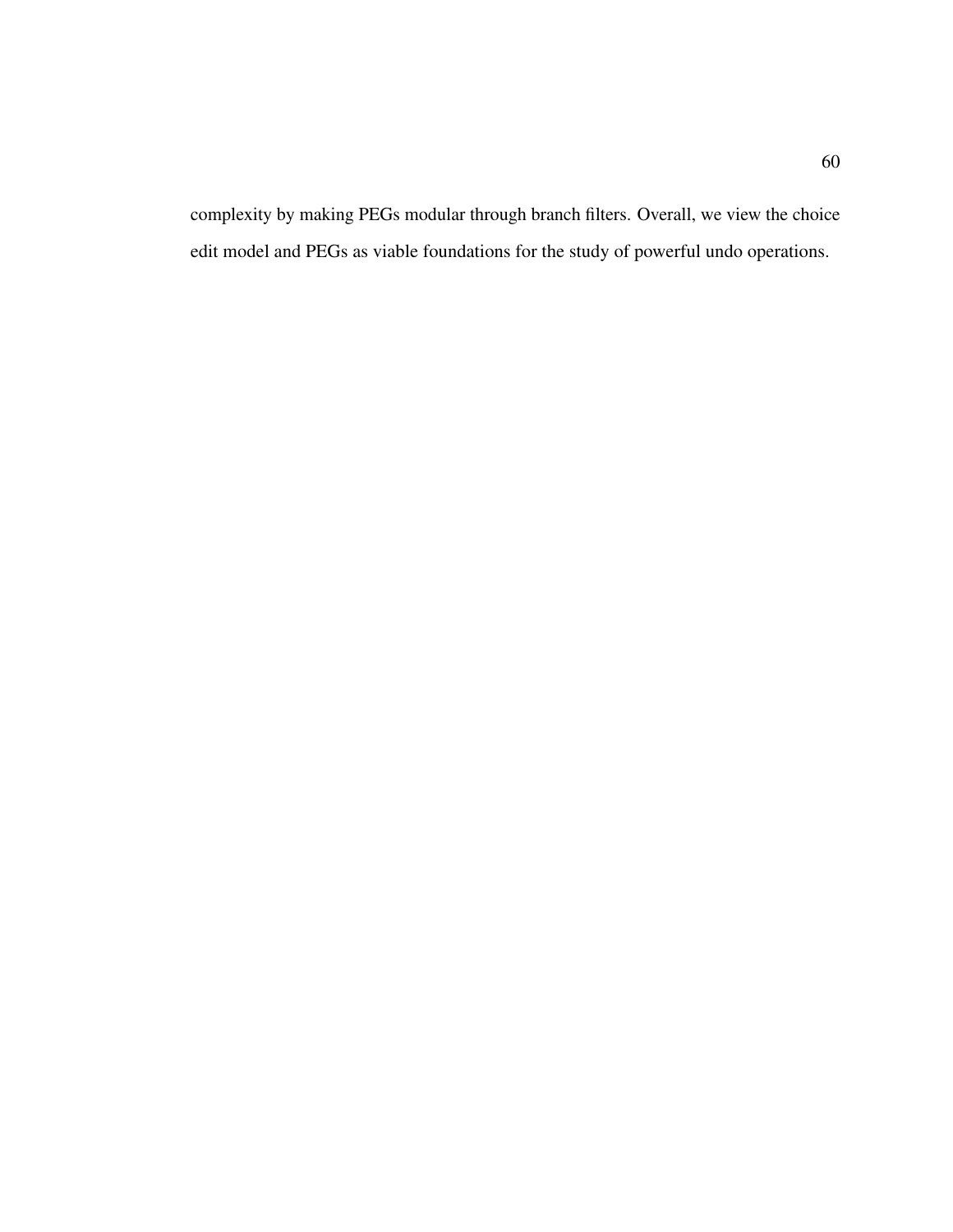complexity by making PEGs modular through branch filters. Overall, we view the choice edit model and PEGs as viable foundations for the study of powerful undo operations.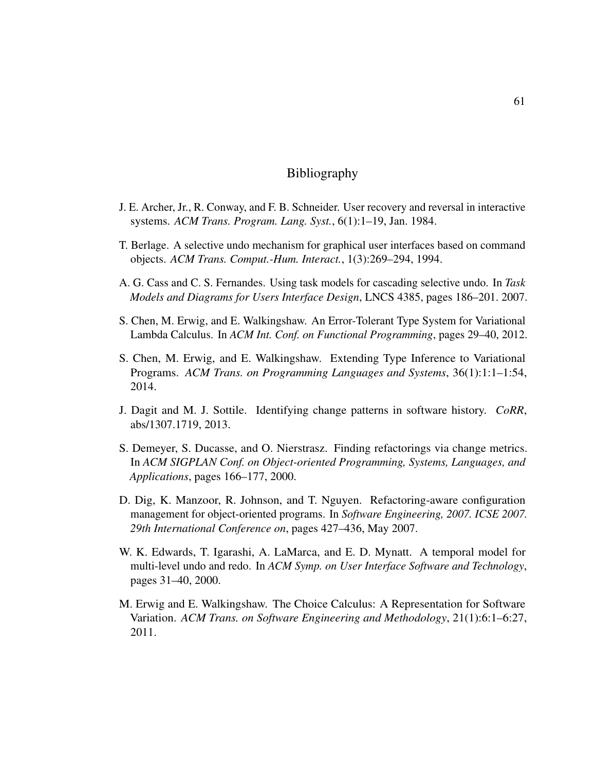# Bibliography

J. E. Archer, Jr., R. Conway, and F. B. Schneider. User recovery and reversal in interactive systems. *ACM Trans. Program. Lang. Syst.*, 6(1):1–19, Jan. 1984.

T. Berlage. A selective undo mechanism for graphical user interfaces based on command objects. *ACM Trans. Comput.-Hum. Interact.*, 1(3):269–294, 1994.

A. G. Cass and C. S. Fernandes. Using task models for cascading selective undo. In *Task Models and Diagrams for Users Interface Design*, LNCS 4385, pages 186–201. 2007.

S. Chen, M. Erwig, and E. Walkingshaw. An Error-Tolerant Type System for Variational Lambda Calculus. In *ACM Int. Conf. on Functional Programming*, pages 29–40, 2012.

S. Chen, M. Erwig, and E. Walkingshaw. Extending Type Inference to Variational Programs. *ACM Trans. on Programming Languages and Systems*, 36(1):1:1–1:54, 2014.

J. Dagit and M. J. Sottile. Identifying change patterns in software history. *CoRR*, abs/1307.1719, 2013.

S. Demeyer, S. Ducasse, and O. Nierstrasz. Finding refactorings via change metrics. In *ACM SIGPLAN Conf. on Object-oriented Programming, Systems, Languages, and Applications*, pages 166–177, 2000.

D. Dig, K. Manzoor, R. Johnson, and T. Nguyen. Refactoring-aware configuration management for object-oriented programs. In *Software Engineering, 2007. ICSE 2007. 29th International Conference on*, pages 427–436, May 2007.

W. K. Edwards, T. Igarashi, A. LaMarca, and E. D. Mynatt. A temporal model for multi-level undo and redo. In *ACM Symp. on User Interface Software and Technology*, pages 31–40, 2000.

M. Erwig and E. Walkingshaw. The Choice Calculus: A Representation for Software Variation. *ACM Trans. on Software Engineering and Methodology*, 21(1):6:1–6:27, 2011.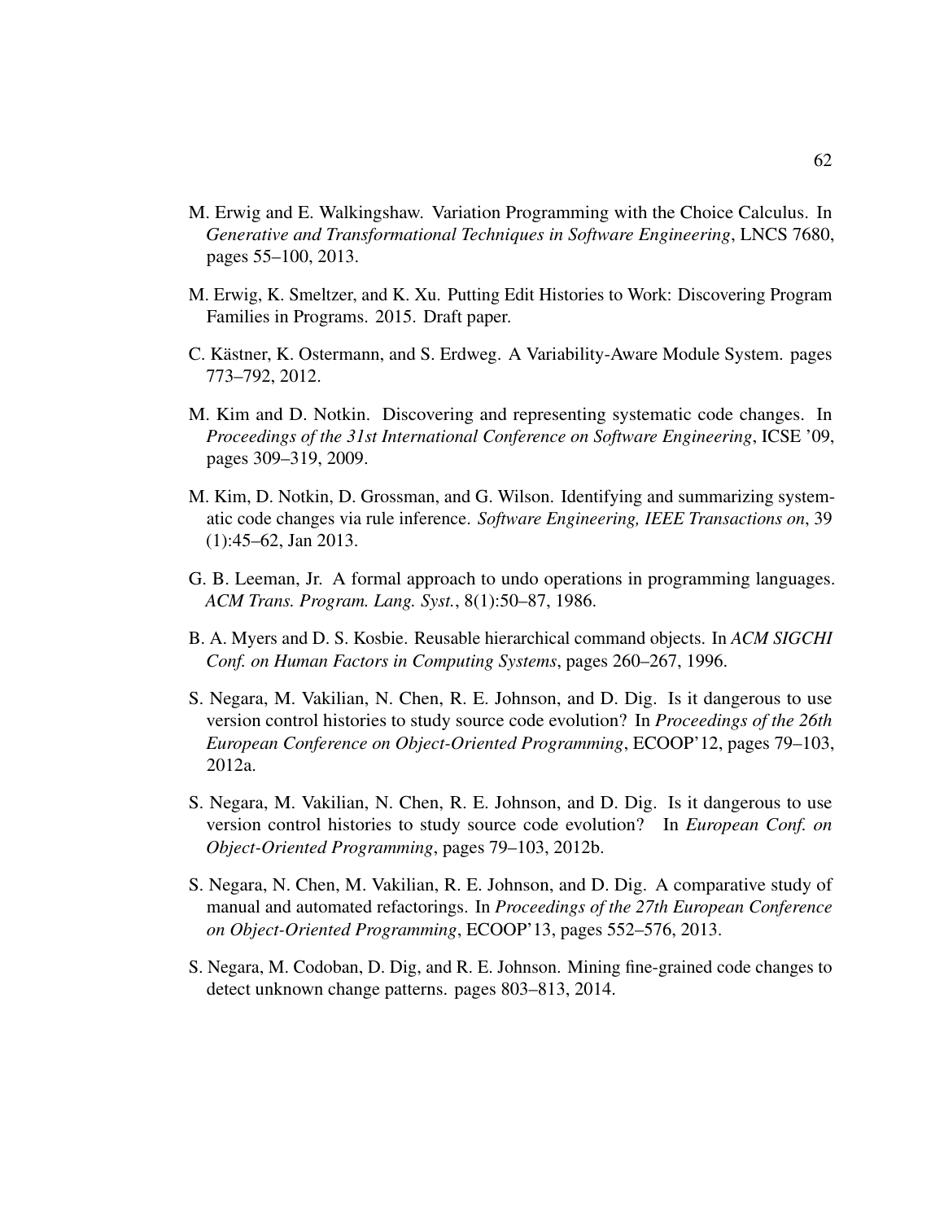M. Erwig and E. Walkingshaw. Variation Programming with the Choice Calculus. In *Generative and Transformational Techniques in Software Engineering*, LNCS 7680, pages 55–100, 2013.

M. Erwig, K. Smeltzer, and K. Xu. Putting Edit Histories to Work: Discovering Program Families in Programs. 2015. Draft paper.

C. Kästner, K. Ostermann, and S. Erdweg. A Variability-Aware Module System. pages 773–792, 2012.

M. Kim and D. Notkin. Discovering and representing systematic code changes. In *Proceedings of the 31st International Conference on Software Engineering*, ICSE '09, pages 309–319, 2009.

M. Kim, D. Notkin, D. Grossman, and G. Wilson. Identifying and summarizing systematic code changes via rule inference. *Software Engineering, IEEE Transactions on*, 39 (1):45–62, Jan 2013.

G. B. Leeman, Jr. A formal approach to undo operations in programming languages. *ACM Trans. Program. Lang. Syst.*, 8(1):50–87, 1986.

B. A. Myers and D. S. Kosbie. Reusable hierarchical command objects. In *ACM SIGCHI Conf. on Human Factors in Computing Systems*, pages 260–267, 1996.

S. Negara, M. Vakilian, N. Chen, R. E. Johnson, and D. Dig. Is it dangerous to use version control histories to study source code evolution? In *Proceedings of the 26th European Conference on Object-Oriented Programming*, ECOOP'12, pages 79–103, 2012a.

S. Negara, M. Vakilian, N. Chen, R. E. Johnson, and D. Dig. Is it dangerous to use version control histories to study source code evolution? In *European Conf. on Object-Oriented Programming*, pages 79–103, 2012b.

S. Negara, N. Chen, M. Vakilian, R. E. Johnson, and D. Dig. A comparative study of manual and automated refactorings. In *Proceedings of the 27th European Conference on Object-Oriented Programming*, ECOOP'13, pages 552–576, 2013.

S. Negara, M. Codoban, D. Dig, and R. E. Johnson. Mining fine-grained code changes to detect unknown change patterns. pages 803–813, 2014.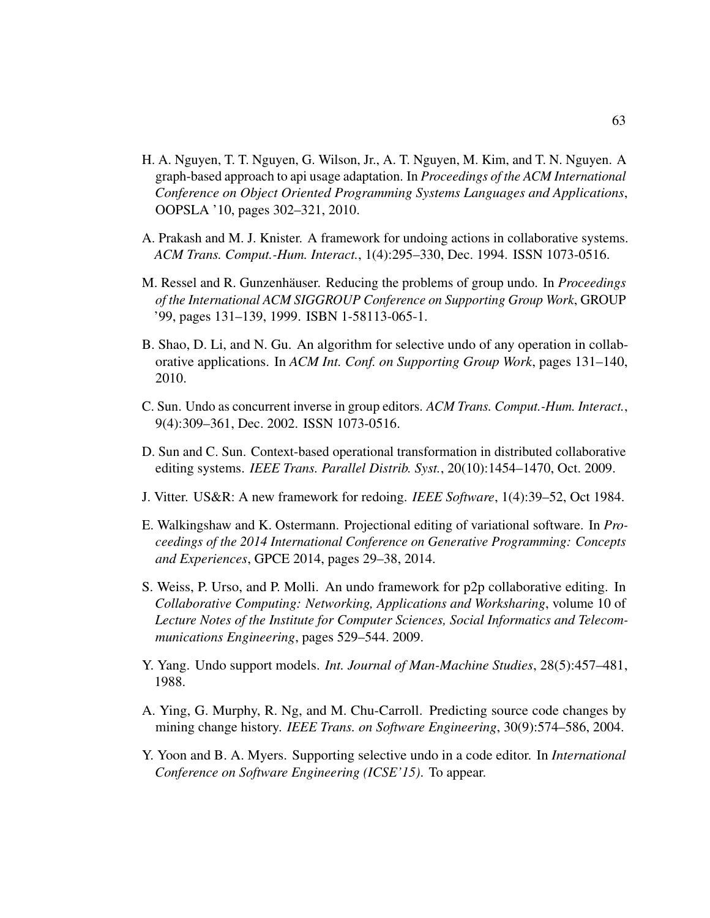H. A. Nguyen, T. T. Nguyen, G. Wilson, Jr., A. T. Nguyen, M. Kim, and T. N. Nguyen. A graph-based approach to api usage adaptation. In *Proceedings of the ACM International Conference on Object Oriented Programming Systems Languages and Applications*, OOPSLA '10, pages 302–321, 2010.

A. Prakash and M. J. Knister. A framework for undoing actions in collaborative systems. *ACM Trans. Comput.-Hum. Interact.*, 1(4):295–330, Dec. 1994. ISSN 1073-0516.

M. Ressel and R. Gunzenhäuser. Reducing the problems of group undo. In *Proceedings of the International ACM SIGGROUP Conference on Supporting Group Work*, GROUP '99, pages 131–139, 1999. ISBN 1-58113-065-1.

B. Shao, D. Li, and N. Gu. An algorithm for selective undo of any operation in collaborative applications. In *ACM Int. Conf. on Supporting Group Work*, pages 131–140, 2010.

C. Sun. Undo as concurrent inverse in group editors. *ACM Trans. Comput.-Hum. Interact.*, 9(4):309–361, Dec. 2002. ISSN 1073-0516.

D. Sun and C. Sun. Context-based operational transformation in distributed collaborative editing systems. *IEEE Trans. Parallel Distrib. Syst.*, 20(10):1454–1470, Oct. 2009.

J. Vitter. US&R: A new framework for redoing. *IEEE Software*, 1(4):39–52, Oct 1984.

E. Walkingshaw and K. Ostermann. Projectional editing of variational software. In *Proceedings of the 2014 International Conference on Generative Programming: Concepts and Experiences*, GPCE 2014, pages 29–38, 2014.

S. Weiss, P. Urso, and P. Molli. An undo framework for p2p collaborative editing. In *Collaborative Computing: Networking, Applications and Worksharing*, volume 10 of *Lecture Notes of the Institute for Computer Sciences, Social Informatics and Telecommunications Engineering*, pages 529–544. 2009.

Y. Yang. Undo support models. *Int. Journal of Man-Machine Studies*, 28(5):457–481, 1988.

A. Ying, G. Murphy, R. Ng, and M. Chu-Carroll. Predicting source code changes by mining change history. *IEEE Trans. on Software Engineering*, 30(9):574–586, 2004.

Y. Yoon and B. A. Myers. Supporting selective undo in a code editor. In *International Conference on Software Engineering (ICSE'15)*. To appear.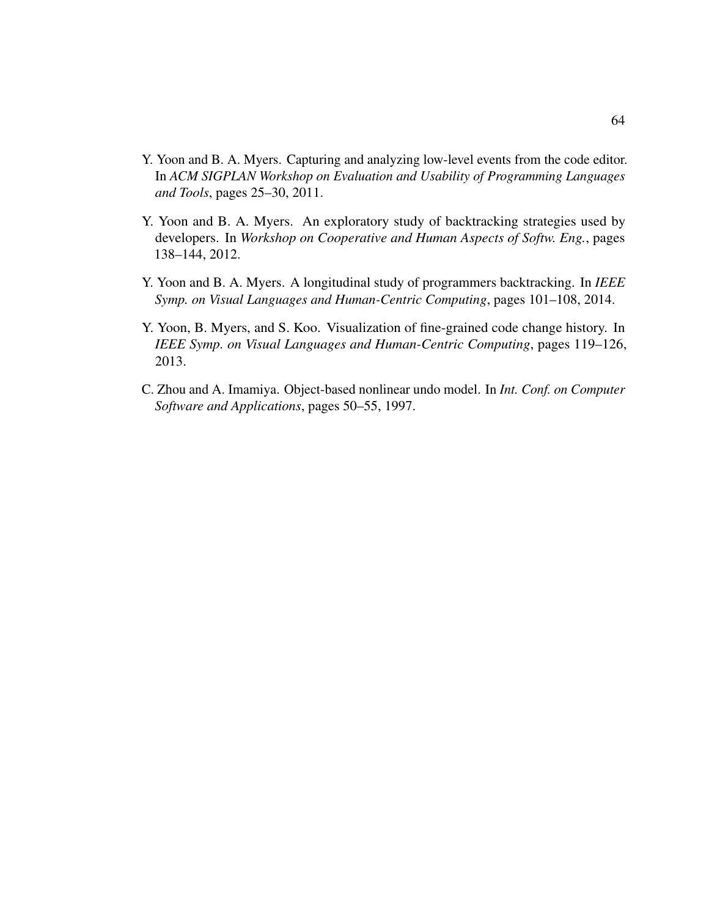Y. Yoon and B. A. Myers. Capturing and analyzing low-level events from the code editor. In *ACM SIGPLAN Workshop on Evaluation and Usability of Programming Languages and Tools*, pages 25–30, 2011.

Y. Yoon and B. A. Myers. An exploratory study of backtracking strategies used by developers. In *Workshop on Cooperative and Human Aspects of Softw. Eng.*, pages 138–144, 2012.

Y. Yoon and B. A. Myers. A longitudinal study of programmers backtracking. In *IEEE Symp. on Visual Languages and Human-Centric Computing*, pages 101–108, 2014.

Y. Yoon, B. Myers, and S. Koo. Visualization of fine-grained code change history. In *IEEE Symp. on Visual Languages and Human-Centric Computing*, pages 119–126, 2013.

C. Zhou and A. Imamiya. Object-based nonlinear undo model. In *Int. Conf. on Computer Software and Applications*, pages 50–55, 1997.